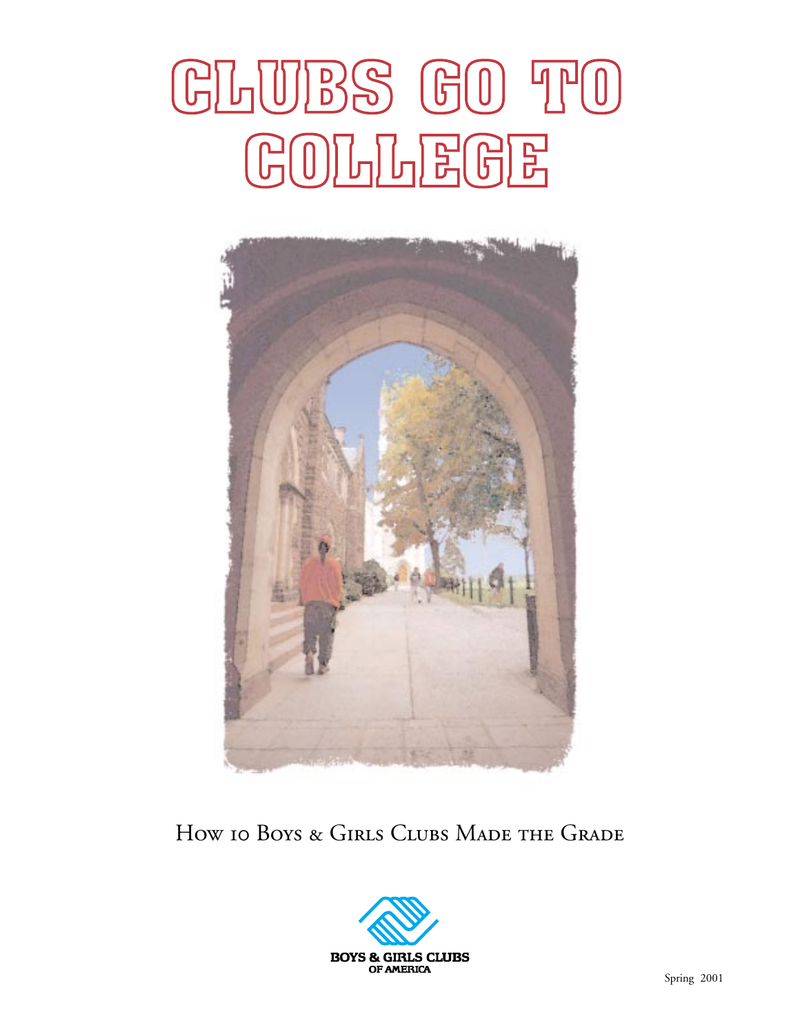# CLUBS GO TO COLLEGE

## How 10 Boys & Girls Clubs Made the Grade

BOYS & GIRLS CLUBS OF AMERICA

Spring 2001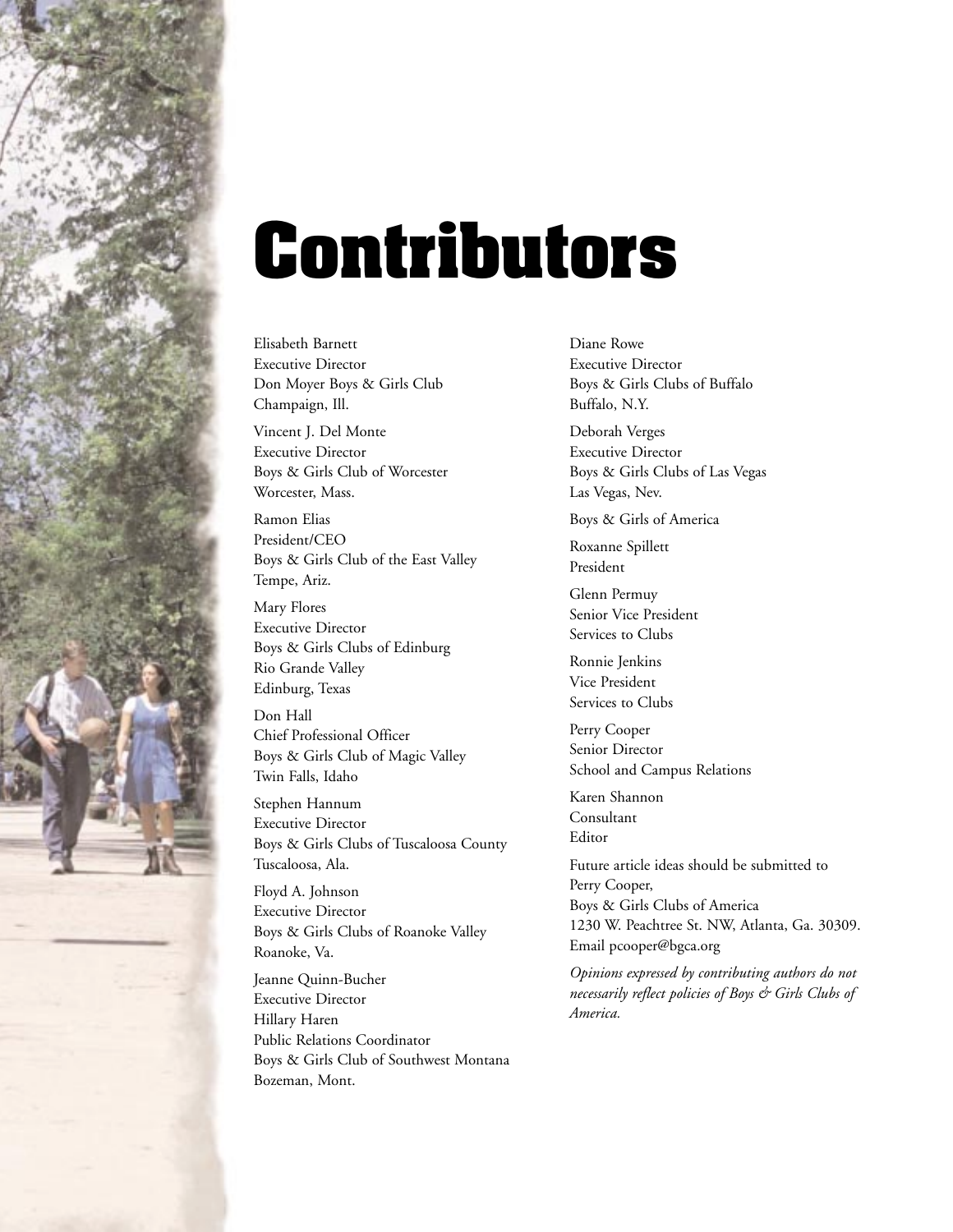# Contributors

Elisabeth Barnett
Executive Director
Don Moyer Boys & Girls Club
Champaign, Ill.

Vincent J. Del Monte
Executive Director
Boys & Girls Club of Worcester
Worcester, Mass.

Ramon Elias
President/CEO
Boys & Girls Club of the East Valley
Tempe, Ariz.

Mary Flores
Executive Director
Boys & Girls Clubs of Edinburg
Rio Grande Valley
Edinburg, Texas

Don Hall
Chief Professional Officer
Boys & Girls Club of Magic Valley
Twin Falls, Idaho

Stephen Hannum
Executive Director
Boys & Girls Clubs of Tuscaloosa County
Tuscaloosa, Ala.

Floyd A. Johnson
Executive Director
Boys & Girls Clubs of Roanoke Valley
Roanoke, Va.

Jeanne Quinn-Bucher
Executive Director
Hillary Haren
Public Relations Coordinator
Boys & Girls Club of Southwest Montana
Bozeman, Mont.

Diane Rowe
Executive Director
Boys & Girls Clubs of Buffalo
Buffalo, N.Y.

Deborah Verges
Executive Director
Boys & Girls Clubs of Las Vegas
Las Vegas, Nev.

Boys & Girls of America

Roxanne Spillett
President

Glenn Permuy
Senior Vice President
Services to Clubs

Ronnie Jenkins
Vice President
Services to Clubs

Perry Cooper
Senior Director
School and Campus Relations

Karen Shannon
Consultant
Editor

Future article ideas should be submitted to
Perry Cooper,
Boys & Girls Clubs of America
1230 W. Peachtree St. NW, Atlanta, Ga. 30309.
Email pcooper@bgca.org

*Opinions expressed by contributing authors do not necessarily reflect policies of Boys & Girls Clubs of America.*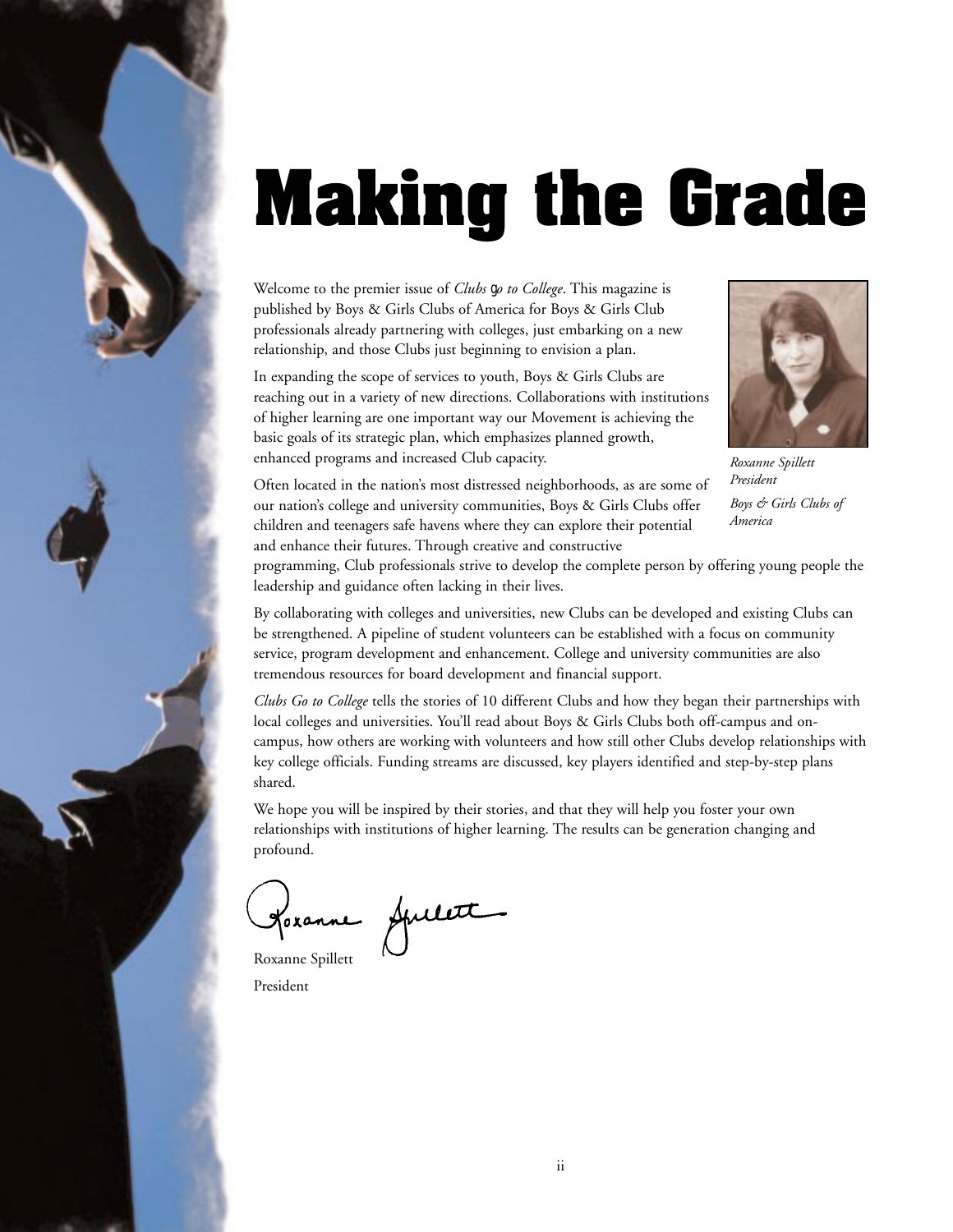# Making the Grade

Welcome to the premier issue of *Clubs go to College*. This magazine is published by Boys & Girls Clubs of America for Boys & Girls Club professionals already partnering with colleges, just embarking on a new relationship, and those Clubs just beginning to envision a plan.

In expanding the scope of services to youth, Boys & Girls Clubs are reaching out in a variety of new directions. Collaborations with institutions of higher learning are one important way our Movement is achieving the basic goals of its strategic plan, which emphasizes planned growth, enhanced programs and increased Club capacity.

*Roxanne Spillett*
*President*
*Boys & Girls Clubs of America*

Often located in the nation's most distressed neighborhoods, as are some of our nation's college and university communities, Boys & Girls Clubs offer children and teenagers safe havens where they can explore their potential and enhance their futures. Through creative and constructive programming, Club professionals strive to develop the complete person by offering young people the leadership and guidance often lacking in their lives.

By collaborating with colleges and universities, new Clubs can be developed and existing Clubs can be strengthened. A pipeline of student volunteers can be established with a focus on community service, program development and enhancement. College and university communities are also tremendous resources for board development and financial support.

*Clubs Go to College* tells the stories of 10 different Clubs and how they began their partnerships with local colleges and universities. You'll read about Boys & Girls Clubs both off-campus and on-campus, how others are working with volunteers and how still other Clubs develop relationships with key college officials. Funding streams are discussed, key players identified and step-by-step plans shared.

We hope you will be inspired by their stories, and that they will help you foster your own relationships with institutions of higher learning. The results can be generation changing and profound.

Roxanne Spillett

President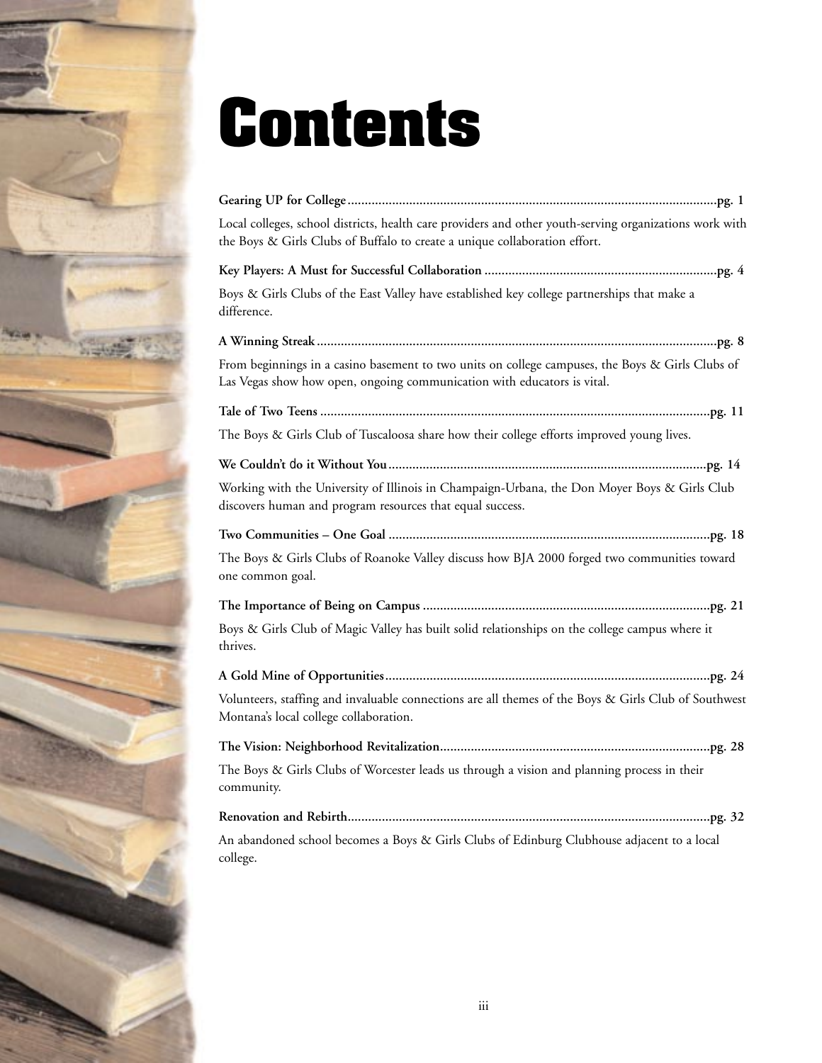# Contents

**Gearing UP for College** ............................................................................................................pg. 1

Local colleges, school districts, health care providers and other youth-serving organizations work with the Boys & Girls Clubs of Buffalo to create a unique collaboration effort.

**Key Players: A Must for Successful Collaboration** ....................................................................pg. 4

Boys & Girls Clubs of the East Valley have established key college partnerships that make a difference.

**A Winning Streak** .......................................................................................................................pg. 8

From beginnings in a casino basement to two units on college campuses, the Boys & Girls Clubs of Las Vegas show how open, ongoing communication with educators is vital.

**Tale of Two Teens** ....................................................................................................................pg. 11

The Boys & Girls Club of Tuscaloosa share how their college efforts improved young lives.

**We Couldn't do it Without You** ...............................................................................................pg. 14

Working with the University of Illinois in Champaign-Urbana, the Don Moyer Boys & Girls Club discovers human and program resources that equal success.

**Two Communities – One Goal** ................................................................................................pg. 18

The Boys & Girls Clubs of Roanoke Valley discuss how BJA 2000 forged two communities toward one common goal.

**The Importance of Being on Campus** ......................................................................................pg. 21

Boys & Girls Club of Magic Valley has built solid relationships on the college campus where it thrives.

**A Gold Mine of Opportunities** .................................................................................................pg. 24

Volunteers, staffing and invaluable connections are all themes of the Boys & Girls Club of Southwest Montana's local college collaboration.

**The Vision: Neighborhood Revitalization** .................................................................................pg. 28

The Boys & Girls Clubs of Worcester leads us through a vision and planning process in their community.

**Renovation and Rebirth** ............................................................................................................pg. 32

An abandoned school becomes a Boys & Girls Clubs of Edinburg Clubhouse adjacent to a local college.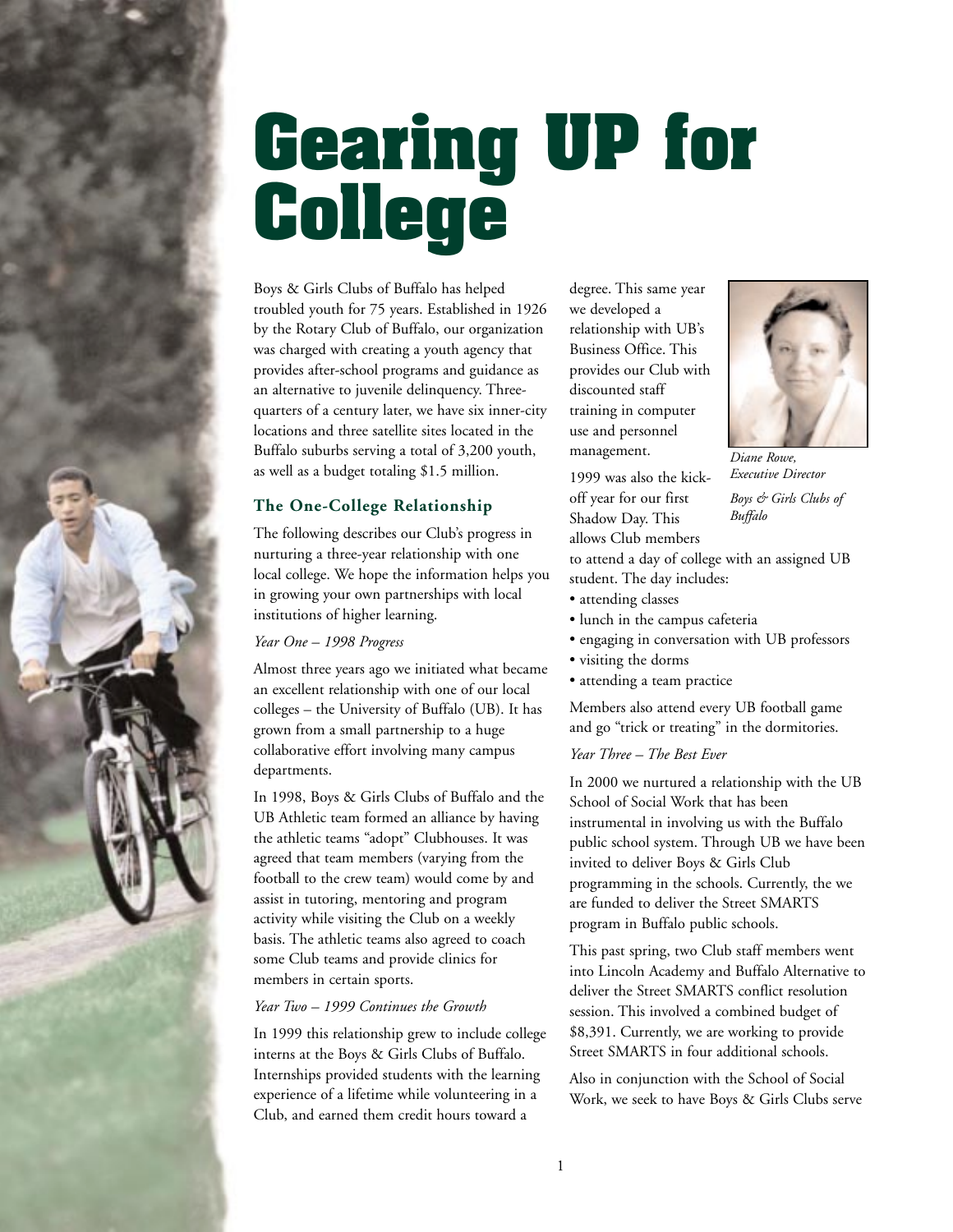# Gearing UP for College

Boys & Girls Clubs of Buffalo has helped troubled youth for 75 years. Established in 1926 by the Rotary Club of Buffalo, our organization was charged with creating a youth agency that provides after-school programs and guidance as an alternative to juvenile delinquency. Three-quarters of a century later, we have six inner-city locations and three satellite sites located in the Buffalo suburbs serving a total of 3,200 youth, as well as a budget totaling $1.5 million.

## The One-College Relationship

The following describes our Club's progress in nurturing a three-year relationship with one local college. We hope the information helps you in growing your own partnerships with local institutions of higher learning.

*Year One – 1998 Progress*

Almost three years ago we initiated what became an excellent relationship with one of our local colleges – the University of Buffalo (UB). It has grown from a small partnership to a huge collaborative effort involving many campus departments.

In 1998, Boys & Girls Clubs of Buffalo and the UB Athletic team formed an alliance by having the athletic teams "adopt" Clubhouses. It was agreed that team members (varying from the football to the crew team) would come by and assist in tutoring, mentoring and program activity while visiting the Club on a weekly basis. The athletic teams also agreed to coach some Club teams and provide clinics for members in certain sports.

*Year Two – 1999 Continues the Growth*

In 1999 this relationship grew to include college interns at the Boys & Girls Clubs of Buffalo. Internships provided students with the learning experience of a lifetime while volunteering in a Club, and earned them credit hours toward a degree. This same year we developed a relationship with UB's Business Office. This provides our Club with discounted staff training in computer use and personnel management.

*Diane Rowe, Executive Director*
*Boys & Girls Clubs of Buffalo*

1999 was also the kick-off year for our first Shadow Day. This allows Club members to attend a day of college with an assigned UB student. The day includes:

- attending classes
- lunch in the campus cafeteria
- engaging in conversation with UB professors
- visiting the dorms
- attending a team practice

Members also attend every UB football game and go "trick or treating" in the dormitories.

*Year Three – The Best Ever*

In 2000 we nurtured a relationship with the UB School of Social Work that has been instrumental in involving us with the Buffalo public school system. Through UB we have been invited to deliver Boys & Girls Club programming in the schools. Currently, the we are funded to deliver the Street SMARTS program in Buffalo public schools.

This past spring, two Club staff members went into Lincoln Academy and Buffalo Alternative to deliver the Street SMARTS conflict resolution session. This involved a combined budget of $8,391. Currently, we are working to provide Street SMARTS in four additional schools.

Also in conjunction with the School of Social Work, we seek to have Boys & Girls Clubs serve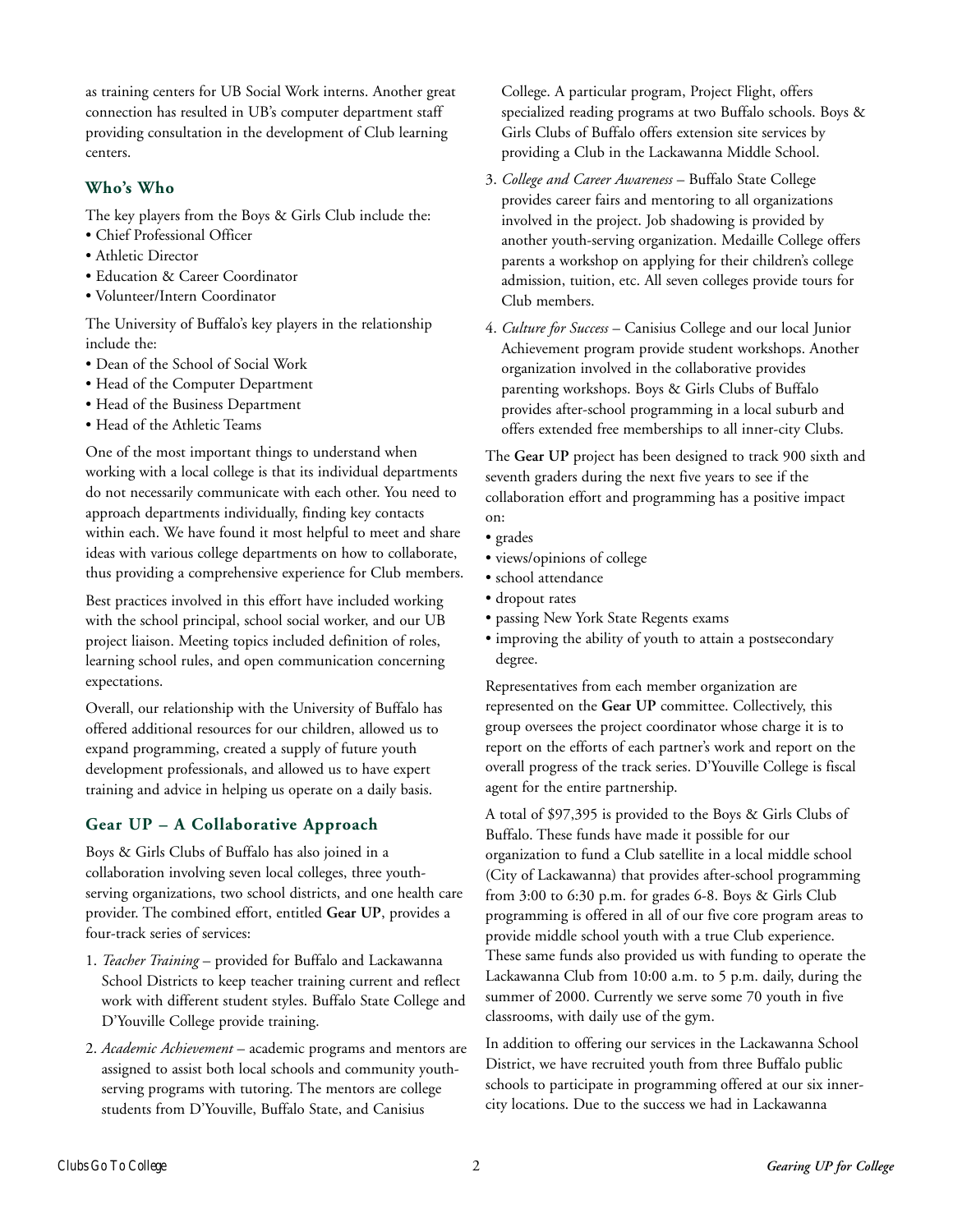as training centers for UB Social Work interns. Another great connection has resulted in UB's computer department staff providing consultation in the development of Club learning centers.

### Who's Who

The key players from the Boys & Girls Club include the:

- Chief Professional Officer
- Athletic Director
- Education & Career Coordinator
- Volunteer/Intern Coordinator

The University of Buffalo's key players in the relationship include the:

- Dean of the School of Social Work
- Head of the Computer Department
- Head of the Business Department
- Head of the Athletic Teams

One of the most important things to understand when working with a local college is that its individual departments do not necessarily communicate with each other. You need to approach departments individually, finding key contacts within each. We have found it most helpful to meet and share ideas with various college departments on how to collaborate, thus providing a comprehensive experience for Club members.

Best practices involved in this effort have included working with the school principal, school social worker, and our UB project liaison. Meeting topics included definition of roles, learning school rules, and open communication concerning expectations.

Overall, our relationship with the University of Buffalo has offered additional resources for our children, allowed us to expand programming, created a supply of future youth development professionals, and allowed us to have expert training and advice in helping us operate on a daily basis.

### Gear UP – A Collaborative Approach

Boys & Girls Clubs of Buffalo has also joined in a collaboration involving seven local colleges, three youth-serving organizations, two school districts, and one health care provider. The combined effort, entitled **Gear UP**, provides a four-track series of services:

1. *Teacher Training* – provided for Buffalo and Lackawanna School Districts to keep teacher training current and reflect work with different student styles. Buffalo State College and D'Youville College provide training.
2. *Academic Achievement* – academic programs and mentors are assigned to assist both local schools and community youth-serving programs with tutoring. The mentors are college students from D'Youville, Buffalo State, and Canisius College. A particular program, Project Flight, offers specialized reading programs at two Buffalo schools. Boys & Girls Clubs of Buffalo offers extension site services by providing a Club in the Lackawanna Middle School.
3. *College and Career Awareness* – Buffalo State College provides career fairs and mentoring to all organizations involved in the project. Job shadowing is provided by another youth-serving organization. Medaille College offers parents a workshop on applying for their children's college admission, tuition, etc. All seven colleges provide tours for Club members.
4. *Culture for Success* – Canisius College and our local Junior Achievement program provide student workshops. Another organization involved in the collaborative provides parenting workshops. Boys & Girls Clubs of Buffalo provides after-school programming in a local suburb and offers extended free memberships to all inner-city Clubs.

The **Gear UP** project has been designed to track 900 sixth and seventh graders during the next five years to see if the collaboration effort and programming has a positive impact on:

- grades
- views/opinions of college
- school attendance
- dropout rates
- passing New York State Regents exams
- improving the ability of youth to attain a postsecondary degree.

Representatives from each member organization are represented on the **Gear UP** committee. Collectively, this group oversees the project coordinator whose charge it is to report on the efforts of each partner's work and report on the overall progress of the track series. D'Youville College is fiscal agent for the entire partnership.

A total of $97,395 is provided to the Boys & Girls Clubs of Buffalo. These funds have made it possible for our organization to fund a Club satellite in a local middle school (City of Lackawanna) that provides after-school programming from 3:00 to 6:30 p.m. for grades 6-8. Boys & Girls Club programming is offered in all of our five core program areas to provide middle school youth with a true Club experience. These same funds also provided us with funding to operate the Lackawanna Club from 10:00 a.m. to 5 p.m. daily, during the summer of 2000. Currently we serve some 70 youth in five classrooms, with daily use of the gym.

In addition to offering our services in the Lackawanna School District, we have recruited youth from three Buffalo public schools to participate in programming offered at our six inner-city locations. Due to the success we had in Lackawanna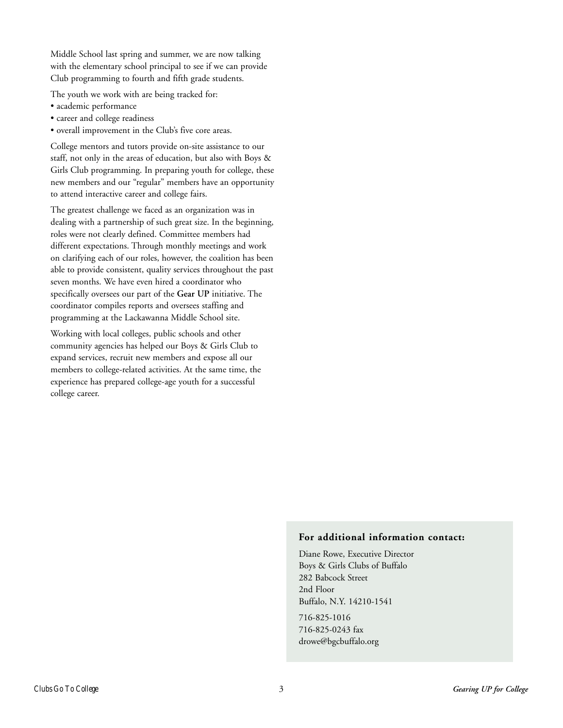Middle School last spring and summer, we are now talking with the elementary school principal to see if we can provide Club programming to fourth and fifth grade students.

The youth we work with are being tracked for:

- academic performance
- career and college readiness
- overall improvement in the Club's five core areas.

College mentors and tutors provide on-site assistance to our staff, not only in the areas of education, but also with Boys & Girls Club programming. In preparing youth for college, these new members and our "regular" members have an opportunity to attend interactive career and college fairs.

The greatest challenge we faced as an organization was in dealing with a partnership of such great size. In the beginning, roles were not clearly defined. Committee members had different expectations. Through monthly meetings and work on clarifying each of our roles, however, the coalition has been able to provide consistent, quality services throughout the past seven months. We have even hired a coordinator who specifically oversees our part of the **Gear UP** initiative. The coordinator compiles reports and oversees staffing and programming at the Lackawanna Middle School site.

Working with local colleges, public schools and other community agencies has helped our Boys & Girls Club to expand services, recruit new members and expose all our members to college-related activities. At the same time, the experience has prepared college-age youth for a successful college career.

**For additional information contact:**

Diane Rowe, Executive Director
Boys & Girls Clubs of Buffalo
282 Babcock Street
2nd Floor
Buffalo, N.Y. 14210-1541

716-825-1016
716-825-0243 fax
drowe@bgcbuffalo.org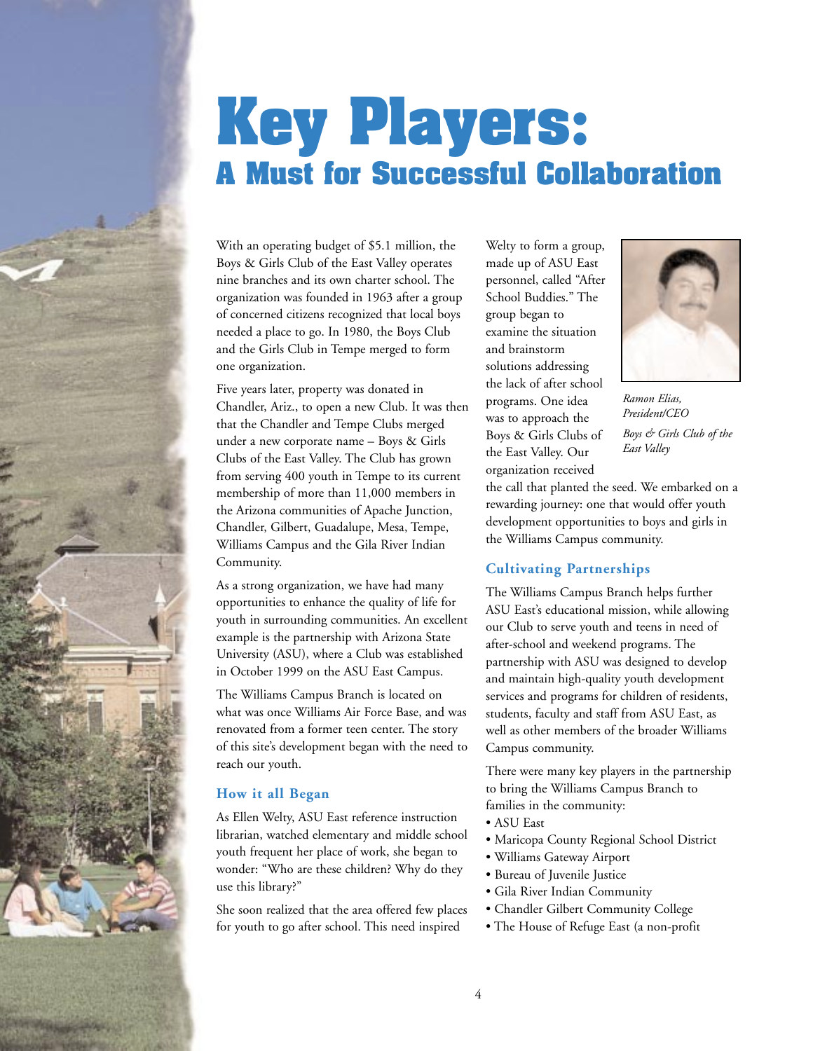# Key Players:

## A Must for Successful Collaboration

With an operating budget of $5.1 million, the Boys & Girls Club of the East Valley operates nine branches and its own charter school. The organization was founded in 1963 after a group of concerned citizens recognized that local boys needed a place to go. In 1980, the Boys Club and the Girls Club in Tempe merged to form one organization.

Five years later, property was donated in Chandler, Ariz., to open a new Club. It was then that the Chandler and Tempe Clubs merged under a new corporate name – Boys & Girls Clubs of the East Valley. The Club has grown from serving 400 youth in Tempe to its current membership of more than 11,000 members in the Arizona communities of Apache Junction, Chandler, Gilbert, Guadalupe, Mesa, Tempe, Williams Campus and the Gila River Indian Community.

As a strong organization, we have had many opportunities to enhance the quality of life for youth in surrounding communities. An excellent example is the partnership with Arizona State University (ASU), where a Club was established in October 1999 on the ASU East Campus.

The Williams Campus Branch is located on what was once Williams Air Force Base, and was renovated from a former teen center. The story of this site's development began with the need to reach our youth.

### How it all Began

As Ellen Welty, ASU East reference instruction librarian, watched elementary and middle school youth frequent her place of work, she began to wonder: "Who are these children? Why do they use this library?"

She soon realized that the area offered few places for youth to go after school. This need inspired Welty to form a group, made up of ASU East personnel, called "After School Buddies." The group began to examine the situation and brainstorm solutions addressing the lack of after school programs. One idea was to approach the Boys & Girls Clubs of the East Valley. Our organization received the call that planted the seed. We embarked on a rewarding journey: one that would offer youth development opportunities to boys and girls in the Williams Campus community.

*Ramon Elias, President/CEO*

*Boys & Girls Club of the East Valley*

### Cultivating Partnerships

The Williams Campus Branch helps further ASU East's educational mission, while allowing our Club to serve youth and teens in need of after-school and weekend programs. The partnership with ASU was designed to develop and maintain high-quality youth development services and programs for children of residents, students, faculty and staff from ASU East, as well as other members of the broader Williams Campus community.

There were many key players in the partnership to bring the Williams Campus Branch to families in the community:

- ASU East
- Maricopa County Regional School District
- Williams Gateway Airport
- Bureau of Juvenile Justice
- Gila River Indian Community
- Chandler Gilbert Community College
- The House of Refuge East (a non-profit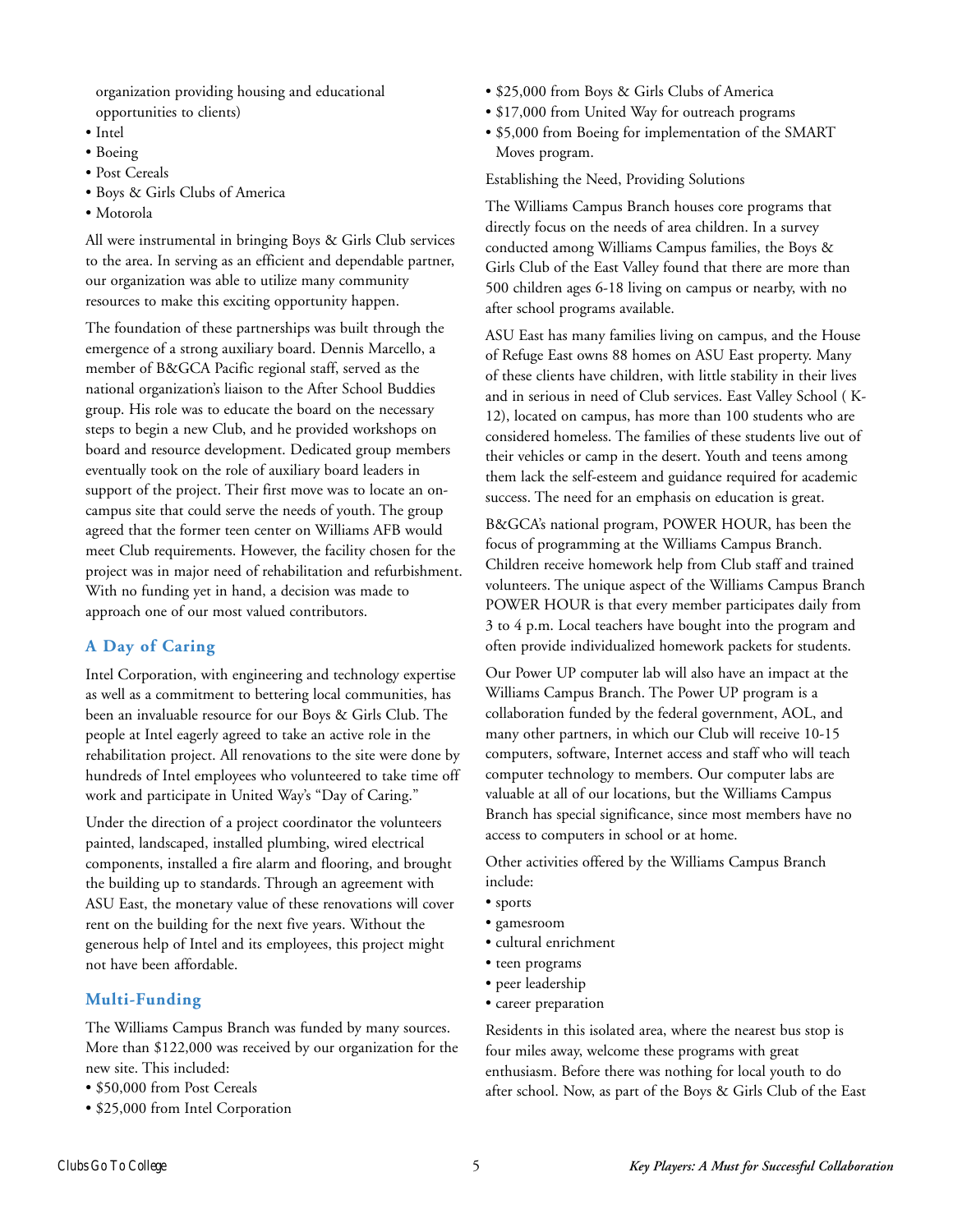organization providing housing and educational opportunities to clients)

- Intel
- Boeing
- Post Cereals
- Boys & Girls Clubs of America
- Motorola

All were instrumental in bringing Boys & Girls Club services to the area. In serving as an efficient and dependable partner, our organization was able to utilize many community resources to make this exciting opportunity happen.

The foundation of these partnerships was built through the emergence of a strong auxiliary board. Dennis Marcello, a member of B&GCA Pacific regional staff, served as the national organization's liaison to the After School Buddies group. His role was to educate the board on the necessary steps to begin a new Club, and he provided workshops on board and resource development. Dedicated group members eventually took on the role of auxiliary board leaders in support of the project. Their first move was to locate an on-campus site that could serve the needs of youth. The group agreed that the former teen center on Williams AFB would meet Club requirements. However, the facility chosen for the project was in major need of rehabilitation and refurbishment. With no funding yet in hand, a decision was made to approach one of our most valued contributors.

### A Day of Caring

Intel Corporation, with engineering and technology expertise as well as a commitment to bettering local communities, has been an invaluable resource for our Boys & Girls Club. The people at Intel eagerly agreed to take an active role in the rehabilitation project. All renovations to the site were done by hundreds of Intel employees who volunteered to take time off work and participate in United Way's "Day of Caring."

Under the direction of a project coordinator the volunteers painted, landscaped, installed plumbing, wired electrical components, installed a fire alarm and flooring, and brought the building up to standards. Through an agreement with ASU East, the monetary value of these renovations will cover rent on the building for the next five years. Without the generous help of Intel and its employees, this project might not have been affordable.

### Multi-Funding

The Williams Campus Branch was funded by many sources. More than $122,000 was received by our organization for the new site. This included:

- $50,000 from Post Cereals
- $25,000 from Intel Corporation
- $25,000 from Boys & Girls Clubs of America
- $17,000 from United Way for outreach programs
- $5,000 from Boeing for implementation of the SMART Moves program.

Establishing the Need, Providing Solutions

The Williams Campus Branch houses core programs that directly focus on the needs of area children. In a survey conducted among Williams Campus families, the Boys & Girls Club of the East Valley found that there are more than 500 children ages 6-18 living on campus or nearby, with no after school programs available.

ASU East has many families living on campus, and the House of Refuge East owns 88 homes on ASU East property. Many of these clients have children, with little stability in their lives and in serious in need of Club services. East Valley School ( K-12), located on campus, has more than 100 students who are considered homeless. The families of these students live out of their vehicles or camp in the desert. Youth and teens among them lack the self-esteem and guidance required for academic success. The need for an emphasis on education is great.

B&GCA's national program, POWER HOUR, has been the focus of programming at the Williams Campus Branch. Children receive homework help from Club staff and trained volunteers. The unique aspect of the Williams Campus Branch POWER HOUR is that every member participates daily from 3 to 4 p.m. Local teachers have bought into the program and often provide individualized homework packets for students.

Our Power UP computer lab will also have an impact at the Williams Campus Branch. The Power UP program is a collaboration funded by the federal government, AOL, and many other partners, in which our Club will receive 10-15 computers, software, Internet access and staff who will teach computer technology to members. Our computer labs are valuable at all of our locations, but the Williams Campus Branch has special significance, since most members have no access to computers in school or at home.

Other activities offered by the Williams Campus Branch include:

- sports
- gamesroom
- cultural enrichment
- teen programs
- peer leadership
- career preparation

Residents in this isolated area, where the nearest bus stop is four miles away, welcome these programs with great enthusiasm. Before there was nothing for local youth to do after school. Now, as part of the Boys & Girls Club of the East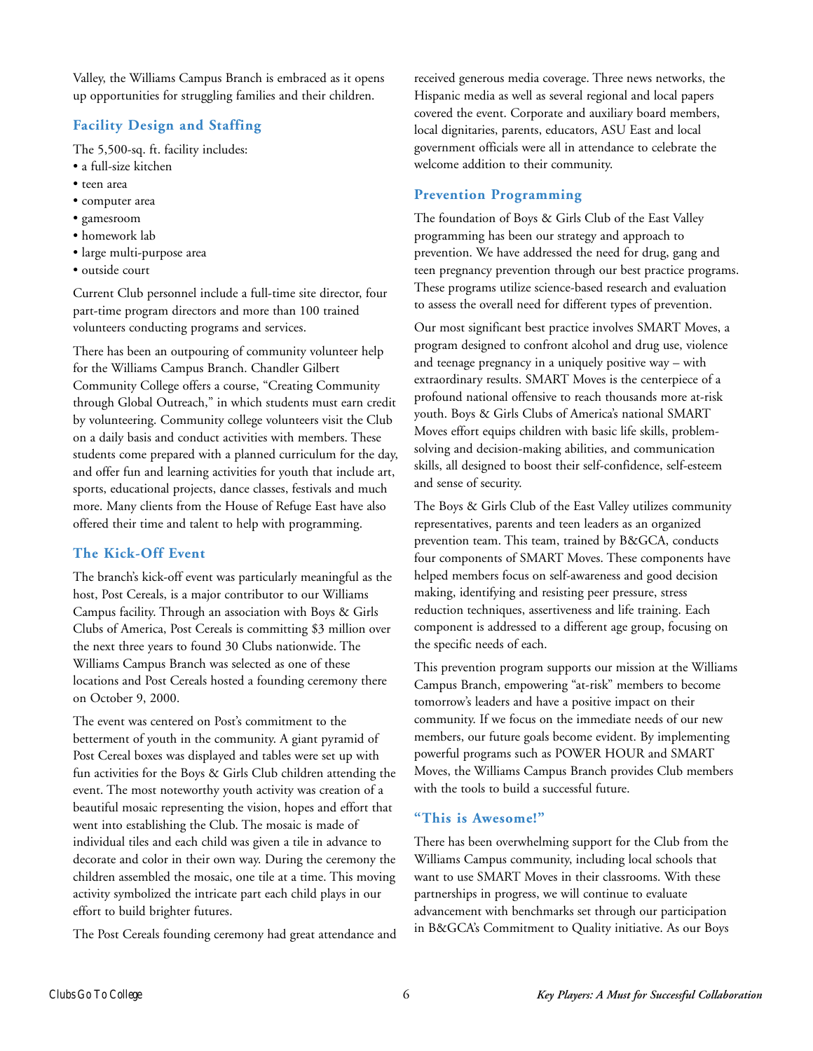Valley, the Williams Campus Branch is embraced as it opens up opportunities for struggling families and their children.

### Facility Design and Staffing

The 5,500-sq. ft. facility includes:

- a full-size kitchen
- teen area
- computer area
- gamesroom
- homework lab
- large multi-purpose area
- outside court

Current Club personnel include a full-time site director, four part-time program directors and more than 100 trained volunteers conducting programs and services.

There has been an outpouring of community volunteer help for the Williams Campus Branch. Chandler Gilbert Community College offers a course, "Creating Community through Global Outreach," in which students must earn credit by volunteering. Community college volunteers visit the Club on a daily basis and conduct activities with members. These students come prepared with a planned curriculum for the day, and offer fun and learning activities for youth that include art, sports, educational projects, dance classes, festivals and much more. Many clients from the House of Refuge East have also offered their time and talent to help with programming.

### The Kick-Off Event

The branch's kick-off event was particularly meaningful as the host, Post Cereals, is a major contributor to our Williams Campus facility. Through an association with Boys & Girls Clubs of America, Post Cereals is committing $3 million over the next three years to found 30 Clubs nationwide. The Williams Campus Branch was selected as one of these locations and Post Cereals hosted a founding ceremony there on October 9, 2000.

The event was centered on Post's commitment to the betterment of youth in the community. A giant pyramid of Post Cereal boxes was displayed and tables were set up with fun activities for the Boys & Girls Club children attending the event. The most noteworthy youth activity was creation of a beautiful mosaic representing the vision, hopes and effort that went into establishing the Club. The mosaic is made of individual tiles and each child was given a tile in advance to decorate and color in their own way. During the ceremony the children assembled the mosaic, one tile at a time. This moving activity symbolized the intricate part each child plays in our effort to build brighter futures.

The Post Cereals founding ceremony had great attendance and received generous media coverage. Three news networks, the Hispanic media as well as several regional and local papers covered the event. Corporate and auxiliary board members, local dignitaries, parents, educators, ASU East and local government officials were all in attendance to celebrate the welcome addition to their community.

### Prevention Programming

The foundation of Boys & Girls Club of the East Valley programming has been our strategy and approach to prevention. We have addressed the need for drug, gang and teen pregnancy prevention through our best practice programs. These programs utilize science-based research and evaluation to assess the overall need for different types of prevention.

Our most significant best practice involves SMART Moves, a program designed to confront alcohol and drug use, violence and teenage pregnancy in a uniquely positive way – with extraordinary results. SMART Moves is the centerpiece of a profound national offensive to reach thousands more at-risk youth. Boys & Girls Clubs of America's national SMART Moves effort equips children with basic life skills, problem-solving and decision-making abilities, and communication skills, all designed to boost their self-confidence, self-esteem and sense of security.

The Boys & Girls Club of the East Valley utilizes community representatives, parents and teen leaders as an organized prevention team. This team, trained by B&GCA, conducts four components of SMART Moves. These components have helped members focus on self-awareness and good decision making, identifying and resisting peer pressure, stress reduction techniques, assertiveness and life training. Each component is addressed to a different age group, focusing on the specific needs of each.

This prevention program supports our mission at the Williams Campus Branch, empowering "at-risk" members to become tomorrow's leaders and have a positive impact on their community. If we focus on the immediate needs of our new members, our future goals become evident. By implementing powerful programs such as POWER HOUR and SMART Moves, the Williams Campus Branch provides Club members with the tools to build a successful future.

### "This is Awesome!"

There has been overwhelming support for the Club from the Williams Campus community, including local schools that want to use SMART Moves in their classrooms. With these partnerships in progress, we will continue to evaluate advancement with benchmarks set through our participation in B&GCA's Commitment to Quality initiative. As our Boys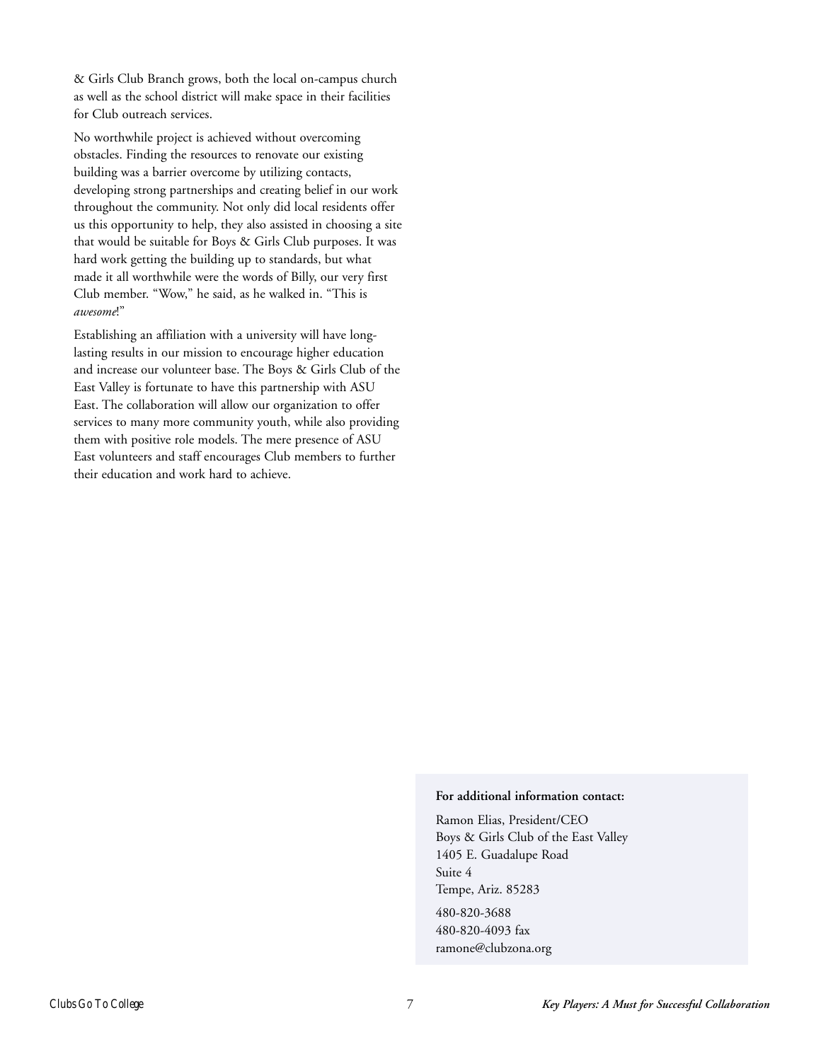& Girls Club Branch grows, both the local on-campus church as well as the school district will make space in their facilities for Club outreach services.

No worthwhile project is achieved without overcoming obstacles. Finding the resources to renovate our existing building was a barrier overcome by utilizing contacts, developing strong partnerships and creating belief in our work throughout the community. Not only did local residents offer us this opportunity to help, they also assisted in choosing a site that would be suitable for Boys & Girls Club purposes. It was hard work getting the building up to standards, but what made it all worthwhile were the words of Billy, our very first Club member. "Wow," he said, as he walked in. "This is *awesome*!"

Establishing an affiliation with a university will have long-lasting results in our mission to encourage higher education and increase our volunteer base. The Boys & Girls Club of the East Valley is fortunate to have this partnership with ASU East. The collaboration will allow our organization to offer services to many more community youth, while also providing them with positive role models. The mere presence of ASU East volunteers and staff encourages Club members to further their education and work hard to achieve.

**For additional information contact:**

Ramon Elias, President/CEO
Boys & Girls Club of the East Valley
1405 E. Guadalupe Road
Suite 4
Tempe, Ariz. 85283

480-820-3688
480-820-4093 fax
ramone@clubzona.org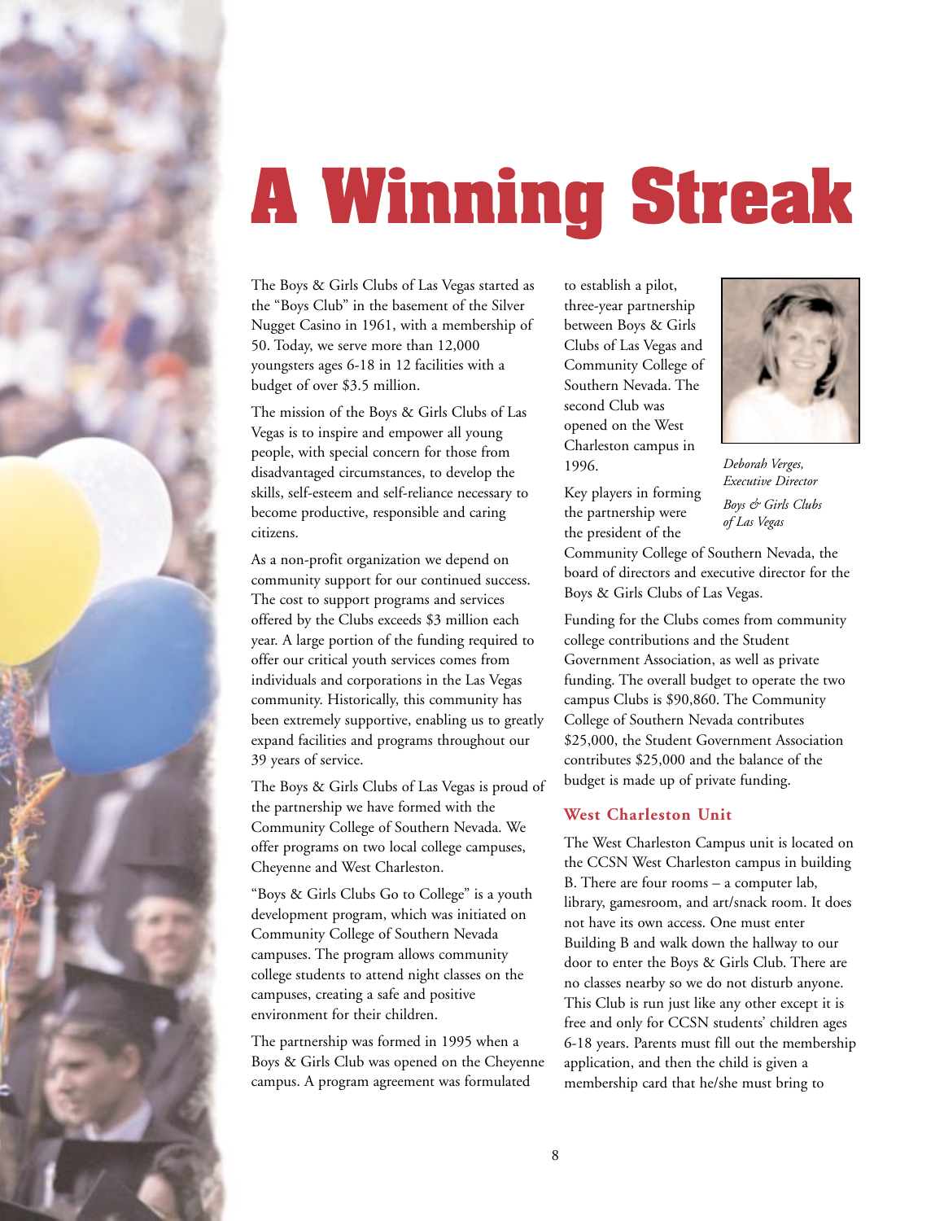# A Winning Streak

The Boys & Girls Clubs of Las Vegas started as the "Boys Club" in the basement of the Silver Nugget Casino in 1961, with a membership of 50. Today, we serve more than 12,000 youngsters ages 6-18 in 12 facilities with a budget of over $3.5 million.

The mission of the Boys & Girls Clubs of Las Vegas is to inspire and empower all young people, with special concern for those from disadvantaged circumstances, to develop the skills, self-esteem and self-reliance necessary to become productive, responsible and caring citizens.

As a non-profit organization we depend on community support for our continued success. The cost to support programs and services offered by the Clubs exceeds $3 million each year. A large portion of the funding required to offer our critical youth services comes from individuals and corporations in the Las Vegas community. Historically, this community has been extremely supportive, enabling us to greatly expand facilities and programs throughout our 39 years of service.

The Boys & Girls Clubs of Las Vegas is proud of the partnership we have formed with the Community College of Southern Nevada. We offer programs on two local college campuses, Cheyenne and West Charleston.

"Boys & Girls Clubs Go to College" is a youth development program, which was initiated on Community College of Southern Nevada campuses. The program allows community college students to attend night classes on the campuses, creating a safe and positive environment for their children.

The partnership was formed in 1995 when a Boys & Girls Club was opened on the Cheyenne campus. A program agreement was formulated to establish a pilot, three-year partnership between Boys & Girls Clubs of Las Vegas and Community College of Southern Nevada. The second Club was opened on the West Charleston campus in 1996.

*Deborah Verges, Executive Director*
*Boys & Girls Clubs of Las Vegas*

Key players in forming the partnership were the president of the Community College of Southern Nevada, the board of directors and executive director for the Boys & Girls Clubs of Las Vegas.

Funding for the Clubs comes from community college contributions and the Student Government Association, as well as private funding. The overall budget to operate the two campus Clubs is $90,860. The Community College of Southern Nevada contributes $25,000, the Student Government Association contributes $25,000 and the balance of the budget is made up of private funding.

### West Charleston Unit

The West Charleston Campus unit is located on the CCSN West Charleston campus in building B. There are four rooms – a computer lab, library, gamesroom, and art/snack room. It does not have its own access. One must enter Building B and walk down the hallway to our door to enter the Boys & Girls Club. There are no classes nearby so we do not disturb anyone. This Club is run just like any other except it is free and only for CCSN students' children ages 6-18 years. Parents must fill out the membership application, and then the child is given a membership card that he/she must bring to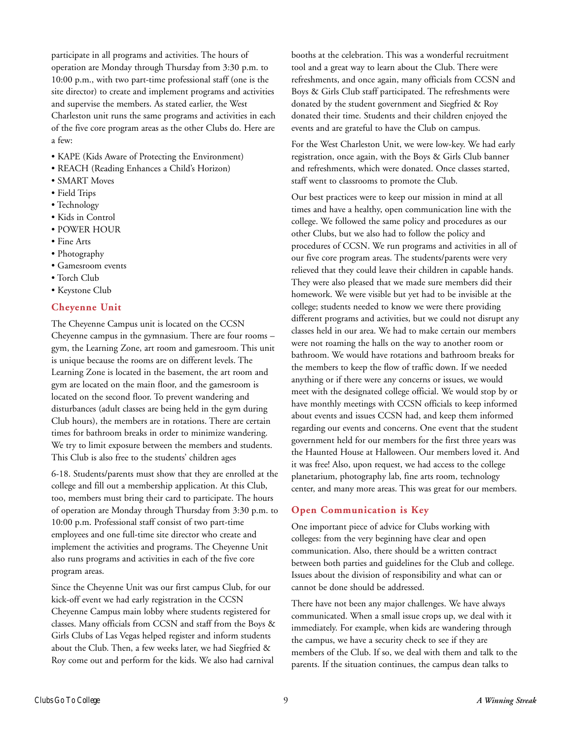participate in all programs and activities. The hours of operation are Monday through Thursday from 3:30 p.m. to 10:00 p.m., with two part-time professional staff (one is the site director) to create and implement programs and activities and supervise the members. As stated earlier, the West Charleston unit runs the same programs and activities in each of the five core program areas as the other Clubs do. Here are a few:

- KAPE (Kids Aware of Protecting the Environment)
- REACH (Reading Enhances a Child's Horizon)
- SMART Moves
- Field Trips
- Technology
- Kids in Control
- POWER HOUR
- Fine Arts
- Photography
- Gamesroom events
- Torch Club
- Keystone Club

## Cheyenne Unit

The Cheyenne Campus unit is located on the CCSN Cheyenne campus in the gymnasium. There are four rooms – gym, the Learning Zone, art room and gamesroom. This unit is unique because the rooms are on different levels. The Learning Zone is located in the basement, the art room and gym are located on the main floor, and the gamesroom is located on the second floor. To prevent wandering and disturbances (adult classes are being held in the gym during Club hours), the members are in rotations. There are certain times for bathroom breaks in order to minimize wandering. We try to limit exposure between the members and students. This Club is also free to the students' children ages 6-18. Students/parents must show that they are enrolled at the college and fill out a membership application. At this Club, too, members must bring their card to participate. The hours of operation are Monday through Thursday from 3:30 p.m. to 10:00 p.m. Professional staff consist of two part-time employees and one full-time site director who create and implement the activities and programs. The Cheyenne Unit also runs programs and activities in each of the five core program areas.

Since the Cheyenne Unit was our first campus Club, for our kick-off event we had early registration in the CCSN Cheyenne Campus main lobby where students registered for classes. Many officials from CCSN and staff from the Boys & Girls Clubs of Las Vegas helped register and inform students about the Club. Then, a few weeks later, we had Siegfried & Roy come out and perform for the kids. We also had carnival booths at the celebration. This was a wonderful recruitment tool and a great way to learn about the Club. There were refreshments, and once again, many officials from CCSN and Boys & Girls Club staff participated. The refreshments were donated by the student government and Siegfried & Roy donated their time. Students and their children enjoyed the events and are grateful to have the Club on campus.

For the West Charleston Unit, we were low-key. We had early registration, once again, with the Boys & Girls Club banner and refreshments, which were donated. Once classes started, staff went to classrooms to promote the Club.

Our best practices were to keep our mission in mind at all times and have a healthy, open communication line with the college. We followed the same policy and procedures as our other Clubs, but we also had to follow the policy and procedures of CCSN. We run programs and activities in all of our five core program areas. The students/parents were very relieved that they could leave their children in capable hands. They were also pleased that we made sure members did their homework. We were visible but yet had to be invisible at the college; students needed to know we were there providing different programs and activities, but we could not disrupt any classes held in our area. We had to make certain our members were not roaming the halls on the way to another room or bathroom. We would have rotations and bathroom breaks for the members to keep the flow of traffic down. If we needed anything or if there were any concerns or issues, we would meet with the designated college official. We would stop by or have monthly meetings with CCSN officials to keep informed about events and issues CCSN had, and keep them informed regarding our events and concerns. One event that the student government held for our members for the first three years was the Haunted House at Halloween. Our members loved it. And it was free! Also, upon request, we had access to the college planetarium, photography lab, fine arts room, technology center, and many more areas. This was great for our members.

## Open Communication is Key

One important piece of advice for Clubs working with colleges: from the very beginning have clear and open communication. Also, there should be a written contract between both parties and guidelines for the Club and college. Issues about the division of responsibility and what can or cannot be done should be addressed.

There have not been any major challenges. We have always communicated. When a small issue crops up, we deal with it immediately. For example, when kids are wandering through the campus, we have a security check to see if they are members of the Club. If so, we deal with them and talk to the parents. If the situation continues, the campus dean talks to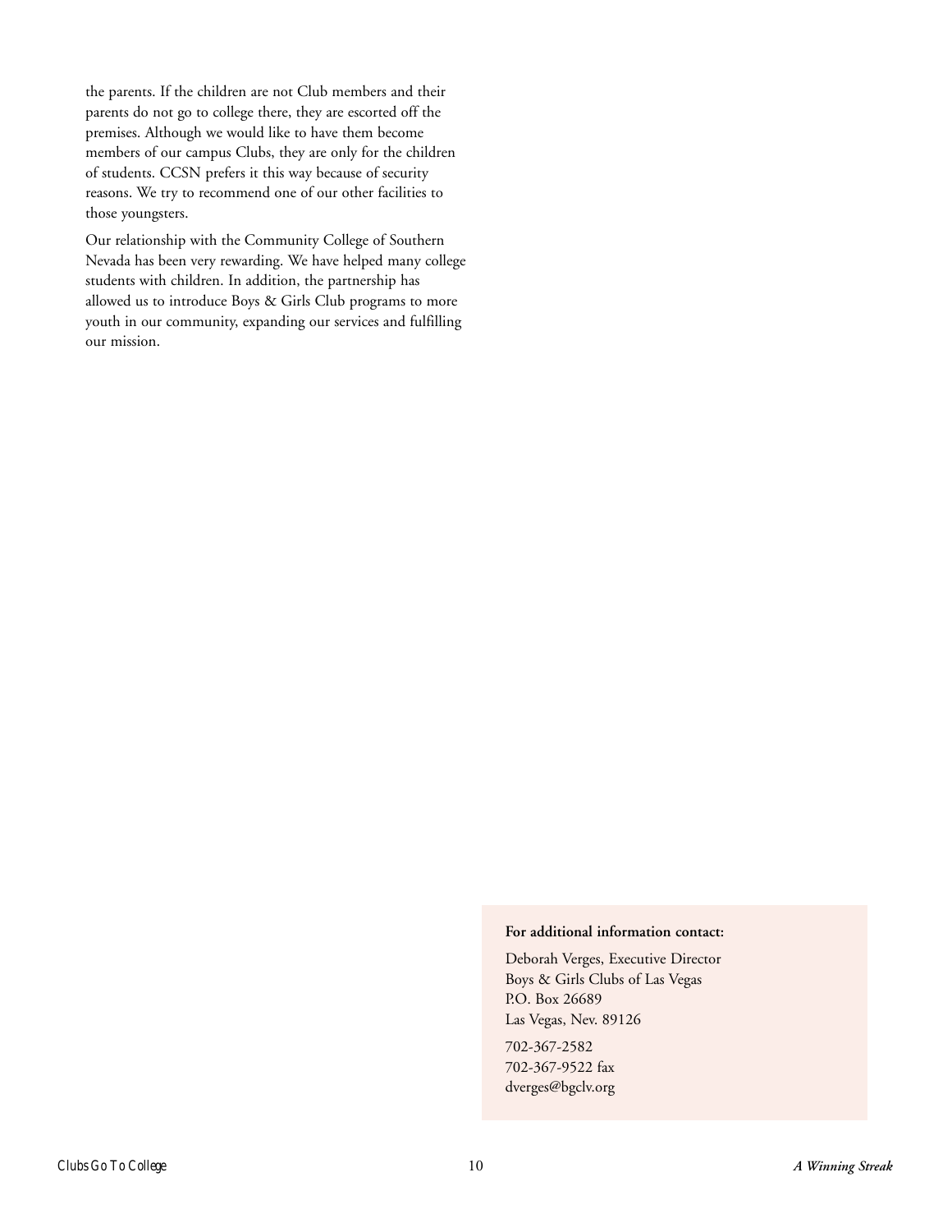the parents. If the children are not Club members and their parents do not go to college there, they are escorted off the premises. Although we would like to have them become members of our campus Clubs, they are only for the children of students. CCSN prefers it this way because of security reasons. We try to recommend one of our other facilities to those youngsters.

Our relationship with the Community College of Southern Nevada has been very rewarding. We have helped many college students with children. In addition, the partnership has allowed us to introduce Boys & Girls Club programs to more youth in our community, expanding our services and fulfilling our mission.

**For additional information contact:**

Deborah Verges, Executive Director
Boys & Girls Clubs of Las Vegas
P.O. Box 26689
Las Vegas, Nev. 89126

702-367-2582
702-367-9522 fax
dverges@bgclv.org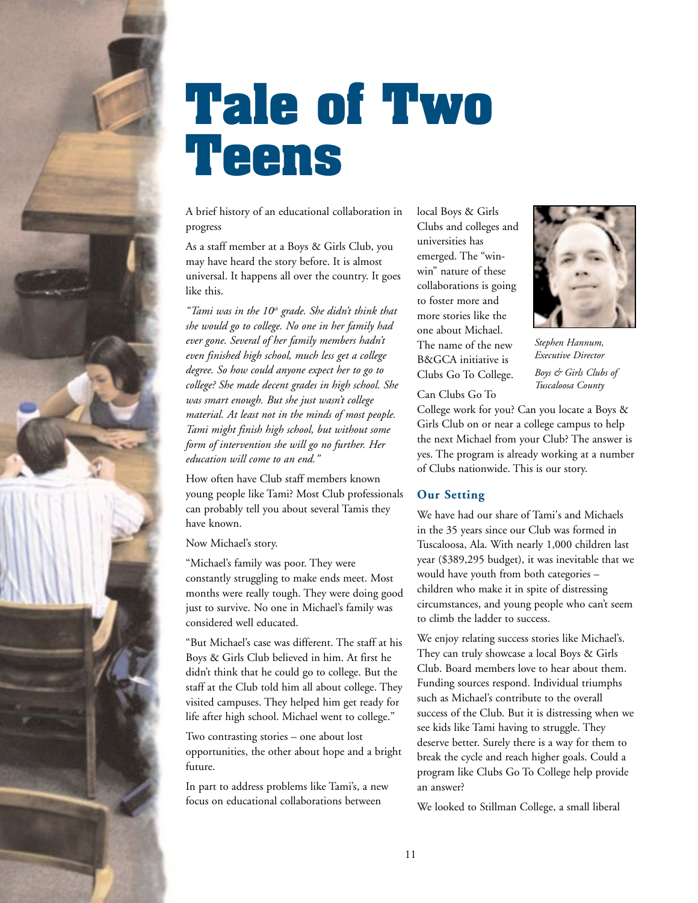# Tale of Two Teens

A brief history of an educational collaboration in progress

As a staff member at a Boys & Girls Club, you may have heard the story before. It is almost universal. It happens all over the country. It goes like this.

*"Tami was in the 10th grade. She didn't think that she would go to college. No one in her family had ever gone. Several of her family members hadn't even finished high school, much less get a college degree. So how could anyone expect her to go to college? She made decent grades in high school. She was smart enough. But she just wasn't college material. At least not in the minds of most people. Tami might finish high school, but without some form of intervention she will go no further. Her education will come to an end."*

How often have Club staff members known young people like Tami? Most Club professionals can probably tell you about several Tamis they have known.

Now Michael's story.

"Michael's family was poor. They were constantly struggling to make ends meet. Most months were really tough. They were doing good just to survive. No one in Michael's family was considered well educated.

"But Michael's case was different. The staff at his Boys & Girls Club believed in him. At first he didn't think that he could go to college. But the staff at the Club told him all about college. They visited campuses. They helped him get ready for life after high school. Michael went to college."

Two contrasting stories – one about lost opportunities, the other about hope and a bright future.

In part to address problems like Tami's, a new focus on educational collaborations between local Boys & Girls Clubs and colleges and universities has emerged. The "win-win" nature of these collaborations is going to foster more and more stories like the one about Michael. The name of the new B&GCA initiative is Clubs Go To College.

*Stephen Hannum, Executive Director*

*Boys & Girls Clubs of Tuscaloosa County*

Can Clubs Go To College work for you? Can you locate a Boys & Girls Club on or near a college campus to help the next Michael from your Club? The answer is yes. The program is already working at a number of Clubs nationwide. This is our story.

### Our Setting

We have had our share of Tami's and Michaels in the 35 years since our Club was formed in Tuscaloosa, Ala. With nearly 1,000 children last year ($389,295 budget), it was inevitable that we would have youth from both categories – children who make it in spite of distressing circumstances, and young people who can't seem to climb the ladder to success.

We enjoy relating success stories like Michael's. They can truly showcase a local Boys & Girls Club. Board members love to hear about them. Funding sources respond. Individual triumphs such as Michael's contribute to the overall success of the Club. But it is distressing when we see kids like Tami having to struggle. They deserve better. Surely there is a way for them to break the cycle and reach higher goals. Could a program like Clubs Go To College help provide an answer?

We looked to Stillman College, a small liberal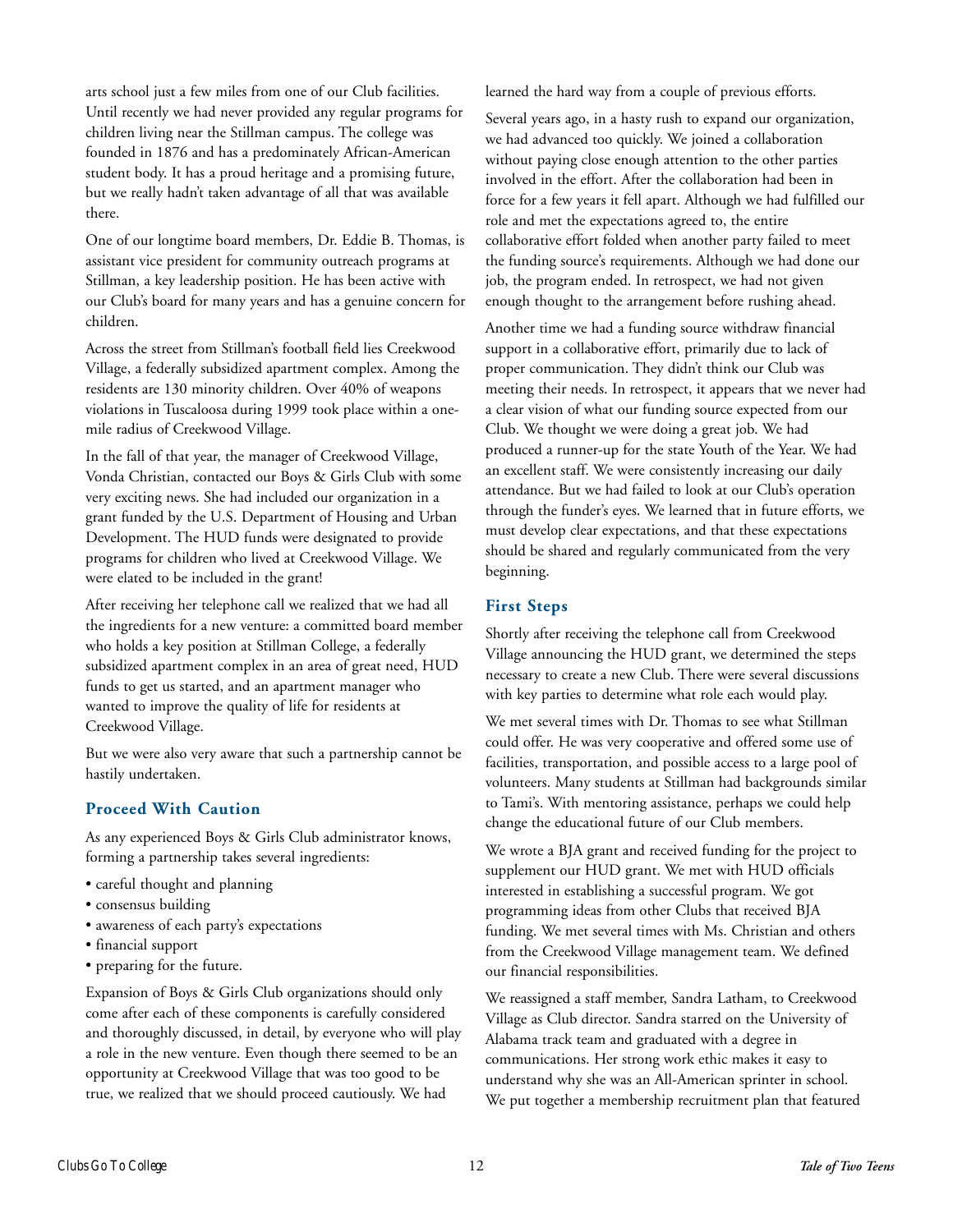arts school just a few miles from one of our Club facilities. Until recently we had never provided any regular programs for children living near the Stillman campus. The college was founded in 1876 and has a predominately African-American student body. It has a proud heritage and a promising future, but we really hadn't taken advantage of all that was available there.

One of our longtime board members, Dr. Eddie B. Thomas, is assistant vice president for community outreach programs at Stillman, a key leadership position. He has been active with our Club's board for many years and has a genuine concern for children.

Across the street from Stillman's football field lies Creekwood Village, a federally subsidized apartment complex. Among the residents are 130 minority children. Over 40% of weapons violations in Tuscaloosa during 1999 took place within a one-mile radius of Creekwood Village.

In the fall of that year, the manager of Creekwood Village, Vonda Christian, contacted our Boys & Girls Club with some very exciting news. She had included our organization in a grant funded by the U.S. Department of Housing and Urban Development. The HUD funds were designated to provide programs for children who lived at Creekwood Village. We were elated to be included in the grant!

After receiving her telephone call we realized that we had all the ingredients for a new venture: a committed board member who holds a key position at Stillman College, a federally subsidized apartment complex in an area of great need, HUD funds to get us started, and an apartment manager who wanted to improve the quality of life for residents at Creekwood Village.

But we were also very aware that such a partnership cannot be hastily undertaken.

### Proceed With Caution

As any experienced Boys & Girls Club administrator knows, forming a partnership takes several ingredients:

- careful thought and planning
- consensus building
- awareness of each party's expectations
- financial support
- preparing for the future.

Expansion of Boys & Girls Club organizations should only come after each of these components is carefully considered and thoroughly discussed, in detail, by everyone who will play a role in the new venture. Even though there seemed to be an opportunity at Creekwood Village that was too good to be true, we realized that we should proceed cautiously. We had learned the hard way from a couple of previous efforts.

Several years ago, in a hasty rush to expand our organization, we had advanced too quickly. We joined a collaboration without paying close enough attention to the other parties involved in the effort. After the collaboration had been in force for a few years it fell apart. Although we had fulfilled our role and met the expectations agreed to, the entire collaborative effort folded when another party failed to meet the funding source's requirements. Although we had done our job, the program ended. In retrospect, we had not given enough thought to the arrangement before rushing ahead.

Another time we had a funding source withdraw financial support in a collaborative effort, primarily due to lack of proper communication. They didn't think our Club was meeting their needs. In retrospect, it appears that we never had a clear vision of what our funding source expected from our Club. We thought we were doing a great job. We had produced a runner-up for the state Youth of the Year. We had an excellent staff. We were consistently increasing our daily attendance. But we had failed to look at our Club's operation through the funder's eyes. We learned that in future efforts, we must develop clear expectations, and that these expectations should be shared and regularly communicated from the very beginning.

### First Steps

Shortly after receiving the telephone call from Creekwood Village announcing the HUD grant, we determined the steps necessary to create a new Club. There were several discussions with key parties to determine what role each would play.

We met several times with Dr. Thomas to see what Stillman could offer. He was very cooperative and offered some use of facilities, transportation, and possible access to a large pool of volunteers. Many students at Stillman had backgrounds similar to Tami's. With mentoring assistance, perhaps we could help change the educational future of our Club members.

We wrote a BJA grant and received funding for the project to supplement our HUD grant. We met with HUD officials interested in establishing a successful program. We got programming ideas from other Clubs that received BJA funding. We met several times with Ms. Christian and others from the Creekwood Village management team. We defined our financial responsibilities.

We reassigned a staff member, Sandra Latham, to Creekwood Village as Club director. Sandra starred on the University of Alabama track team and graduated with a degree in communications. Her strong work ethic makes it easy to understand why she was an All-American sprinter in school. We put together a membership recruitment plan that featured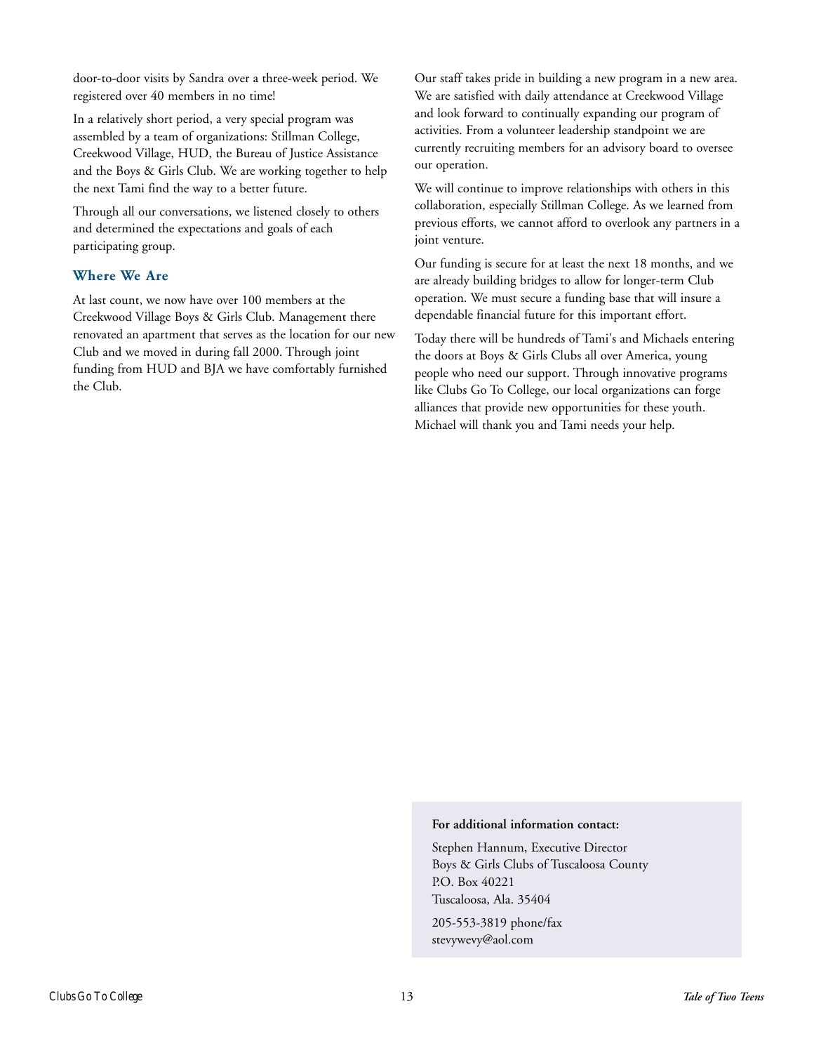door-to-door visits by Sandra over a three-week period. We registered over 40 members in no time!

In a relatively short period, a very special program was assembled by a team of organizations: Stillman College, Creekwood Village, HUD, the Bureau of Justice Assistance and the Boys & Girls Club. We are working together to help the next Tami find the way to a better future.

Through all our conversations, we listened closely to others and determined the expectations and goals of each participating group.

### Where We Are

At last count, we now have over 100 members at the Creekwood Village Boys & Girls Club. Management there renovated an apartment that serves as the location for our new Club and we moved in during fall 2000. Through joint funding from HUD and BJA we have comfortably furnished the Club.

Our staff takes pride in building a new program in a new area. We are satisfied with daily attendance at Creekwood Village and look forward to continually expanding our program of activities. From a volunteer leadership standpoint we are currently recruiting members for an advisory board to oversee our operation.

We will continue to improve relationships with others in this collaboration, especially Stillman College. As we learned from previous efforts, we cannot afford to overlook any partners in a joint venture.

Our funding is secure for at least the next 18 months, and we are already building bridges to allow for longer-term Club operation. We must secure a funding base that will insure a dependable financial future for this important effort.

Today there will be hundreds of Tami's and Michaels entering the doors at Boys & Girls Clubs all over America, young people who need our support. Through innovative programs like Clubs Go To College, our local organizations can forge alliances that provide new opportunities for these youth. Michael will thank you and Tami needs your help.

**For additional information contact:**

Stephen Hannum, Executive Director
Boys & Girls Clubs of Tuscaloosa County
P.O. Box 40221
Tuscaloosa, Ala. 35404

205-553-3819 phone/fax
stevywevy@aol.com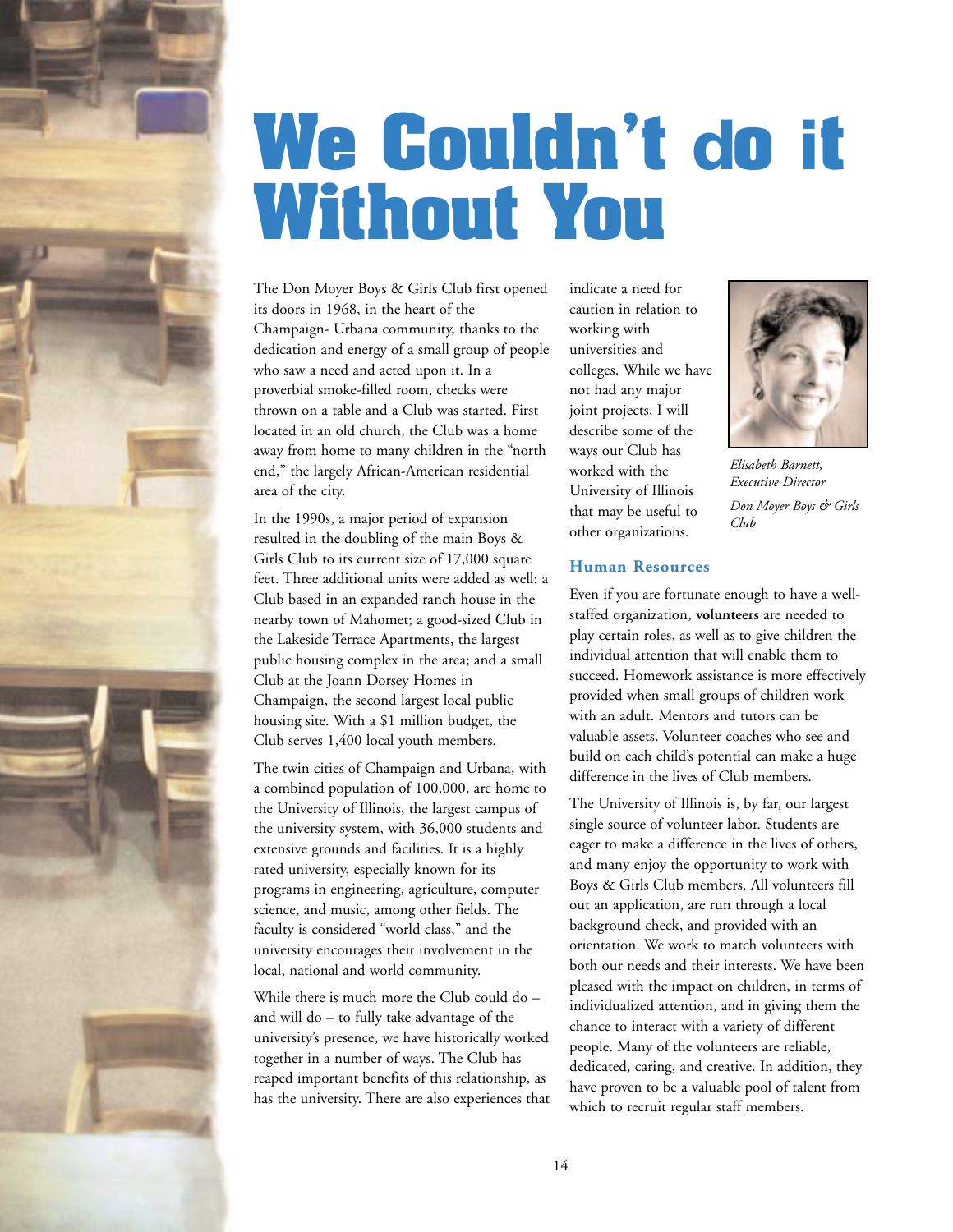# We Couldn't do it Without You

The Don Moyer Boys & Girls Club first opened its doors in 1968, in the heart of the Champaign- Urbana community, thanks to the dedication and energy of a small group of people who saw a need and acted upon it. In a proverbial smoke-filled room, checks were thrown on a table and a Club was started. First located in an old church, the Club was a home away from home to many children in the "north end," the largely African-American residential area of the city.

In the 1990s, a major period of expansion resulted in the doubling of the main Boys & Girls Club to its current size of 17,000 square feet. Three additional units were added as well: a Club based in an expanded ranch house in the nearby town of Mahomet; a good-sized Club in the Lakeside Terrace Apartments, the largest public housing complex in the area; and a small Club at the Joann Dorsey Homes in Champaign, the second largest local public housing site. With a $1 million budget, the Club serves 1,400 local youth members.

The twin cities of Champaign and Urbana, with a combined population of 100,000, are home to the University of Illinois, the largest campus of the university system, with 36,000 students and extensive grounds and facilities. It is a highly rated university, especially known for its programs in engineering, agriculture, computer science, and music, among other fields. The faculty is considered "world class," and the university encourages their involvement in the local, national and world community.

While there is much more the Club could do – and will do – to fully take advantage of the university's presence, we have historically worked together in a number of ways. The Club has reaped important benefits of this relationship, as has the university. There are also experiences that indicate a need for caution in relation to working with universities and colleges. While we have not had any major joint projects, I will describe some of the ways our Club has worked with the University of Illinois that may be useful to other organizations.

*Elisabeth Barnett, Executive Director*

*Don Moyer Boys & Girls Club*

### Human Resources

Even if you are fortunate enough to have a well-staffed organization, **volunteers** are needed to play certain roles, as well as to give children the individual attention that will enable them to succeed. Homework assistance is more effectively provided when small groups of children work with an adult. Mentors and tutors can be valuable assets. Volunteer coaches who see and build on each child's potential can make a huge difference in the lives of Club members.

The University of Illinois is, by far, our largest single source of volunteer labor. Students are eager to make a difference in the lives of others, and many enjoy the opportunity to work with Boys & Girls Club members. All volunteers fill out an application, are run through a local background check, and provided with an orientation. We work to match volunteers with both our needs and their interests. We have been pleased with the impact on children, in terms of individualized attention, and in giving them the chance to interact with a variety of different people. Many of the volunteers are reliable, dedicated, caring, and creative. In addition, they have proven to be a valuable pool of talent from which to recruit regular staff members.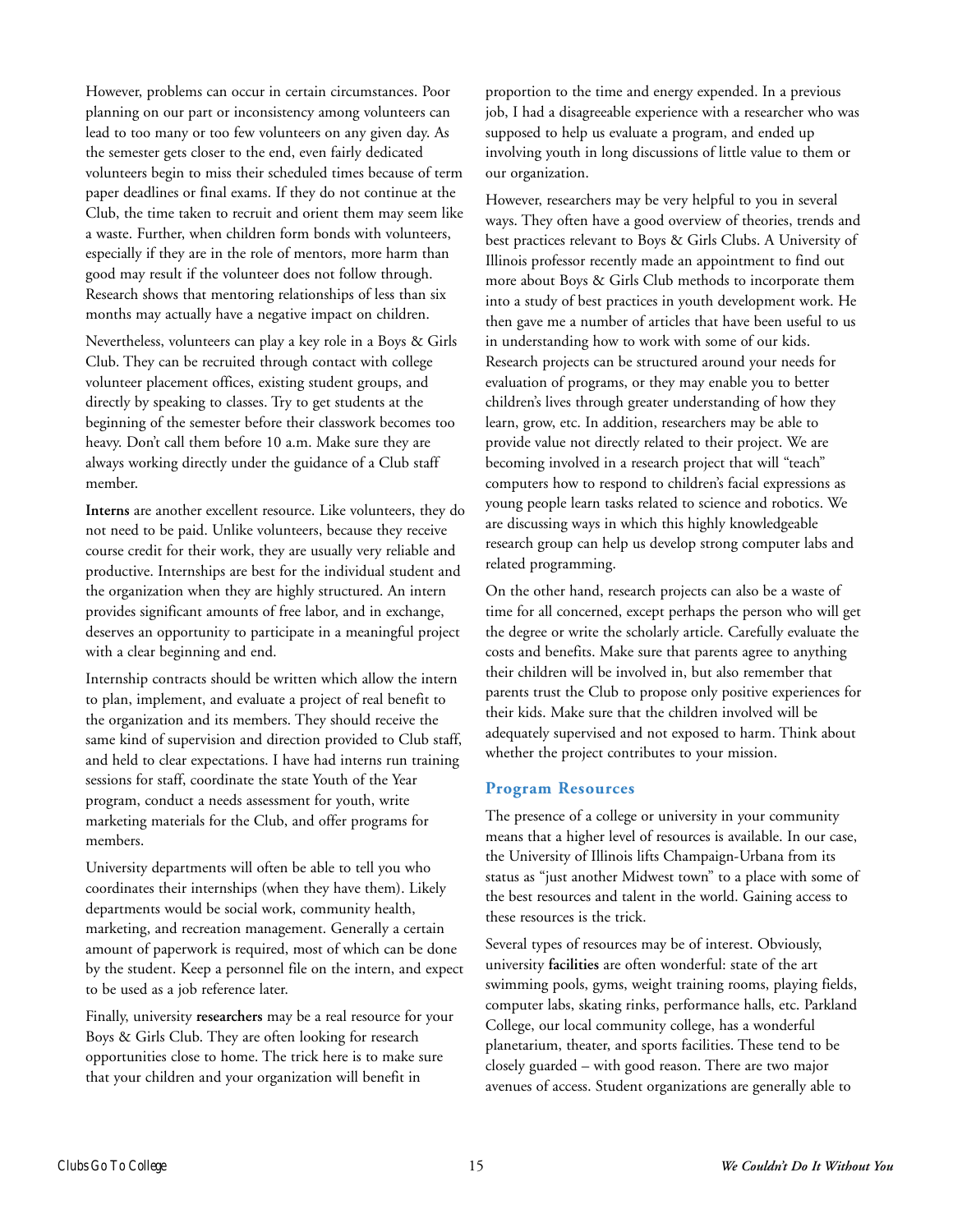However, problems can occur in certain circumstances. Poor planning on our part or inconsistency among volunteers can lead to too many or too few volunteers on any given day. As the semester gets closer to the end, even fairly dedicated volunteers begin to miss their scheduled times because of term paper deadlines or final exams. If they do not continue at the Club, the time taken to recruit and orient them may seem like a waste. Further, when children form bonds with volunteers, especially if they are in the role of mentors, more harm than good may result if the volunteer does not follow through. Research shows that mentoring relationships of less than six months may actually have a negative impact on children.

Nevertheless, volunteers can play a key role in a Boys & Girls Club. They can be recruited through contact with college volunteer placement offices, existing student groups, and directly by speaking to classes. Try to get students at the beginning of the semester before their classwork becomes too heavy. Don't call them before 10 a.m. Make sure they are always working directly under the guidance of a Club staff member.

**Interns** are another excellent resource. Like volunteers, they do not need to be paid. Unlike volunteers, because they receive course credit for their work, they are usually very reliable and productive. Internships are best for the individual student and the organization when they are highly structured. An intern provides significant amounts of free labor, and in exchange, deserves an opportunity to participate in a meaningful project with a clear beginning and end.

Internship contracts should be written which allow the intern to plan, implement, and evaluate a project of real benefit to the organization and its members. They should receive the same kind of supervision and direction provided to Club staff, and held to clear expectations. I have had interns run training sessions for staff, coordinate the state Youth of the Year program, conduct a needs assessment for youth, write marketing materials for the Club, and offer programs for members.

University departments will often be able to tell you who coordinates their internships (when they have them). Likely departments would be social work, community health, marketing, and recreation management. Generally a certain amount of paperwork is required, most of which can be done by the student. Keep a personnel file on the intern, and expect to be used as a job reference later.

Finally, university **researchers** may be a real resource for your Boys & Girls Club. They are often looking for research opportunities close to home. The trick here is to make sure that your children and your organization will benefit in proportion to the time and energy expended. In a previous job, I had a disagreeable experience with a researcher who was supposed to help us evaluate a program, and ended up involving youth in long discussions of little value to them or our organization.

However, researchers may be very helpful to you in several ways. They often have a good overview of theories, trends and best practices relevant to Boys & Girls Clubs. A University of Illinois professor recently made an appointment to find out more about Boys & Girls Club methods to incorporate them into a study of best practices in youth development work. He then gave me a number of articles that have been useful to us in understanding how to work with some of our kids. Research projects can be structured around your needs for evaluation of programs, or they may enable you to better children's lives through greater understanding of how they learn, grow, etc. In addition, researchers may be able to provide value not directly related to their project. We are becoming involved in a research project that will "teach" computers how to respond to children's facial expressions as young people learn tasks related to science and robotics. We are discussing ways in which this highly knowledgeable research group can help us develop strong computer labs and related programming.

On the other hand, research projects can also be a waste of time for all concerned, except perhaps the person who will get the degree or write the scholarly article. Carefully evaluate the costs and benefits. Make sure that parents agree to anything their children will be involved in, but also remember that parents trust the Club to propose only positive experiences for their kids. Make sure that the children involved will be adequately supervised and not exposed to harm. Think about whether the project contributes to your mission.

## Program Resources

The presence of a college or university in your community means that a higher level of resources is available. In our case, the University of Illinois lifts Champaign-Urbana from its status as "just another Midwest town" to a place with some of the best resources and talent in the world. Gaining access to these resources is the trick.

Several types of resources may be of interest. Obviously, university **facilities** are often wonderful: state of the art swimming pools, gyms, weight training rooms, playing fields, computer labs, skating rinks, performance halls, etc. Parkland College, our local community college, has a wonderful planetarium, theater, and sports facilities. These tend to be closely guarded – with good reason. There are two major avenues of access. Student organizations are generally able to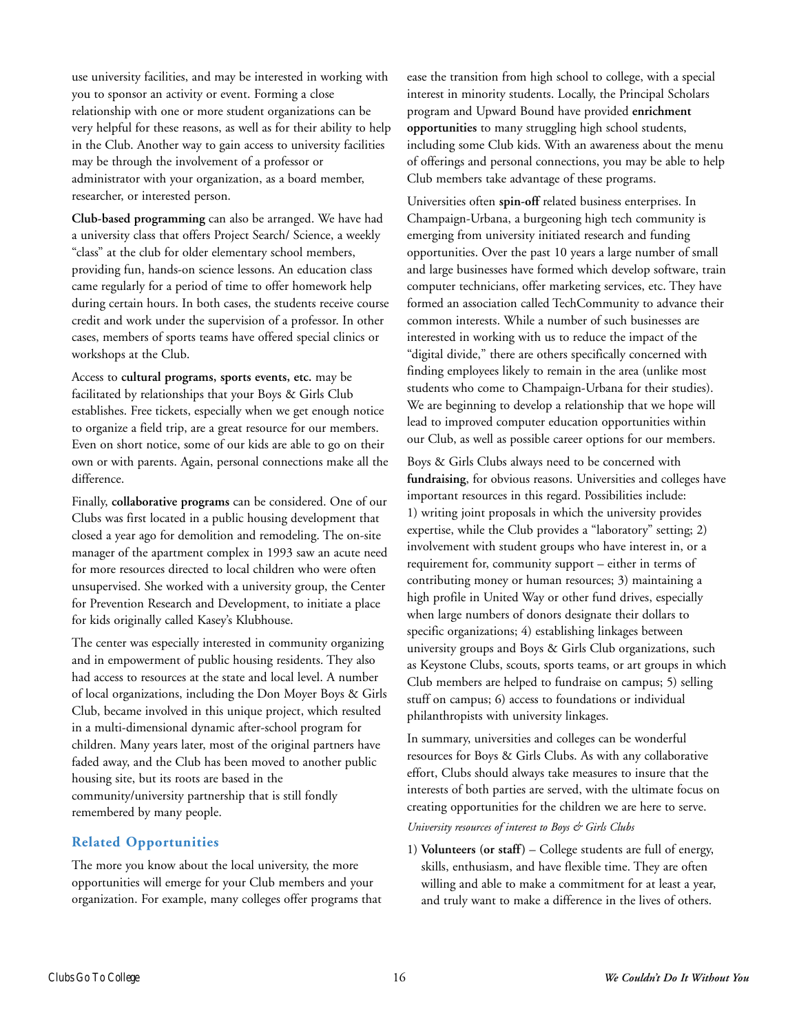use university facilities, and may be interested in working with you to sponsor an activity or event. Forming a close relationship with one or more student organizations can be very helpful for these reasons, as well as for their ability to help in the Club. Another way to gain access to university facilities may be through the involvement of a professor or administrator with your organization, as a board member, researcher, or interested person.

**Club-based programming** can also be arranged. We have had a university class that offers Project Search/ Science, a weekly "class" at the club for older elementary school members, providing fun, hands-on science lessons. An education class came regularly for a period of time to offer homework help during certain hours. In both cases, the students receive course credit and work under the supervision of a professor. In other cases, members of sports teams have offered special clinics or workshops at the Club.

Access to **cultural programs, sports events, etc.** may be facilitated by relationships that your Boys & Girls Club establishes. Free tickets, especially when we get enough notice to organize a field trip, are a great resource for our members. Even on short notice, some of our kids are able to go on their own or with parents. Again, personal connections make all the difference.

Finally, **collaborative programs** can be considered. One of our Clubs was first located in a public housing development that closed a year ago for demolition and remodeling. The on-site manager of the apartment complex in 1993 saw an acute need for more resources directed to local children who were often unsupervised. She worked with a university group, the Center for Prevention Research and Development, to initiate a place for kids originally called Kasey's Klubhouse.

The center was especially interested in community organizing and in empowerment of public housing residents. They also had access to resources at the state and local level. A number of local organizations, including the Don Moyer Boys & Girls Club, became involved in this unique project, which resulted in a multi-dimensional dynamic after-school program for children. Many years later, most of the original partners have faded away, and the Club has been moved to another public housing site, but its roots are based in the community/university partnership that is still fondly remembered by many people.

## Related Opportunities

The more you know about the local university, the more opportunities will emerge for your Club members and your organization. For example, many colleges offer programs that ease the transition from high school to college, with a special interest in minority students. Locally, the Principal Scholars program and Upward Bound have provided **enrichment opportunities** to many struggling high school students, including some Club kids. With an awareness about the menu of offerings and personal connections, you may be able to help Club members take advantage of these programs.

Universities often **spin-off** related business enterprises. In Champaign-Urbana, a burgeoning high tech community is emerging from university initiated research and funding opportunities. Over the past 10 years a large number of small and large businesses have formed which develop software, train computer technicians, offer marketing services, etc. They have formed an association called TechCommunity to advance their common interests. While a number of such businesses are interested in working with us to reduce the impact of the "digital divide," there are others specifically concerned with finding employees likely to remain in the area (unlike most students who come to Champaign-Urbana for their studies). We are beginning to develop a relationship that we hope will lead to improved computer education opportunities within our Club, as well as possible career options for our members.

Boys & Girls Clubs always need to be concerned with **fundraising**, for obvious reasons. Universities and colleges have important resources in this regard. Possibilities include: 1) writing joint proposals in which the university provides expertise, while the Club provides a "laboratory" setting; 2) involvement with student groups who have interest in, or a requirement for, community support – either in terms of contributing money or human resources; 3) maintaining a high profile in United Way or other fund drives, especially when large numbers of donors designate their dollars to specific organizations; 4) establishing linkages between university groups and Boys & Girls Club organizations, such as Keystone Clubs, scouts, sports teams, or art groups in which Club members are helped to fundraise on campus; 5) selling stuff on campus; 6) access to foundations or individual philanthropists with university linkages.

In summary, universities and colleges can be wonderful resources for Boys & Girls Clubs. As with any collaborative effort, Clubs should always take measures to insure that the interests of both parties are served, with the ultimate focus on creating opportunities for the children we are here to serve.

*University resources of interest to Boys & Girls Clubs*

1) **Volunteers (or staff)** – College students are full of energy, skills, enthusiasm, and have flexible time. They are often willing and able to make a commitment for at least a year, and truly want to make a difference in the lives of others.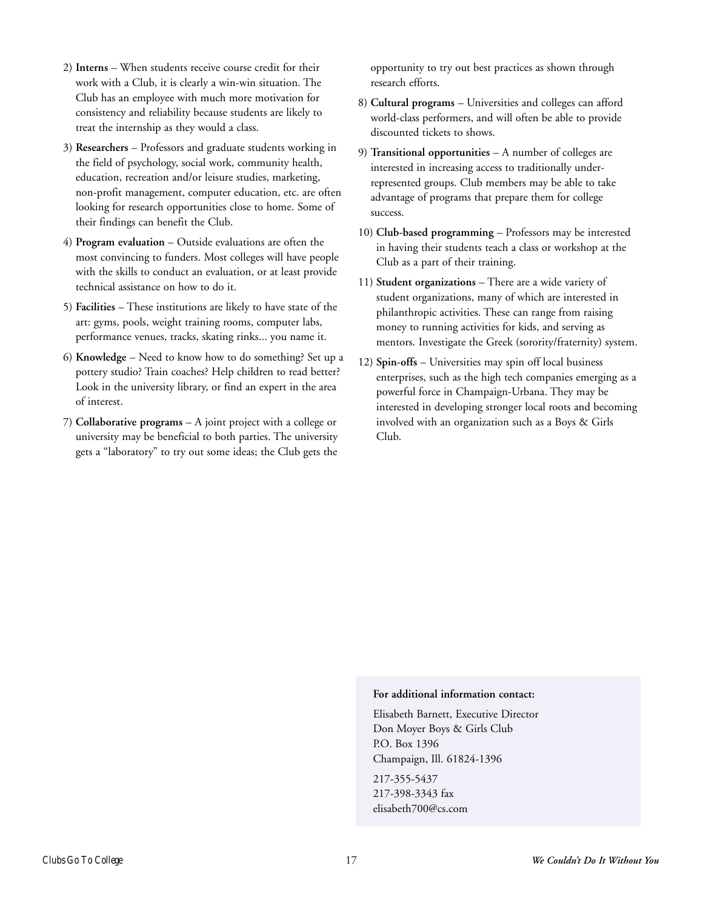2) **Interns** – When students receive course credit for their work with a Club, it is clearly a win-win situation. The Club has an employee with much more motivation for consistency and reliability because students are likely to treat the internship as they would a class.

3) **Researchers** – Professors and graduate students working in the field of psychology, social work, community health, education, recreation and/or leisure studies, marketing, non-profit management, computer education, etc. are often looking for research opportunities close to home. Some of their findings can benefit the Club.

4) **Program evaluation** – Outside evaluations are often the most convincing to funders. Most colleges will have people with the skills to conduct an evaluation, or at least provide technical assistance on how to do it.

5) **Facilities** – These institutions are likely to have state of the art: gyms, pools, weight training rooms, computer labs, performance venues, tracks, skating rinks... you name it.

6) **Knowledge** – Need to know how to do something? Set up a pottery studio? Train coaches? Help children to read better? Look in the university library, or find an expert in the area of interest.

7) **Collaborative programs** – A joint project with a college or university may be beneficial to both parties. The university gets a "laboratory" to try out some ideas; the Club gets the opportunity to try out best practices as shown through research efforts.

8) **Cultural programs** – Universities and colleges can afford world-class performers, and will often be able to provide discounted tickets to shows.

9) **Transitional opportunities** – A number of colleges are interested in increasing access to traditionally under-represented groups. Club members may be able to take advantage of programs that prepare them for college success.

10) **Club-based programming** – Professors may be interested in having their students teach a class or workshop at the Club as a part of their training.

11) **Student organizations** – There are a wide variety of student organizations, many of which are interested in philanthropic activities. These can range from raising money to running activities for kids, and serving as mentors. Investigate the Greek (sorority/fraternity) system.

12) **Spin-offs** – Universities may spin off local business enterprises, such as the high tech companies emerging as a powerful force in Champaign-Urbana. They may be interested in developing stronger local roots and becoming involved with an organization such as a Boys & Girls Club.

**For additional information contact:**

Elisabeth Barnett, Executive Director
Don Moyer Boys & Girls Club
P.O. Box 1396
Champaign, Ill. 61824-1396

217-355-5437
217-398-3343 fax
elisabeth700@cs.com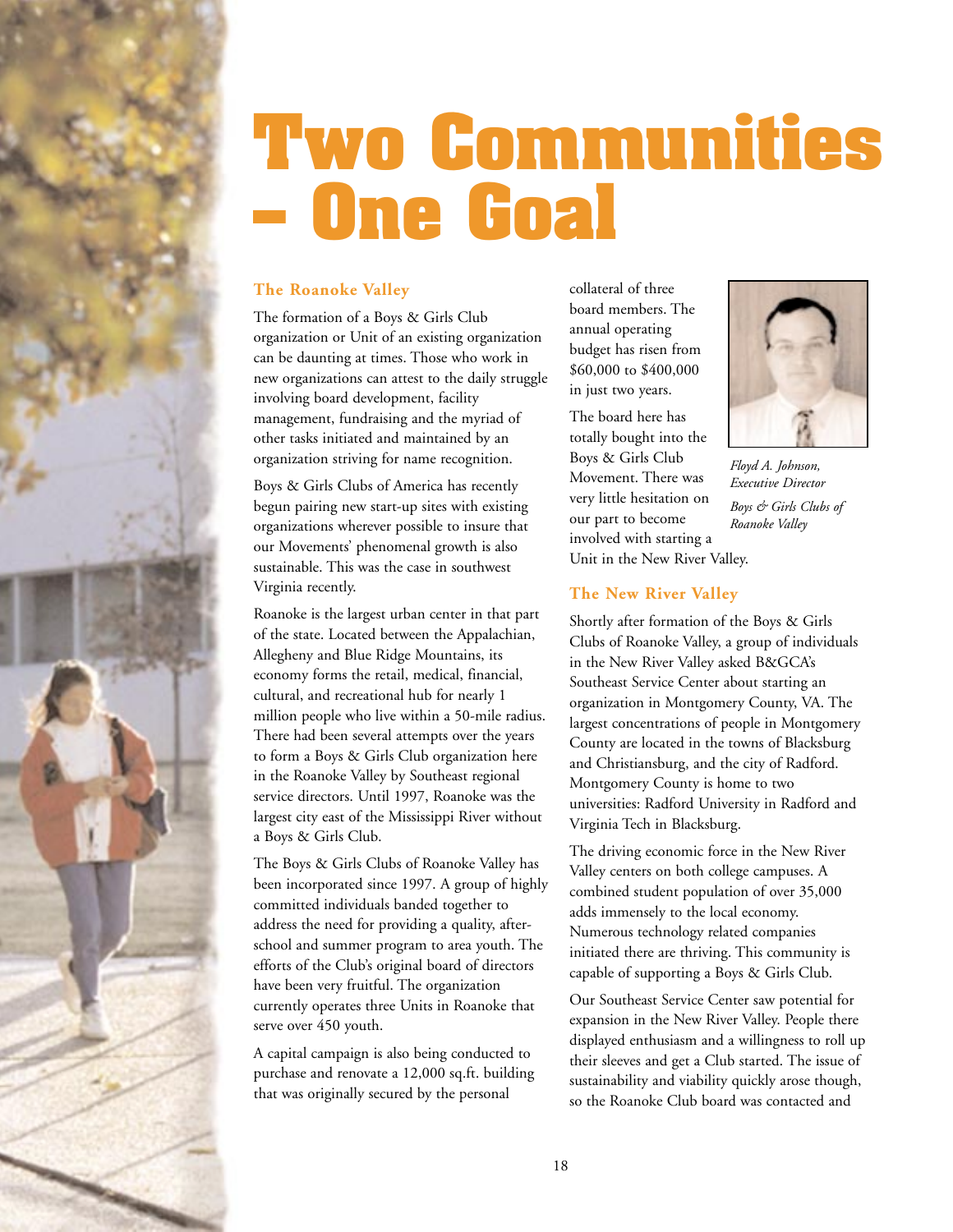# Two Communities – One Goal

## The Roanoke Valley

The formation of a Boys & Girls Club organization or Unit of an existing organization can be daunting at times. Those who work in new organizations can attest to the daily struggle involving board development, facility management, fundraising and the myriad of other tasks initiated and maintained by an organization striving for name recognition.

Boys & Girls Clubs of America has recently begun pairing new start-up sites with existing organizations wherever possible to insure that our Movements' phenomenal growth is also sustainable. This was the case in southwest Virginia recently.

Roanoke is the largest urban center in that part of the state. Located between the Appalachian, Allegheny and Blue Ridge Mountains, its economy forms the retail, medical, financial, cultural, and recreational hub for nearly 1 million people who live within a 50-mile radius. There had been several attempts over the years to form a Boys & Girls Club organization here in the Roanoke Valley by Southeast regional service directors. Until 1997, Roanoke was the largest city east of the Mississippi River without a Boys & Girls Club.

The Boys & Girls Clubs of Roanoke Valley has been incorporated since 1997. A group of highly committed individuals banded together to address the need for providing a quality, after-school and summer program to area youth. The efforts of the Club's original board of directors have been very fruitful. The organization currently operates three Units in Roanoke that serve over 450 youth.

A capital campaign is also being conducted to purchase and renovate a 12,000 sq.ft. building that was originally secured by the personal collateral of three board members. The annual operating budget has risen from $60,000 to $400,000 in just two years.

The board here has totally bought into the Boys & Girls Club Movement. There was very little hesitation on our part to become involved with starting a Unit in the New River Valley.

*Floyd A. Johnson, Executive Director*

*Boys & Girls Clubs of Roanoke Valley*

## The New River Valley

Shortly after formation of the Boys & Girls Clubs of Roanoke Valley, a group of individuals in the New River Valley asked B&GCA's Southeast Service Center about starting an organization in Montgomery County, VA. The largest concentrations of people in Montgomery County are located in the towns of Blacksburg and Christiansburg, and the city of Radford. Montgomery County is home to two universities: Radford University in Radford and Virginia Tech in Blacksburg.

The driving economic force in the New River Valley centers on both college campuses. A combined student population of over 35,000 adds immensely to the local economy. Numerous technology related companies initiated there are thriving. This community is capable of supporting a Boys & Girls Club.

Our Southeast Service Center saw potential for expansion in the New River Valley. People there displayed enthusiasm and a willingness to roll up their sleeves and get a Club started. The issue of sustainability and viability quickly arose though, so the Roanoke Club board was contacted and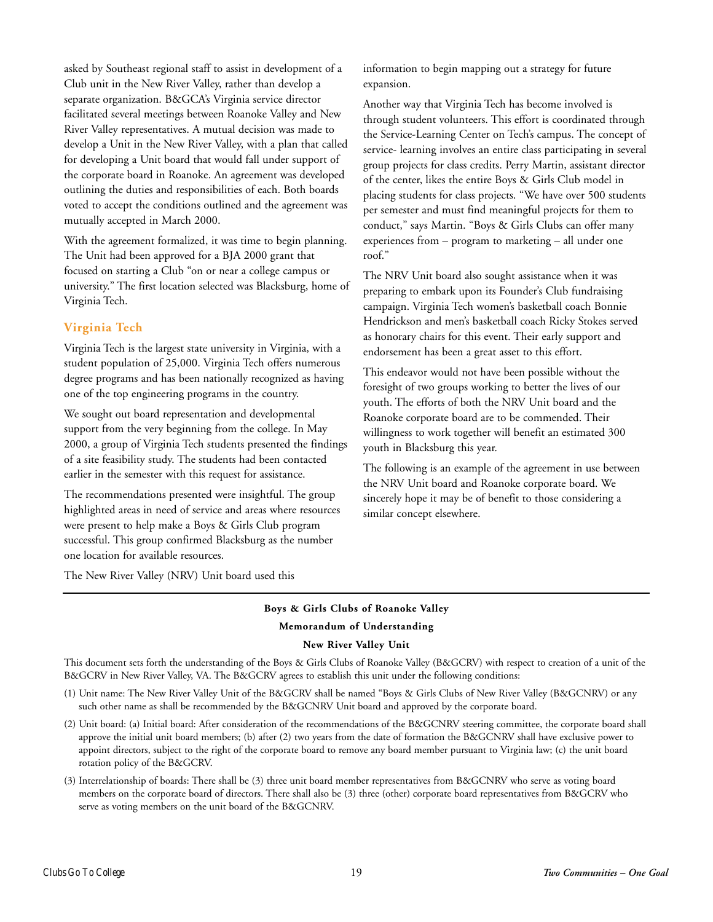asked by Southeast regional staff to assist in development of a Club unit in the New River Valley, rather than develop a separate organization. B&GCA's Virginia service director facilitated several meetings between Roanoke Valley and New River Valley representatives. A mutual decision was made to develop a Unit in the New River Valley, with a plan that called for developing a Unit board that would fall under support of the corporate board in Roanoke. An agreement was developed outlining the duties and responsibilities of each. Both boards voted to accept the conditions outlined and the agreement was mutually accepted in March 2000.

With the agreement formalized, it was time to begin planning. The Unit had been approved for a BJA 2000 grant that focused on starting a Club "on or near a college campus or university." The first location selected was Blacksburg, home of Virginia Tech.

## Virginia Tech

Virginia Tech is the largest state university in Virginia, with a student population of 25,000. Virginia Tech offers numerous degree programs and has been nationally recognized as having one of the top engineering programs in the country.

We sought out board representation and developmental support from the very beginning from the college. In May 2000, a group of Virginia Tech students presented the findings of a site feasibility study. The students had been contacted earlier in the semester with this request for assistance.

The recommendations presented were insightful. The group highlighted areas in need of service and areas where resources were present to help make a Boys & Girls Club program successful. This group confirmed Blacksburg as the number one location for available resources.

The New River Valley (NRV) Unit board used this information to begin mapping out a strategy for future expansion.

Another way that Virginia Tech has become involved is through student volunteers. This effort is coordinated through the Service-Learning Center on Tech's campus. The concept of service- learning involves an entire class participating in several group projects for class credits. Perry Martin, assistant director of the center, likes the entire Boys & Girls Club model in placing students for class projects. "We have over 500 students per semester and must find meaningful projects for them to conduct," says Martin. "Boys & Girls Clubs can offer many experiences from – program to marketing – all under one roof."

The NRV Unit board also sought assistance when it was preparing to embark upon its Founder's Club fundraising campaign. Virginia Tech women's basketball coach Bonnie Hendrickson and men's basketball coach Ricky Stokes served as honorary chairs for this event. Their early support and endorsement has been a great asset to this effort.

This endeavor would not have been possible without the foresight of two groups working to better the lives of our youth. The efforts of both the NRV Unit board and the Roanoke corporate board are to be commended. Their willingness to work together will benefit an estimated 300 youth in Blacksburg this year.

The following is an example of the agreement in use between the NRV Unit board and Roanoke corporate board. We sincerely hope it may be of benefit to those considering a similar concept elsewhere.

---

**Boys & Girls Clubs of Roanoke Valley**

**Memorandum of Understanding**

**New River Valley Unit**

This document sets forth the understanding of the Boys & Girls Clubs of Roanoke Valley (B&GCRV) with respect to creation of a unit of the B&GCRV in New River Valley, VA. The B&GCRV agrees to establish this unit under the following conditions:

(1) Unit name: The New River Valley Unit of the B&GCRV shall be named "Boys & Girls Clubs of New River Valley (B&GCNRV) or any such other name as shall be recommended by the B&GCNRV Unit board and approved by the corporate board.

(2) Unit board: (a) Initial board: After consideration of the recommendations of the B&GCNRV steering committee, the corporate board shall approve the initial unit board members; (b) after (2) two years from the date of formation the B&GCNRV shall have exclusive power to appoint directors, subject to the right of the corporate board to remove any board member pursuant to Virginia law; (c) the unit board rotation policy of the B&GCRV.

(3) Interrelationship of boards: There shall be (3) three unit board member representatives from B&GCNRV who serve as voting board members on the corporate board of directors. There shall also be (3) three (other) corporate board representatives from B&GCRV who serve as voting members on the unit board of the B&GCNRV.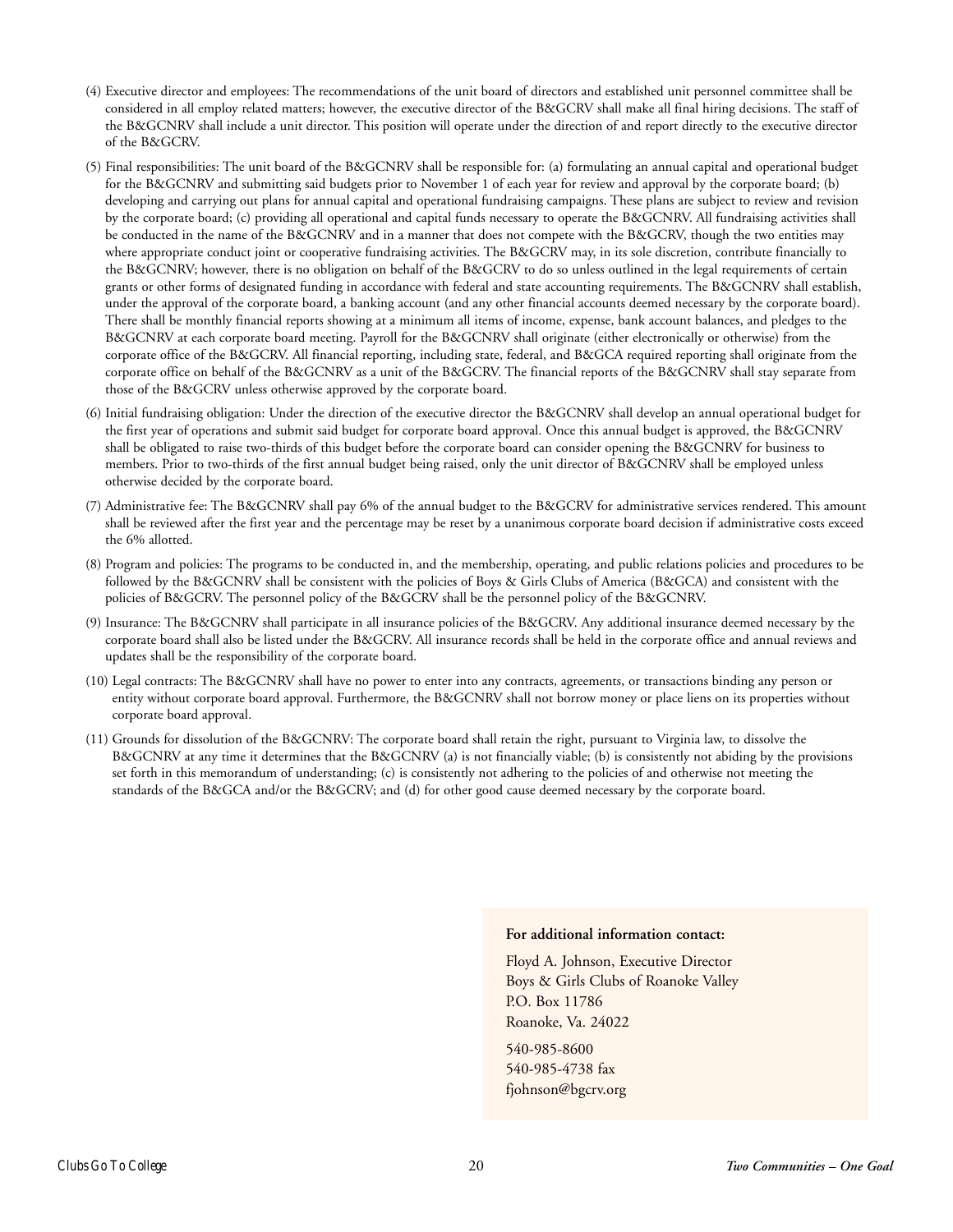(4) Executive director and employees: The recommendations of the unit board of directors and established unit personnel committee shall be considered in all employ related matters; however, the executive director of the B&GCRV shall make all final hiring decisions. The staff of the B&GCNRV shall include a unit director. This position will operate under the direction of and report directly to the executive director of the B&GCRV.

(5) Final responsibilities: The unit board of the B&GCNRV shall be responsible for: (a) formulating an annual capital and operational budget for the B&GCNRV and submitting said budgets prior to November 1 of each year for review and approval by the corporate board; (b) developing and carrying out plans for annual capital and operational fundraising campaigns. These plans are subject to review and revision by the corporate board; (c) providing all operational and capital funds necessary to operate the B&GCNRV. All fundraising activities shall be conducted in the name of the B&GCNRV and in a manner that does not compete with the B&GCRV, though the two entities may where appropriate conduct joint or cooperative fundraising activities. The B&GCRV may, in its sole discretion, contribute financially to the B&GCNRV; however, there is no obligation on behalf of the B&GCRV to do so unless outlined in the legal requirements of certain grants or other forms of designated funding in accordance with federal and state accounting requirements. The B&GCNRV shall establish, under the approval of the corporate board, a banking account (and any other financial accounts deemed necessary by the corporate board). There shall be monthly financial reports showing at a minimum all items of income, expense, bank account balances, and pledges to the B&GCNRV at each corporate board meeting. Payroll for the B&GCNRV shall originate (either electronically or otherwise) from the corporate office of the B&GCRV. All financial reporting, including state, federal, and B&GCA required reporting shall originate from the corporate office on behalf of the B&GCNRV as a unit of the B&GCRV. The financial reports of the B&GCNRV shall stay separate from those of the B&GCRV unless otherwise approved by the corporate board.

(6) Initial fundraising obligation: Under the direction of the executive director the B&GCNRV shall develop an annual operational budget for the first year of operations and submit said budget for corporate board approval. Once this annual budget is approved, the B&GCNRV shall be obligated to raise two-thirds of this budget before the corporate board can consider opening the B&GCNRV for business to members. Prior to two-thirds of the first annual budget being raised, only the unit director of B&GCNRV shall be employed unless otherwise decided by the corporate board.

(7) Administrative fee: The B&GCNRV shall pay 6% of the annual budget to the B&GCRV for administrative services rendered. This amount shall be reviewed after the first year and the percentage may be reset by a unanimous corporate board decision if administrative costs exceed the 6% allotted.

(8) Program and policies: The programs to be conducted in, and the membership, operating, and public relations policies and procedures to be followed by the B&GCNRV shall be consistent with the policies of Boys & Girls Clubs of America (B&GCA) and consistent with the policies of B&GCRV. The personnel policy of the B&GCRV shall be the personnel policy of the B&GCNRV.

(9) Insurance: The B&GCNRV shall participate in all insurance policies of the B&GCRV. Any additional insurance deemed necessary by the corporate board shall also be listed under the B&GCRV. All insurance records shall be held in the corporate office and annual reviews and updates shall be the responsibility of the corporate board.

(10) Legal contracts: The B&GCNRV shall have no power to enter into any contracts, agreements, or transactions binding any person or entity without corporate board approval. Furthermore, the B&GCNRV shall not borrow money or place liens on its properties without corporate board approval.

(11) Grounds for dissolution of the B&GCNRV: The corporate board shall retain the right, pursuant to Virginia law, to dissolve the B&GCNRV at any time it determines that the B&GCNRV (a) is not financially viable; (b) is consistently not abiding by the provisions set forth in this memorandum of understanding; (c) is consistently not adhering to the policies of and otherwise not meeting the standards of the B&GCA and/or the B&GCRV; and (d) for other good cause deemed necessary by the corporate board.

**For additional information contact:**

Floyd A. Johnson, Executive Director
Boys & Girls Clubs of Roanoke Valley
P.O. Box 11786
Roanoke, Va. 24022

540-985-8600
540-985-4738 fax
fjohnson@bgcrv.org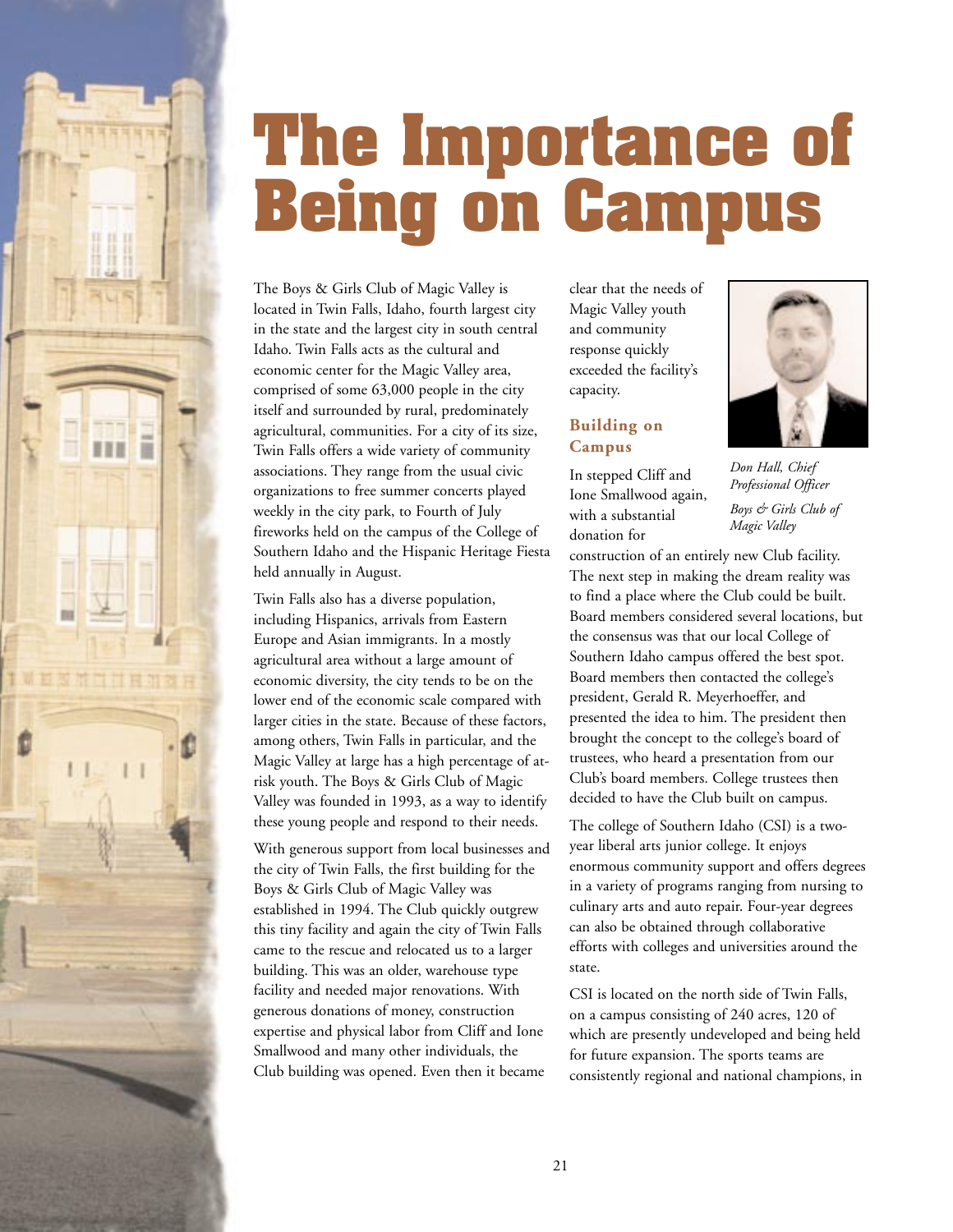# The Importance of Being on Campus

The Boys & Girls Club of Magic Valley is located in Twin Falls, Idaho, fourth largest city in the state and the largest city in south central Idaho. Twin Falls acts as the cultural and economic center for the Magic Valley area, comprised of some 63,000 people in the city itself and surrounded by rural, predominately agricultural, communities. For a city of its size, Twin Falls offers a wide variety of community associations. They range from the usual civic organizations to free summer concerts played weekly in the city park, to Fourth of July fireworks held on the campus of the College of Southern Idaho and the Hispanic Heritage Fiesta held annually in August.

Twin Falls also has a diverse population, including Hispanics, arrivals from Eastern Europe and Asian immigrants. In a mostly agricultural area without a large amount of economic diversity, the city tends to be on the lower end of the economic scale compared with larger cities in the state. Because of these factors, among others, Twin Falls in particular, and the Magic Valley at large has a high percentage of at-risk youth. The Boys & Girls Club of Magic Valley was founded in 1993, as a way to identify these young people and respond to their needs.

With generous support from local businesses and the city of Twin Falls, the first building for the Boys & Girls Club of Magic Valley was established in 1994. The Club quickly outgrew this tiny facility and again the city of Twin Falls came to the rescue and relocated us to a larger building. This was an older, warehouse type facility and needed major renovations. With generous donations of money, construction expertise and physical labor from Cliff and Ione Smallwood and many other individuals, the Club building was opened. Even then it became clear that the needs of Magic Valley youth and community response quickly exceeded the facility's capacity.

### Building on Campus

In stepped Cliff and Ione Smallwood again, with a substantial donation for construction of an entirely new Club facility. The next step in making the dream reality was to find a place where the Club could be built. Board members considered several locations, but the consensus was that our local College of Southern Idaho campus offered the best spot. Board members then contacted the college's president, Gerald R. Meyerhoeffer, and presented the idea to him. The president then brought the concept to the college's board of trustees, who heard a presentation from our Club's board members. College trustees then decided to have the Club built on campus.

*Don Hall, Chief Professional Officer*

*Boys & Girls Club of Magic Valley*

The college of Southern Idaho (CSI) is a two-year liberal arts junior college. It enjoys enormous community support and offers degrees in a variety of programs ranging from nursing to culinary arts and auto repair. Four-year degrees can also be obtained through collaborative efforts with colleges and universities around the state.

CSI is located on the north side of Twin Falls, on a campus consisting of 240 acres, 120 of which are presently undeveloped and being held for future expansion. The sports teams are consistently regional and national champions, in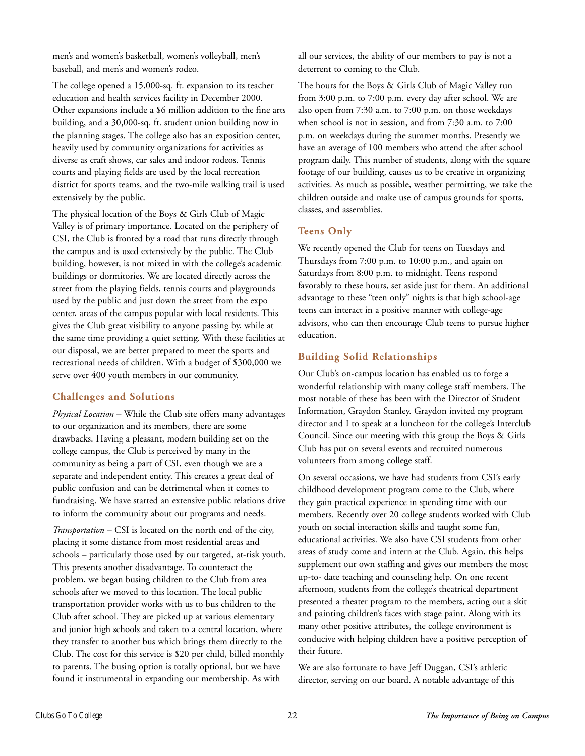men's and women's basketball, women's volleyball, men's baseball, and men's and women's rodeo.

The college opened a 15,000-sq. ft. expansion to its teacher education and health services facility in December 2000. Other expansions include a $6 million addition to the fine arts building, and a 30,000-sq. ft. student union building now in the planning stages. The college also has an exposition center, heavily used by community organizations for activities as diverse as craft shows, car sales and indoor rodeos. Tennis courts and playing fields are used by the local recreation district for sports teams, and the two-mile walking trail is used extensively by the public.

The physical location of the Boys & Girls Club of Magic Valley is of primary importance. Located on the periphery of CSI, the Club is fronted by a road that runs directly through the campus and is used extensively by the public. The Club building, however, is not mixed in with the college's academic buildings or dormitories. We are located directly across the street from the playing fields, tennis courts and playgrounds used by the public and just down the street from the expo center, areas of the campus popular with local residents. This gives the Club great visibility to anyone passing by, while at the same time providing a quiet setting. With these facilities at our disposal, we are better prepared to meet the sports and recreational needs of children. With a budget of $300,000 we serve over 400 youth members in our community.

### Challenges and Solutions

*Physical Location* – While the Club site offers many advantages to our organization and its members, there are some drawbacks. Having a pleasant, modern building set on the college campus, the Club is perceived by many in the community as being a part of CSI, even though we are a separate and independent entity. This creates a great deal of public confusion and can be detrimental when it comes to fundraising. We have started an extensive public relations drive to inform the community about our programs and needs.

*Transportation* – CSI is located on the north end of the city, placing it some distance from most residential areas and schools – particularly those used by our targeted, at-risk youth. This presents another disadvantage. To counteract the problem, we began busing children to the Club from area schools after we moved to this location. The local public transportation provider works with us to bus children to the Club after school. They are picked up at various elementary and junior high schools and taken to a central location, where they transfer to another bus which brings them directly to the Club. The cost for this service is $20 per child, billed monthly to parents. The busing option is totally optional, but we have found it instrumental in expanding our membership. As with all our services, the ability of our members to pay is not a deterrent to coming to the Club.

The hours for the Boys & Girls Club of Magic Valley run from 3:00 p.m. to 7:00 p.m. every day after school. We are also open from 7:30 a.m. to 7:00 p.m. on those weekdays when school is not in session, and from 7:30 a.m. to 7:00 p.m. on weekdays during the summer months. Presently we have an average of 100 members who attend the after school program daily. This number of students, along with the square footage of our building, causes us to be creative in organizing activities. As much as possible, weather permitting, we take the children outside and make use of campus grounds for sports, classes, and assemblies.

### Teens Only

We recently opened the Club for teens on Tuesdays and Thursdays from 7:00 p.m. to 10:00 p.m., and again on Saturdays from 8:00 p.m. to midnight. Teens respond favorably to these hours, set aside just for them. An additional advantage to these "teen only" nights is that high school-age teens can interact in a positive manner with college-age advisors, who can then encourage Club teens to pursue higher education.

### Building Solid Relationships

Our Club's on-campus location has enabled us to forge a wonderful relationship with many college staff members. The most notable of these has been with the Director of Student Information, Graydon Stanley. Graydon invited my program director and I to speak at a luncheon for the college's Interclub Council. Since our meeting with this group the Boys & Girls Club has put on several events and recruited numerous volunteers from among college staff.

On several occasions, we have had students from CSI's early childhood development program come to the Club, where they gain practical experience in spending time with our members. Recently over 20 college students worked with Club youth on social interaction skills and taught some fun, educational activities. We also have CSI students from other areas of study come and intern at the Club. Again, this helps supplement our own staffing and gives our members the most up-to- date teaching and counseling help. On one recent afternoon, students from the college's theatrical department presented a theater program to the members, acting out a skit and painting children's faces with stage paint. Along with its many other positive attributes, the college environment is conducive with helping children have a positive perception of their future.

We are also fortunate to have Jeff Duggan, CSI's athletic director, serving on our board. A notable advantage of this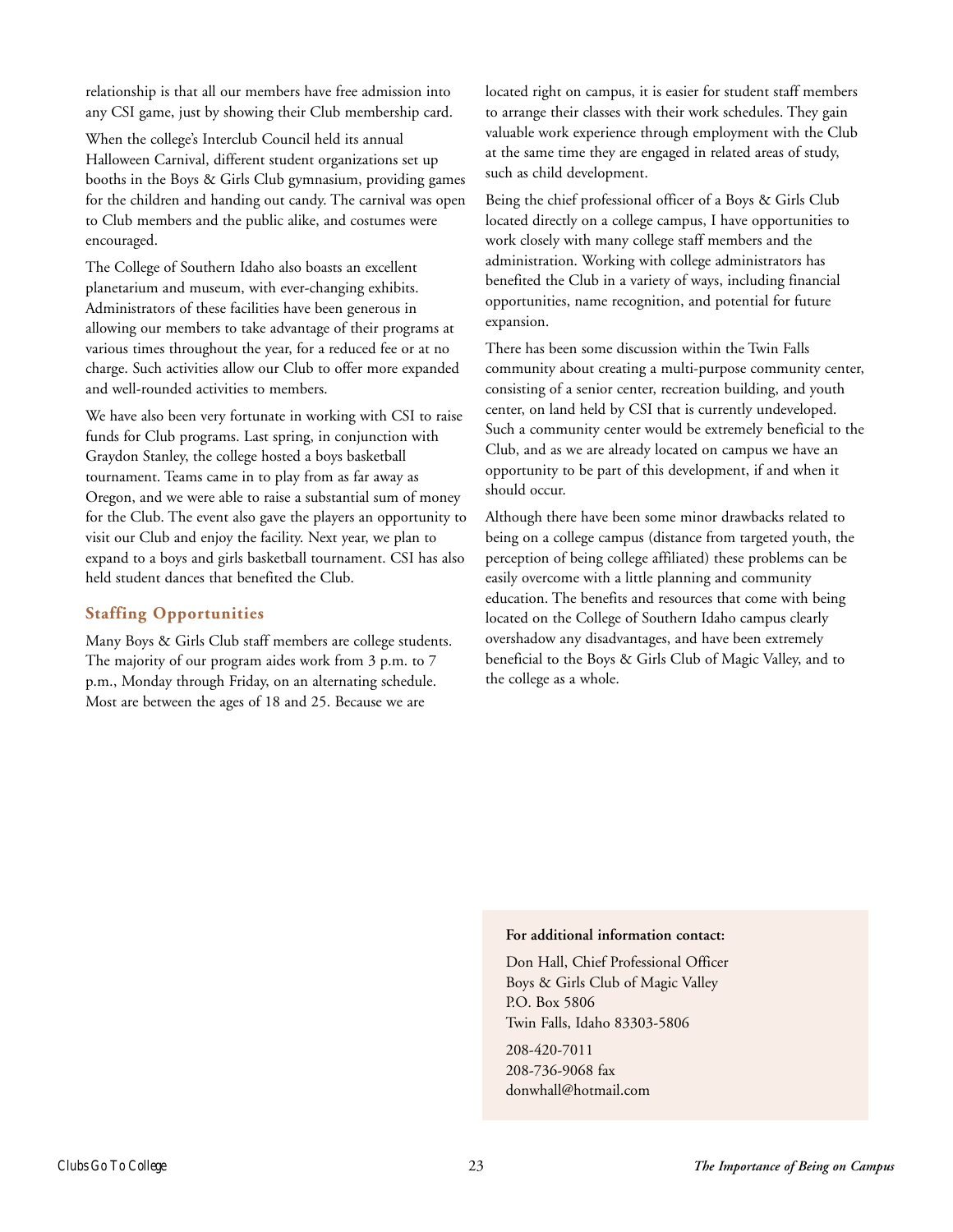relationship is that all our members have free admission into any CSI game, just by showing their Club membership card.

When the college's Interclub Council held its annual Halloween Carnival, different student organizations set up booths in the Boys & Girls Club gymnasium, providing games for the children and handing out candy. The carnival was open to Club members and the public alike, and costumes were encouraged.

The College of Southern Idaho also boasts an excellent planetarium and museum, with ever-changing exhibits. Administrators of these facilities have been generous in allowing our members to take advantage of their programs at various times throughout the year, for a reduced fee or at no charge. Such activities allow our Club to offer more expanded and well-rounded activities to members.

We have also been very fortunate in working with CSI to raise funds for Club programs. Last spring, in conjunction with Graydon Stanley, the college hosted a boys basketball tournament. Teams came in to play from as far away as Oregon, and we were able to raise a substantial sum of money for the Club. The event also gave the players an opportunity to visit our Club and enjoy the facility. Next year, we plan to expand to a boys and girls basketball tournament. CSI has also held student dances that benefited the Club.

### Staffing Opportunities

Many Boys & Girls Club staff members are college students. The majority of our program aides work from 3 p.m. to 7 p.m., Monday through Friday, on an alternating schedule. Most are between the ages of 18 and 25. Because we are located right on campus, it is easier for student staff members to arrange their classes with their work schedules. They gain valuable work experience through employment with the Club at the same time they are engaged in related areas of study, such as child development.

Being the chief professional officer of a Boys & Girls Club located directly on a college campus, I have opportunities to work closely with many college staff members and the administration. Working with college administrators has benefited the Club in a variety of ways, including financial opportunities, name recognition, and potential for future expansion.

There has been some discussion within the Twin Falls community about creating a multi-purpose community center, consisting of a senior center, recreation building, and youth center, on land held by CSI that is currently undeveloped. Such a community center would be extremely beneficial to the Club, and as we are already located on campus we have an opportunity to be part of this development, if and when it should occur.

Although there have been some minor drawbacks related to being on a college campus (distance from targeted youth, the perception of being college affiliated) these problems can be easily overcome with a little planning and community education. The benefits and resources that come with being located on the College of Southern Idaho campus clearly overshadow any disadvantages, and have been extremely beneficial to the Boys & Girls Club of Magic Valley, and to the college as a whole.

**For additional information contact:**

Don Hall, Chief Professional Officer
Boys & Girls Club of Magic Valley
P.O. Box 5806
Twin Falls, Idaho 83303-5806

208-420-7011
208-736-9068 fax
donwhall@hotmail.com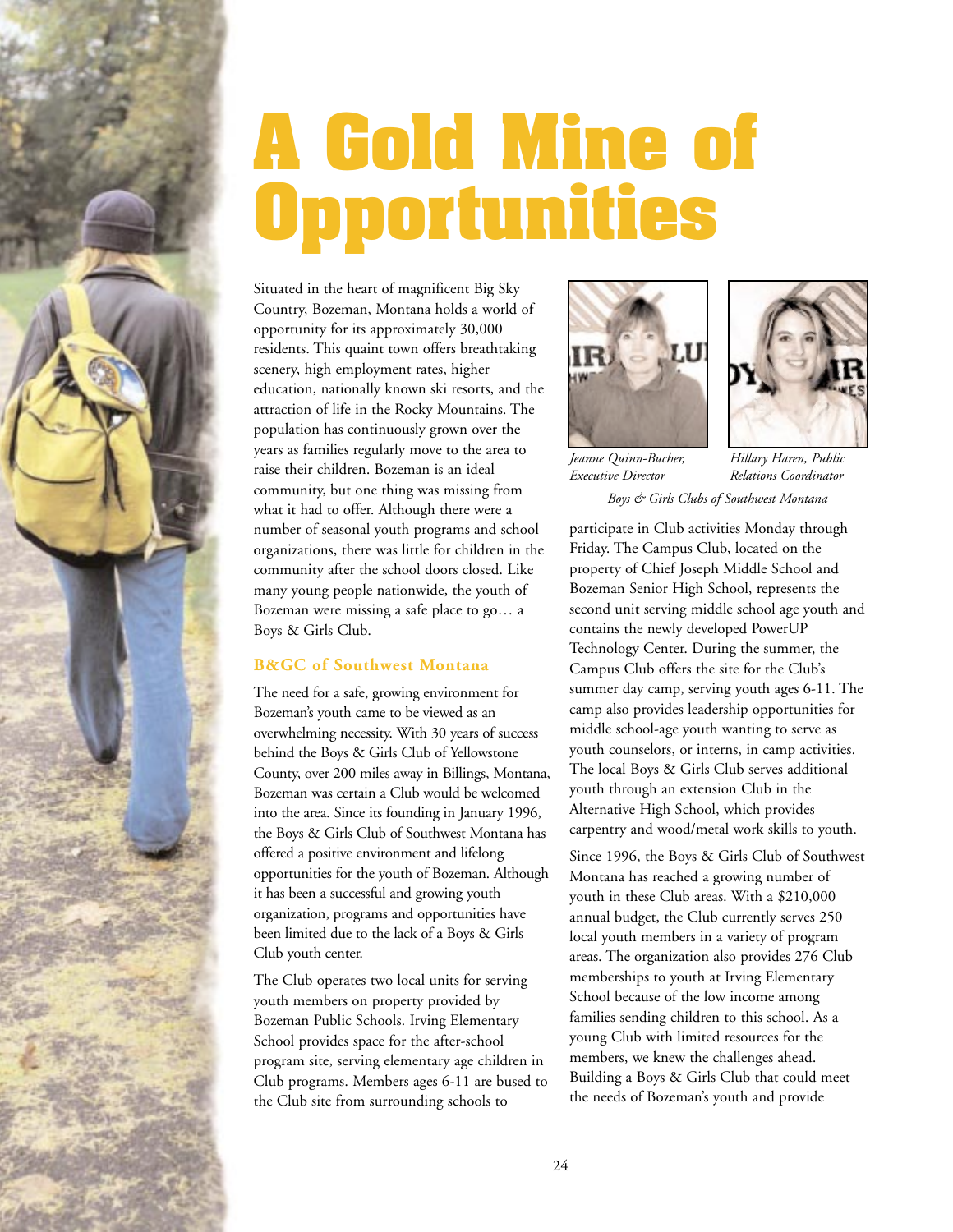# A Gold Mine of Opportunities

Situated in the heart of magnificent Big Sky Country, Bozeman, Montana holds a world of opportunity for its approximately 30,000 residents. This quaint town offers breathtaking scenery, high employment rates, higher education, nationally known ski resorts, and the attraction of life in the Rocky Mountains. The population has continuously grown over the years as families regularly move to the area to raise their children. Bozeman is an ideal community, but one thing was missing from what it had to offer. Although there were a number of seasonal youth programs and school organizations, there was little for children in the community after the school doors closed. Like many young people nationwide, the youth of Bozeman were missing a safe place to go… a Boys & Girls Club.

### B&GC of Southwest Montana

The need for a safe, growing environment for Bozeman's youth came to be viewed as an overwhelming necessity. With 30 years of success behind the Boys & Girls Club of Yellowstone County, over 200 miles away in Billings, Montana, Bozeman was certain a Club would be welcomed into the area. Since its founding in January 1996, the Boys & Girls Club of Southwest Montana has offered a positive environment and lifelong opportunities for the youth of Bozeman. Although it has been a successful and growing youth organization, programs and opportunities have been limited due to the lack of a Boys & Girls Club youth center.

The Club operates two local units for serving youth members on property provided by Bozeman Public Schools. Irving Elementary School provides space for the after-school program site, serving elementary age children in Club programs. Members ages 6-11 are bused to the Club site from surrounding schools to participate in Club activities Monday through Friday. The Campus Club, located on the property of Chief Joseph Middle School and Bozeman Senior High School, represents the second unit serving middle school age youth and contains the newly developed PowerUP Technology Center. During the summer, the Campus Club offers the site for the Club's summer day camp, serving youth ages 6-11. The camp also provides leadership opportunities for middle school-age youth wanting to serve as youth counselors, or interns, in camp activities. The local Boys & Girls Club serves additional youth through an extension Club in the Alternative High School, which provides carpentry and wood/metal work skills to youth.

*Jeanne Quinn-Bucher, Executive Director*

*Hillary Haren, Public Relations Coordinator*

*Boys & Girls Clubs of Southwest Montana*

Since 1996, the Boys & Girls Club of Southwest Montana has reached a growing number of youth in these Club areas. With a $210,000 annual budget, the Club currently serves 250 local youth members in a variety of program areas. The organization also provides 276 Club memberships to youth at Irving Elementary School because of the low income among families sending children to this school. As a young Club with limited resources for the members, we knew the challenges ahead. Building a Boys & Girls Club that could meet the needs of Bozeman's youth and provide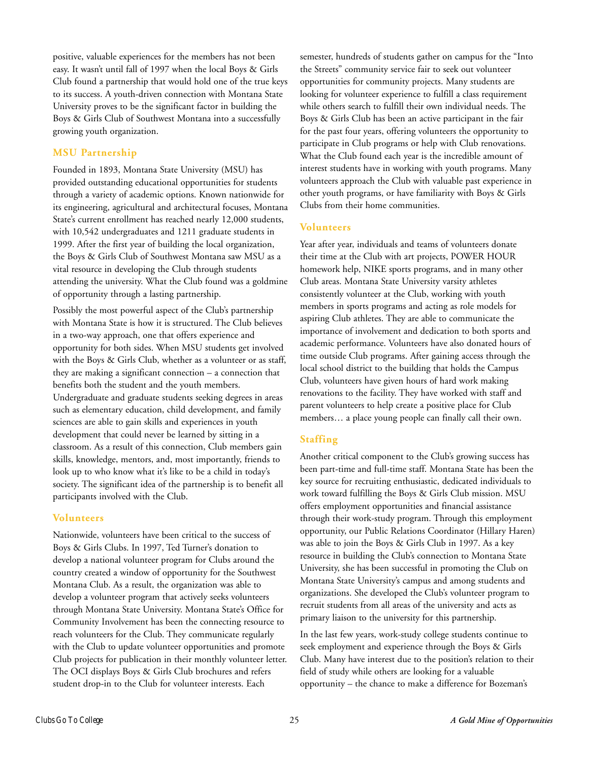positive, valuable experiences for the members has not been easy. It wasn't until fall of 1997 when the local Boys & Girls Club found a partnership that would hold one of the true keys to its success. A youth-driven connection with Montana State University proves to be the significant factor in building the Boys & Girls Club of Southwest Montana into a successfully growing youth organization.

## MSU Partnership

Founded in 1893, Montana State University (MSU) has provided outstanding educational opportunities for students through a variety of academic options. Known nationwide for its engineering, agricultural and architectural focuses, Montana State's current enrollment has reached nearly 12,000 students, with 10,542 undergraduates and 1211 graduate students in 1999. After the first year of building the local organization, the Boys & Girls Club of Southwest Montana saw MSU as a vital resource in developing the Club through students attending the university. What the Club found was a goldmine of opportunity through a lasting partnership.

Possibly the most powerful aspect of the Club's partnership with Montana State is how it is structured. The Club believes in a two-way approach, one that offers experience and opportunity for both sides. When MSU students get involved with the Boys & Girls Club, whether as a volunteer or as staff, they are making a significant connection – a connection that benefits both the student and the youth members. Undergraduate and graduate students seeking degrees in areas such as elementary education, child development, and family sciences are able to gain skills and experiences in youth development that could never be learned by sitting in a classroom. As a result of this connection, Club members gain skills, knowledge, mentors, and, most importantly, friends to look up to who know what it's like to be a child in today's society. The significant idea of the partnership is to benefit all participants involved with the Club.

## Volunteers

Nationwide, volunteers have been critical to the success of Boys & Girls Clubs. In 1997, Ted Turner's donation to develop a national volunteer program for Clubs around the country created a window of opportunity for the Southwest Montana Club. As a result, the organization was able to develop a volunteer program that actively seeks volunteers through Montana State University. Montana State's Office for Community Involvement has been the connecting resource to reach volunteers for the Club. They communicate regularly with the Club to update volunteer opportunities and promote Club projects for publication in their monthly volunteer letter. The OCI displays Boys & Girls Club brochures and refers student drop-in to the Club for volunteer interests. Each semester, hundreds of students gather on campus for the "Into the Streets" community service fair to seek out volunteer opportunities for community projects. Many students are looking for volunteer experience to fulfill a class requirement while others search to fulfill their own individual needs. The Boys & Girls Club has been an active participant in the fair for the past four years, offering volunteers the opportunity to participate in Club programs or help with Club renovations. What the Club found each year is the incredible amount of interest students have in working with youth programs. Many volunteers approach the Club with valuable past experience in other youth programs, or have familiarity with Boys & Girls Clubs from their home communities.

## Volunteers

Year after year, individuals and teams of volunteers donate their time at the Club with art projects, POWER HOUR homework help, NIKE sports programs, and in many other Club areas. Montana State University varsity athletes consistently volunteer at the Club, working with youth members in sports programs and acting as role models for aspiring Club athletes. They are able to communicate the importance of involvement and dedication to both sports and academic performance. Volunteers have also donated hours of time outside Club programs. After gaining access through the local school district to the building that holds the Campus Club, volunteers have given hours of hard work making renovations to the facility. They have worked with staff and parent volunteers to help create a positive place for Club members… a place young people can finally call their own.

## Staffing

Another critical component to the Club's growing success has been part-time and full-time staff. Montana State has been the key source for recruiting enthusiastic, dedicated individuals to work toward fulfilling the Boys & Girls Club mission. MSU offers employment opportunities and financial assistance through their work-study program. Through this employment opportunity, our Public Relations Coordinator (Hillary Haren) was able to join the Boys & Girls Club in 1997. As a key resource in building the Club's connection to Montana State University, she has been successful in promoting the Club on Montana State University's campus and among students and organizations. She developed the Club's volunteer program to recruit students from all areas of the university and acts as primary liaison to the university for this partnership.

In the last few years, work-study college students continue to seek employment and experience through the Boys & Girls Club. Many have interest due to the position's relation to their field of study while others are looking for a valuable opportunity – the chance to make a difference for Bozeman's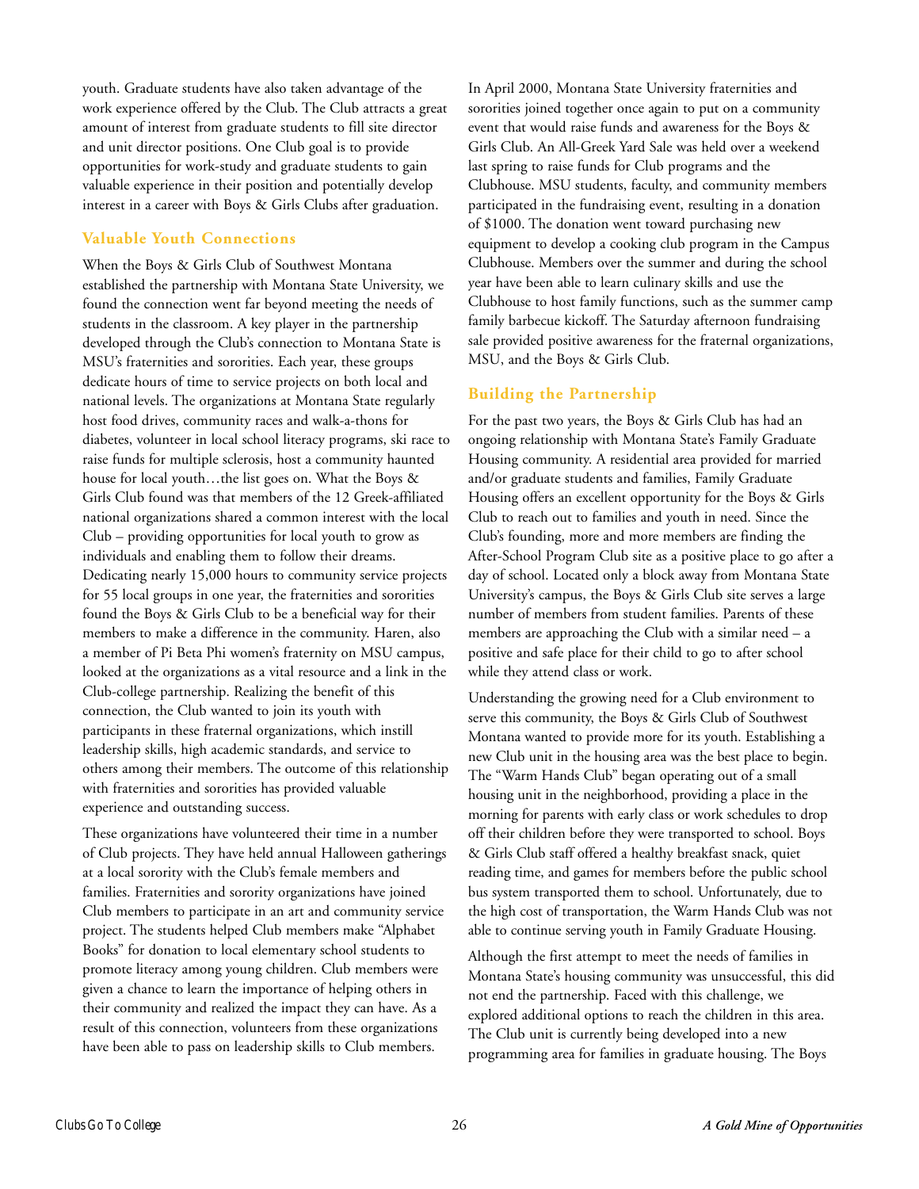youth. Graduate students have also taken advantage of the work experience offered by the Club. The Club attracts a great amount of interest from graduate students to fill site director and unit director positions. One Club goal is to provide opportunities for work-study and graduate students to gain valuable experience in their position and potentially develop interest in a career with Boys & Girls Clubs after graduation.

## Valuable Youth Connections

When the Boys & Girls Club of Southwest Montana established the partnership with Montana State University, we found the connection went far beyond meeting the needs of students in the classroom. A key player in the partnership developed through the Club's connection to Montana State is MSU's fraternities and sororities. Each year, these groups dedicate hours of time to service projects on both local and national levels. The organizations at Montana State regularly host food drives, community races and walk-a-thons for diabetes, volunteer in local school literacy programs, ski race to raise funds for multiple sclerosis, host a community haunted house for local youth…the list goes on. What the Boys & Girls Club found was that members of the 12 Greek-affiliated national organizations shared a common interest with the local Club – providing opportunities for local youth to grow as individuals and enabling them to follow their dreams. Dedicating nearly 15,000 hours to community service projects for 55 local groups in one year, the fraternities and sororities found the Boys & Girls Club to be a beneficial way for their members to make a difference in the community. Haren, also a member of Pi Beta Phi women's fraternity on MSU campus, looked at the organizations as a vital resource and a link in the Club-college partnership. Realizing the benefit of this connection, the Club wanted to join its youth with participants in these fraternal organizations, which instill leadership skills, high academic standards, and service to others among their members. The outcome of this relationship with fraternities and sororities has provided valuable experience and outstanding success.

These organizations have volunteered their time in a number of Club projects. They have held annual Halloween gatherings at a local sorority with the Club's female members and families. Fraternities and sorority organizations have joined Club members to participate in an art and community service project. The students helped Club members make "Alphabet Books" for donation to local elementary school students to promote literacy among young children. Club members were given a chance to learn the importance of helping others in their community and realized the impact they can have. As a result of this connection, volunteers from these organizations have been able to pass on leadership skills to Club members.

In April 2000, Montana State University fraternities and sororities joined together once again to put on a community event that would raise funds and awareness for the Boys & Girls Club. An All-Greek Yard Sale was held over a weekend last spring to raise funds for Club programs and the Clubhouse. MSU students, faculty, and community members participated in the fundraising event, resulting in a donation of $1000. The donation went toward purchasing new equipment to develop a cooking club program in the Campus Clubhouse. Members over the summer and during the school year have been able to learn culinary skills and use the Clubhouse to host family functions, such as the summer camp family barbecue kickoff. The Saturday afternoon fundraising sale provided positive awareness for the fraternal organizations, MSU, and the Boys & Girls Club.

## Building the Partnership

For the past two years, the Boys & Girls Club has had an ongoing relationship with Montana State's Family Graduate Housing community. A residential area provided for married and/or graduate students and families, Family Graduate Housing offers an excellent opportunity for the Boys & Girls Club to reach out to families and youth in need. Since the Club's founding, more and more members are finding the After-School Program Club site as a positive place to go after a day of school. Located only a block away from Montana State University's campus, the Boys & Girls Club site serves a large number of members from student families. Parents of these members are approaching the Club with a similar need – a positive and safe place for their child to go to after school while they attend class or work.

Understanding the growing need for a Club environment to serve this community, the Boys & Girls Club of Southwest Montana wanted to provide more for its youth. Establishing a new Club unit in the housing area was the best place to begin. The "Warm Hands Club" began operating out of a small housing unit in the neighborhood, providing a place in the morning for parents with early class or work schedules to drop off their children before they were transported to school. Boys & Girls Club staff offered a healthy breakfast snack, quiet reading time, and games for members before the public school bus system transported them to school. Unfortunately, due to the high cost of transportation, the Warm Hands Club was not able to continue serving youth in Family Graduate Housing.

Although the first attempt to meet the needs of families in Montana State's housing community was unsuccessful, this did not end the partnership. Faced with this challenge, we explored additional options to reach the children in this area. The Club unit is currently being developed into a new programming area for families in graduate housing. The Boys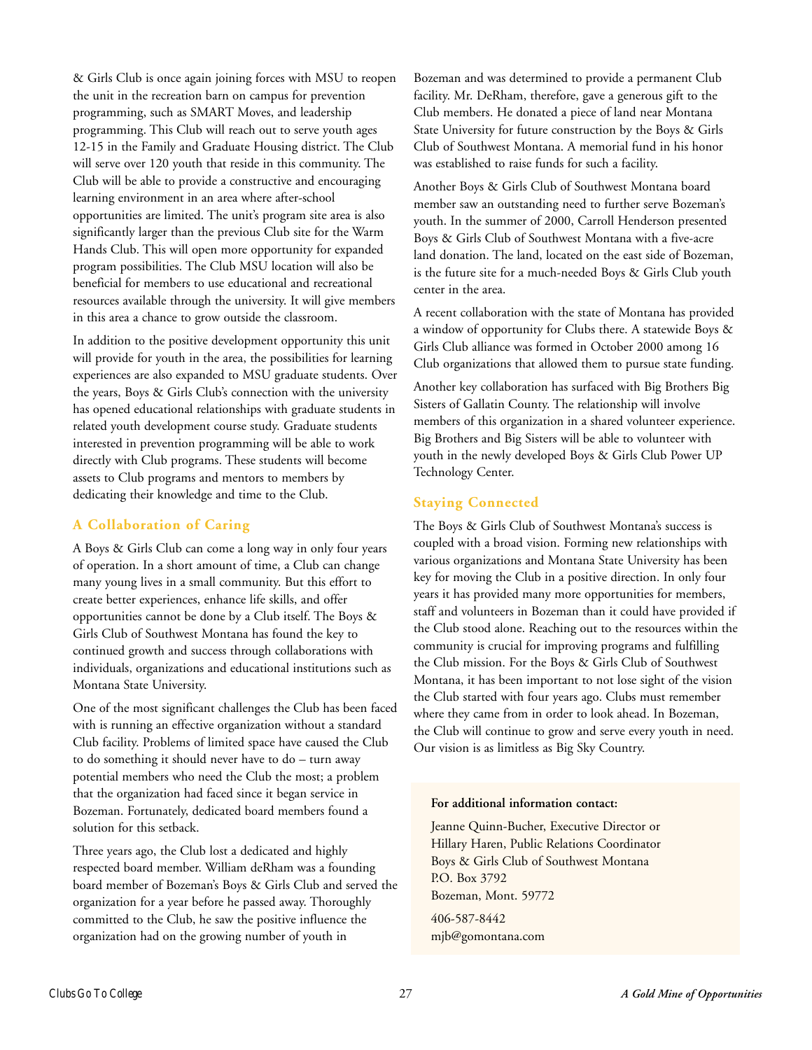& Girls Club is once again joining forces with MSU to reopen the unit in the recreation barn on campus for prevention programming, such as SMART Moves, and leadership programming. This Club will reach out to serve youth ages 12-15 in the Family and Graduate Housing district. The Club will serve over 120 youth that reside in this community. The Club will be able to provide a constructive and encouraging learning environment in an area where after-school opportunities are limited. The unit's program site area is also significantly larger than the previous Club site for the Warm Hands Club. This will open more opportunity for expanded program possibilities. The Club MSU location will also be beneficial for members to use educational and recreational resources available through the university. It will give members in this area a chance to grow outside the classroom.

In addition to the positive development opportunity this unit will provide for youth in the area, the possibilities for learning experiences are also expanded to MSU graduate students. Over the years, Boys & Girls Club's connection with the university has opened educational relationships with graduate students in related youth development course study. Graduate students interested in prevention programming will be able to work directly with Club programs. These students will become assets to Club programs and mentors to members by dedicating their knowledge and time to the Club.

## A Collaboration of Caring

A Boys & Girls Club can come a long way in only four years of operation. In a short amount of time, a Club can change many young lives in a small community. But this effort to create better experiences, enhance life skills, and offer opportunities cannot be done by a Club itself. The Boys & Girls Club of Southwest Montana has found the key to continued growth and success through collaborations with individuals, organizations and educational institutions such as Montana State University.

One of the most significant challenges the Club has been faced with is running an effective organization without a standard Club facility. Problems of limited space have caused the Club to do something it should never have to do – turn away potential members who need the Club the most; a problem that the organization had faced since it began service in Bozeman. Fortunately, dedicated board members found a solution for this setback.

Three years ago, the Club lost a dedicated and highly respected board member. William deRham was a founding board member of Bozeman's Boys & Girls Club and served the organization for a year before he passed away. Thoroughly committed to the Club, he saw the positive influence the organization had on the growing number of youth in Bozeman and was determined to provide a permanent Club facility. Mr. DeRham, therefore, gave a generous gift to the Club members. He donated a piece of land near Montana State University for future construction by the Boys & Girls Club of Southwest Montana. A memorial fund in his honor was established to raise funds for such a facility.

Another Boys & Girls Club of Southwest Montana board member saw an outstanding need to further serve Bozeman's youth. In the summer of 2000, Carroll Henderson presented Boys & Girls Club of Southwest Montana with a five-acre land donation. The land, located on the east side of Bozeman, is the future site for a much-needed Boys & Girls Club youth center in the area.

A recent collaboration with the state of Montana has provided a window of opportunity for Clubs there. A statewide Boys & Girls Club alliance was formed in October 2000 among 16 Club organizations that allowed them to pursue state funding.

Another key collaboration has surfaced with Big Brothers Big Sisters of Gallatin County. The relationship will involve members of this organization in a shared volunteer experience. Big Brothers and Big Sisters will be able to volunteer with youth in the newly developed Boys & Girls Club Power UP Technology Center.

## Staying Connected

The Boys & Girls Club of Southwest Montana's success is coupled with a broad vision. Forming new relationships with various organizations and Montana State University has been key for moving the Club in a positive direction. In only four years it has provided many more opportunities for members, staff and volunteers in Bozeman than it could have provided if the Club stood alone. Reaching out to the resources within the community is crucial for improving programs and fulfilling the Club mission. For the Boys & Girls Club of Southwest Montana, it has been important to not lose sight of the vision the Club started with four years ago. Clubs must remember where they came from in order to look ahead. In Bozeman, the Club will continue to grow and serve every youth in need. Our vision is as limitless as Big Sky Country.

**For additional information contact:**

Jeanne Quinn-Bucher, Executive Director or
Hillary Haren, Public Relations Coordinator
Boys & Girls Club of Southwest Montana
P.O. Box 3792
Bozeman, Mont. 59772

406-587-8442
mjb@gomontana.com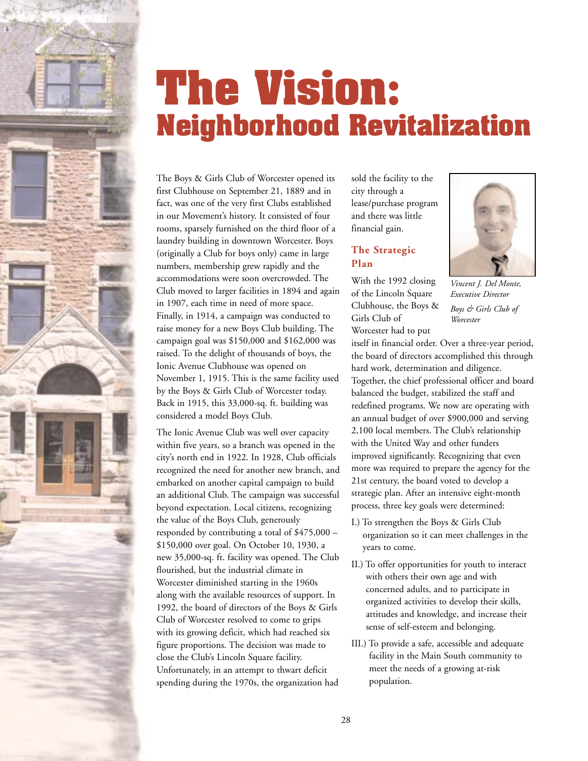# The Vision:
## Neighborhood Revitalization

The Boys & Girls Club of Worcester opened its first Clubhouse on September 21, 1889 and in fact, was one of the very first Clubs established in our Movement's history. It consisted of four rooms, sparsely furnished on the third floor of a laundry building in downtown Worcester. Boys (originally a Club for boys only) came in large numbers, membership grew rapidly and the accommodations were soon overcrowded. The Club moved to larger facilities in 1894 and again in 1907, each time in need of more space. Finally, in 1914, a campaign was conducted to raise money for a new Boys Club building. The campaign goal was $150,000 and $162,000 was raised. To the delight of thousands of boys, the Ionic Avenue Clubhouse was opened on November 1, 1915. This is the same facility used by the Boys & Girls Club of Worcester today. Back in 1915, this 33,000-sq. ft. building was considered a model Boys Club.

The Ionic Avenue Club was well over capacity within five years, so a branch was opened in the city's north end in 1922. In 1928, Club officials recognized the need for another new branch, and embarked on another capital campaign to build an additional Club. The campaign was successful beyond expectation. Local citizens, recognizing the value of the Boys Club, generously responded by contributing a total of $475,000 – $150,000 over goal. On October 10, 1930, a new 35,000-sq. ft. facility was opened. The Club flourished, but the industrial climate in Worcester diminished starting in the 1960s along with the available resources of support. In 1992, the board of directors of the Boys & Girls Club of Worcester resolved to come to grips with its growing deficit, which had reached six figure proportions. The decision was made to close the Club's Lincoln Square facility. Unfortunately, in an attempt to thwart deficit spending during the 1970s, the organization had sold the facility to the city through a lease/purchase program and there was little financial gain.

### The Strategic Plan

*Vincent J. Del Monte, Executive Director*

*Boys & Girls Club of Worcester*

With the 1992 closing of the Lincoln Square Clubhouse, the Boys & Girls Club of Worcester had to put itself in financial order. Over a three-year period, the board of directors accomplished this through hard work, determination and diligence. Together, the chief professional officer and board balanced the budget, stabilized the staff and redefined programs. We now are operating with an annual budget of over $900,000 and serving 2,100 local members. The Club's relationship with the United Way and other funders improved significantly. Recognizing that even more was required to prepare the agency for the 21st century, the board voted to develop a strategic plan. After an intensive eight-month process, three key goals were determined:

I.) To strengthen the Boys & Girls Club organization so it can meet challenges in the years to come.

II.) To offer opportunities for youth to interact with others their own age and with concerned adults, and to participate in organized activities to develop their skills, attitudes and knowledge, and increase their sense of self-esteem and belonging.

III.) To provide a safe, accessible and adequate facility in the Main South community to meet the needs of a growing at-risk population.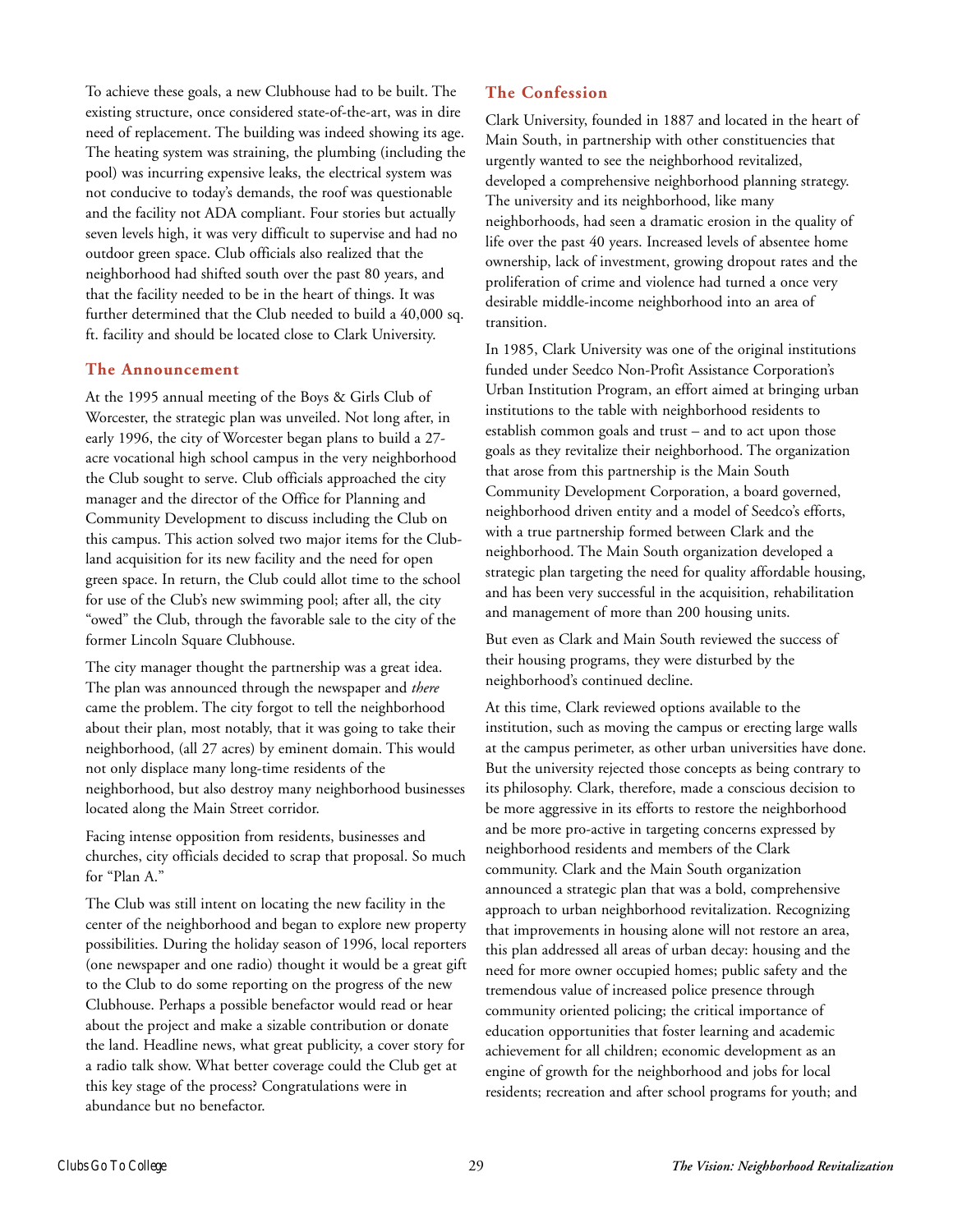To achieve these goals, a new Clubhouse had to be built. The existing structure, once considered state-of-the-art, was in dire need of replacement. The building was indeed showing its age. The heating system was straining, the plumbing (including the pool) was incurring expensive leaks, the electrical system was not conducive to today's demands, the roof was questionable and the facility not ADA compliant. Four stories but actually seven levels high, it was very difficult to supervise and had no outdoor green space. Club officials also realized that the neighborhood had shifted south over the past 80 years, and that the facility needed to be in the heart of things. It was further determined that the Club needed to build a 40,000 sq. ft. facility and should be located close to Clark University.

### The Announcement

At the 1995 annual meeting of the Boys & Girls Club of Worcester, the strategic plan was unveiled. Not long after, in early 1996, the city of Worcester began plans to build a 27-acre vocational high school campus in the very neighborhood the Club sought to serve. Club officials approached the city manager and the director of the Office for Planning and Community Development to discuss including the Club on this campus. This action solved two major items for the Club-land acquisition for its new facility and the need for open green space. In return, the Club could allot time to the school for use of the Club's new swimming pool; after all, the city "owed" the Club, through the favorable sale to the city of the former Lincoln Square Clubhouse.

The city manager thought the partnership was a great idea. The plan was announced through the newspaper and *there* came the problem. The city forgot to tell the neighborhood about their plan, most notably, that it was going to take their neighborhood, (all 27 acres) by eminent domain. This would not only displace many long-time residents of the neighborhood, but also destroy many neighborhood businesses located along the Main Street corridor.

Facing intense opposition from residents, businesses and churches, city officials decided to scrap that proposal. So much for "Plan A."

The Club was still intent on locating the new facility in the center of the neighborhood and began to explore new property possibilities. During the holiday season of 1996, local reporters (one newspaper and one radio) thought it would be a great gift to the Club to do some reporting on the progress of the new Clubhouse. Perhaps a possible benefactor would read or hear about the project and make a sizable contribution or donate the land. Headline news, what great publicity, a cover story for a radio talk show. What better coverage could the Club get at this key stage of the process? Congratulations were in abundance but no benefactor.

### The Confession

Clark University, founded in 1887 and located in the heart of Main South, in partnership with other constituencies that urgently wanted to see the neighborhood revitalized, developed a comprehensive neighborhood planning strategy. The university and its neighborhood, like many neighborhoods, had seen a dramatic erosion in the quality of life over the past 40 years. Increased levels of absentee home ownership, lack of investment, growing dropout rates and the proliferation of crime and violence had turned a once very desirable middle-income neighborhood into an area of transition.

In 1985, Clark University was one of the original institutions funded under Seedco Non-Profit Assistance Corporation's Urban Institution Program, an effort aimed at bringing urban institutions to the table with neighborhood residents to establish common goals and trust – and to act upon those goals as they revitalize their neighborhood. The organization that arose from this partnership is the Main South Community Development Corporation, a board governed, neighborhood driven entity and a model of Seedco's efforts, with a true partnership formed between Clark and the neighborhood. The Main South organization developed a strategic plan targeting the need for quality affordable housing, and has been very successful in the acquisition, rehabilitation and management of more than 200 housing units.

But even as Clark and Main South reviewed the success of their housing programs, they were disturbed by the neighborhood's continued decline.

At this time, Clark reviewed options available to the institution, such as moving the campus or erecting large walls at the campus perimeter, as other urban universities have done. But the university rejected those concepts as being contrary to its philosophy. Clark, therefore, made a conscious decision to be more aggressive in its efforts to restore the neighborhood and be more pro-active in targeting concerns expressed by neighborhood residents and members of the Clark community. Clark and the Main South organization announced a strategic plan that was a bold, comprehensive approach to urban neighborhood revitalization. Recognizing that improvements in housing alone will not restore an area, this plan addressed all areas of urban decay: housing and the need for more owner occupied homes; public safety and the tremendous value of increased police presence through community oriented policing; the critical importance of education opportunities that foster learning and academic achievement for all children; economic development as an engine of growth for the neighborhood and jobs for local residents; recreation and after school programs for youth; and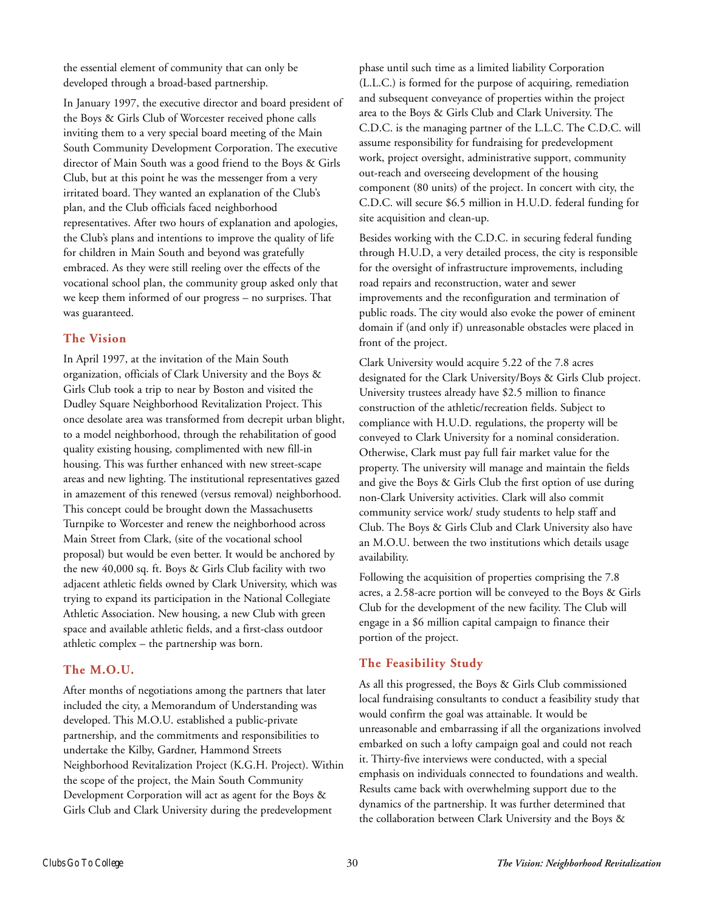the essential element of community that can only be developed through a broad-based partnership.

In January 1997, the executive director and board president of the Boys & Girls Club of Worcester received phone calls inviting them to a very special board meeting of the Main South Community Development Corporation. The executive director of Main South was a good friend to the Boys & Girls Club, but at this point he was the messenger from a very irritated board. They wanted an explanation of the Club's plan, and the Club officials faced neighborhood representatives. After two hours of explanation and apologies, the Club's plans and intentions to improve the quality of life for children in Main South and beyond was gratefully embraced. As they were still reeling over the effects of the vocational school plan, the community group asked only that we keep them informed of our progress – no surprises. That was guaranteed.

## The Vision

In April 1997, at the invitation of the Main South organization, officials of Clark University and the Boys & Girls Club took a trip to near by Boston and visited the Dudley Square Neighborhood Revitalization Project. This once desolate area was transformed from decrepit urban blight, to a model neighborhood, through the rehabilitation of good quality existing housing, complimented with new fill-in housing. This was further enhanced with new street-scape areas and new lighting. The institutional representatives gazed in amazement of this renewed (versus removal) neighborhood. This concept could be brought down the Massachusetts Turnpike to Worcester and renew the neighborhood across Main Street from Clark, (site of the vocational school proposal) but would be even better. It would be anchored by the new 40,000 sq. ft. Boys & Girls Club facility with two adjacent athletic fields owned by Clark University, which was trying to expand its participation in the National Collegiate Athletic Association. New housing, a new Club with green space and available athletic fields, and a first-class outdoor athletic complex – the partnership was born.

## The M.O.U.

After months of negotiations among the partners that later included the city, a Memorandum of Understanding was developed. This M.O.U. established a public-private partnership, and the commitments and responsibilities to undertake the Kilby, Gardner, Hammond Streets Neighborhood Revitalization Project (K.G.H. Project). Within the scope of the project, the Main South Community Development Corporation will act as agent for the Boys & Girls Club and Clark University during the predevelopment phase until such time as a limited liability Corporation (L.L.C.) is formed for the purpose of acquiring, remediation and subsequent conveyance of properties within the project area to the Boys & Girls Club and Clark University. The C.D.C. is the managing partner of the L.L.C. The C.D.C. will assume responsibility for fundraising for predevelopment work, project oversight, administrative support, community out-reach and overseeing development of the housing component (80 units) of the project. In concert with city, the C.D.C. will secure $6.5 million in H.U.D. federal funding for site acquisition and clean-up.

Besides working with the C.D.C. in securing federal funding through H.U.D, a very detailed process, the city is responsible for the oversight of infrastructure improvements, including road repairs and reconstruction, water and sewer improvements and the reconfiguration and termination of public roads. The city would also evoke the power of eminent domain if (and only if) unreasonable obstacles were placed in front of the project.

Clark University would acquire 5.22 of the 7.8 acres designated for the Clark University/Boys & Girls Club project. University trustees already have $2.5 million to finance construction of the athletic/recreation fields. Subject to compliance with H.U.D. regulations, the property will be conveyed to Clark University for a nominal consideration. Otherwise, Clark must pay full fair market value for the property. The university will manage and maintain the fields and give the Boys & Girls Club the first option of use during non-Clark University activities. Clark will also commit community service work/ study students to help staff and Club. The Boys & Girls Club and Clark University also have an M.O.U. between the two institutions which details usage availability.

Following the acquisition of properties comprising the 7.8 acres, a 2.58-acre portion will be conveyed to the Boys & Girls Club for the development of the new facility. The Club will engage in a $6 million capital campaign to finance their portion of the project.

## The Feasibility Study

As all this progressed, the Boys & Girls Club commissioned local fundraising consultants to conduct a feasibility study that would confirm the goal was attainable. It would be unreasonable and embarrassing if all the organizations involved embarked on such a lofty campaign goal and could not reach it. Thirty-five interviews were conducted, with a special emphasis on individuals connected to foundations and wealth. Results came back with overwhelming support due to the dynamics of the partnership. It was further determined that the collaboration between Clark University and the Boys &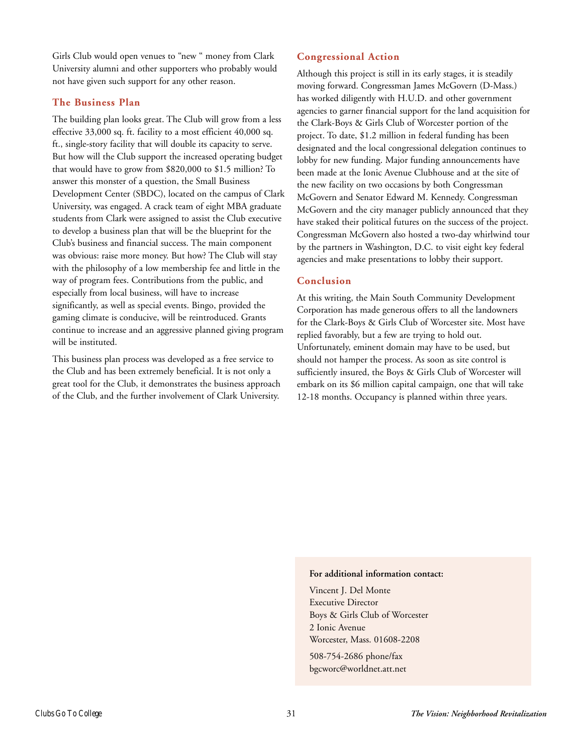Girls Club would open venues to "new " money from Clark University alumni and other supporters who probably would not have given such support for any other reason.

## The Business Plan

The building plan looks great. The Club will grow from a less effective 33,000 sq. ft. facility to a most efficient 40,000 sq. ft., single-story facility that will double its capacity to serve. But how will the Club support the increased operating budget that would have to grow from $820,000 to $1.5 million? To answer this monster of a question, the Small Business Development Center (SBDC), located on the campus of Clark University, was engaged. A crack team of eight MBA graduate students from Clark were assigned to assist the Club executive to develop a business plan that will be the blueprint for the Club's business and financial success. The main component was obvious: raise more money. But how? The Club will stay with the philosophy of a low membership fee and little in the way of program fees. Contributions from the public, and especially from local business, will have to increase significantly, as well as special events. Bingo, provided the gaming climate is conducive, will be reintroduced. Grants continue to increase and an aggressive planned giving program will be instituted.

This business plan process was developed as a free service to the Club and has been extremely beneficial. It is not only a great tool for the Club, it demonstrates the business approach of the Club, and the further involvement of Clark University.

## Congressional Action

Although this project is still in its early stages, it is steadily moving forward. Congressman James McGovern (D-Mass.) has worked diligently with H.U.D. and other government agencies to garner financial support for the land acquisition for the Clark-Boys & Girls Club of Worcester portion of the project. To date, $1.2 million in federal funding has been designated and the local congressional delegation continues to lobby for new funding. Major funding announcements have been made at the Ionic Avenue Clubhouse and at the site of the new facility on two occasions by both Congressman McGovern and Senator Edward M. Kennedy. Congressman McGovern and the city manager publicly announced that they have staked their political futures on the success of the project. Congressman McGovern also hosted a two-day whirlwind tour by the partners in Washington, D.C. to visit eight key federal agencies and make presentations to lobby their support.

## Conclusion

At this writing, the Main South Community Development Corporation has made generous offers to all the landowners for the Clark-Boys & Girls Club of Worcester site. Most have replied favorably, but a few are trying to hold out. Unfortunately, eminent domain may have to be used, but should not hamper the process. As soon as site control is sufficiently insured, the Boys & Girls Club of Worcester will embark on its $6 million capital campaign, one that will take 12-18 months. Occupancy is planned within three years.

**For additional information contact:**

Vincent J. Del Monte
Executive Director
Boys & Girls Club of Worcester
2 Ionic Avenue
Worcester, Mass. 01608-2208

508-754-2686 phone/fax
bgcworc@worldnet.att.net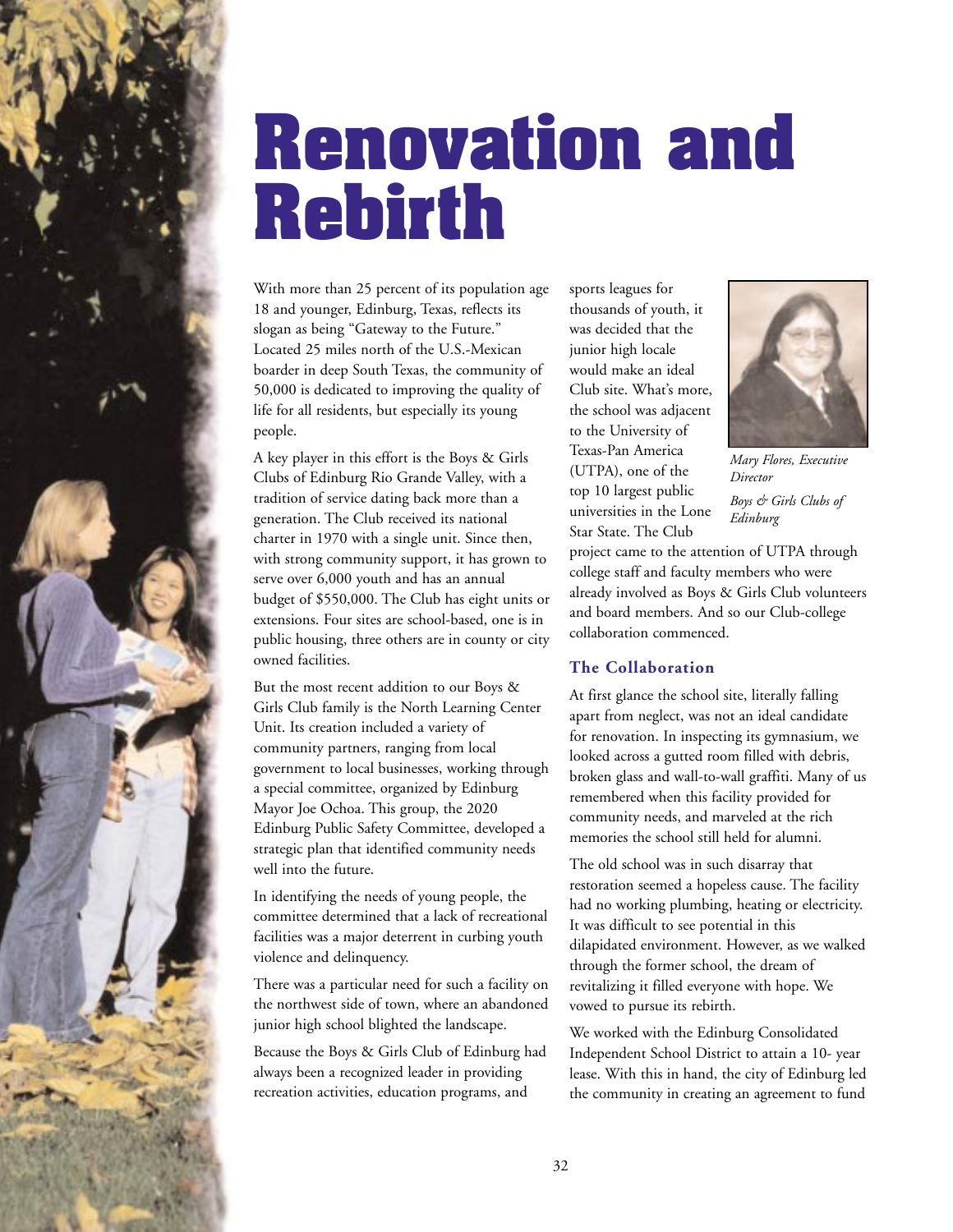# Renovation and Rebirth

With more than 25 percent of its population age 18 and younger, Edinburg, Texas, reflects its slogan as being "Gateway to the Future." Located 25 miles north of the U.S.-Mexican boarder in deep South Texas, the community of 50,000 is dedicated to improving the quality of life for all residents, but especially its young people.

A key player in this effort is the Boys & Girls Clubs of Edinburg Rio Grande Valley, with a tradition of service dating back more than a generation. The Club received its national charter in 1970 with a single unit. Since then, with strong community support, it has grown to serve over 6,000 youth and has an annual budget of $550,000. The Club has eight units or extensions. Four sites are school-based, one is in public housing, three others are in county or city owned facilities.

But the most recent addition to our Boys & Girls Club family is the North Learning Center Unit. Its creation included a variety of community partners, ranging from local government to local businesses, working through a special committee, organized by Edinburg Mayor Joe Ochoa. This group, the 2020 Edinburg Public Safety Committee, developed a strategic plan that identified community needs well into the future.

In identifying the needs of young people, the committee determined that a lack of recreational facilities was a major deterrent in curbing youth violence and delinquency.

There was a particular need for such a facility on the northwest side of town, where an abandoned junior high school blighted the landscape.

Because the Boys & Girls Club of Edinburg had always been a recognized leader in providing recreation activities, education programs, and sports leagues for thousands of youth, it was decided that the junior high locale would make an ideal Club site. What's more, the school was adjacent to the University of Texas-Pan America (UTPA), one of the top 10 largest public universities in the Lone Star State. The Club project came to the attention of UTPA through college staff and faculty members who were already involved as Boys & Girls Club volunteers and board members. And so our Club-college collaboration commenced.

*Mary Flores, Executive Director*

*Boys & Girls Clubs of Edinburg*

### The Collaboration

At first glance the school site, literally falling apart from neglect, was not an ideal candidate for renovation. In inspecting its gymnasium, we looked across a gutted room filled with debris, broken glass and wall-to-wall graffiti. Many of us remembered when this facility provided for community needs, and marveled at the rich memories the school still held for alumni.

The old school was in such disarray that restoration seemed a hopeless cause. The facility had no working plumbing, heating or electricity. It was difficult to see potential in this dilapidated environment. However, as we walked through the former school, the dream of revitalizing it filled everyone with hope. We vowed to pursue its rebirth.

We worked with the Edinburg Consolidated Independent School District to attain a 10- year lease. With this in hand, the city of Edinburg led the community in creating an agreement to fund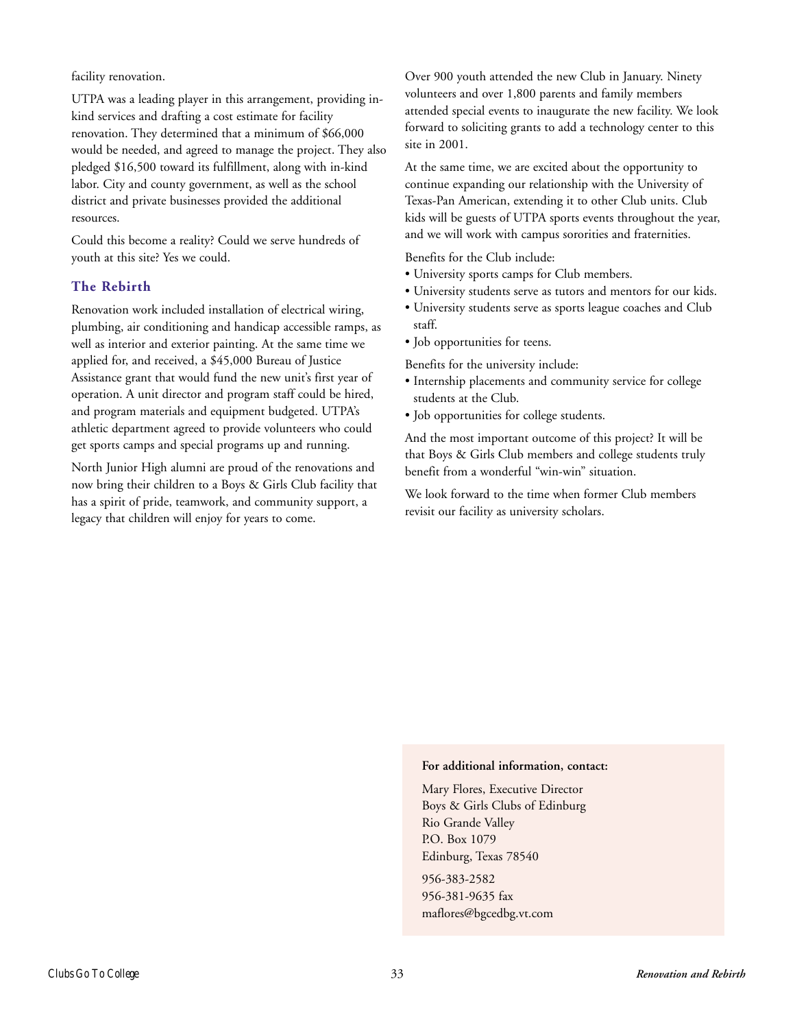facility renovation.

UTPA was a leading player in this arrangement, providing in-kind services and drafting a cost estimate for facility renovation. They determined that a minimum of $66,000 would be needed, and agreed to manage the project. They also pledged $16,500 toward its fulfillment, along with in-kind labor. City and county government, as well as the school district and private businesses provided the additional resources.

Could this become a reality? Could we serve hundreds of youth at this site? Yes we could.

### The Rebirth

Renovation work included installation of electrical wiring, plumbing, air conditioning and handicap accessible ramps, as well as interior and exterior painting. At the same time we applied for, and received, a $45,000 Bureau of Justice Assistance grant that would fund the new unit's first year of operation. A unit director and program staff could be hired, and program materials and equipment budgeted. UTPA's athletic department agreed to provide volunteers who could get sports camps and special programs up and running.

North Junior High alumni are proud of the renovations and now bring their children to a Boys & Girls Club facility that has a spirit of pride, teamwork, and community support, a legacy that children will enjoy for years to come.

Over 900 youth attended the new Club in January. Ninety volunteers and over 1,800 parents and family members attended special events to inaugurate the new facility. We look forward to soliciting grants to add a technology center to this site in 2001.

At the same time, we are excited about the opportunity to continue expanding our relationship with the University of Texas-Pan American, extending it to other Club units. Club kids will be guests of UTPA sports events throughout the year, and we will work with campus sororities and fraternities.

Benefits for the Club include:

- University sports camps for Club members.
- University students serve as tutors and mentors for our kids.
- University students serve as sports league coaches and Club staff.
- Job opportunities for teens.

Benefits for the university include:

- Internship placements and community service for college students at the Club.
- Job opportunities for college students.

And the most important outcome of this project? It will be that Boys & Girls Club members and college students truly benefit from a wonderful "win-win" situation.

We look forward to the time when former Club members revisit our facility as university scholars.

**For additional information, contact:**

Mary Flores, Executive Director
Boys & Girls Clubs of Edinburg
Rio Grande Valley
P.O. Box 1079
Edinburg, Texas 78540

956-383-2582
956-381-9635 fax
maflores@bgcedbg.vt.com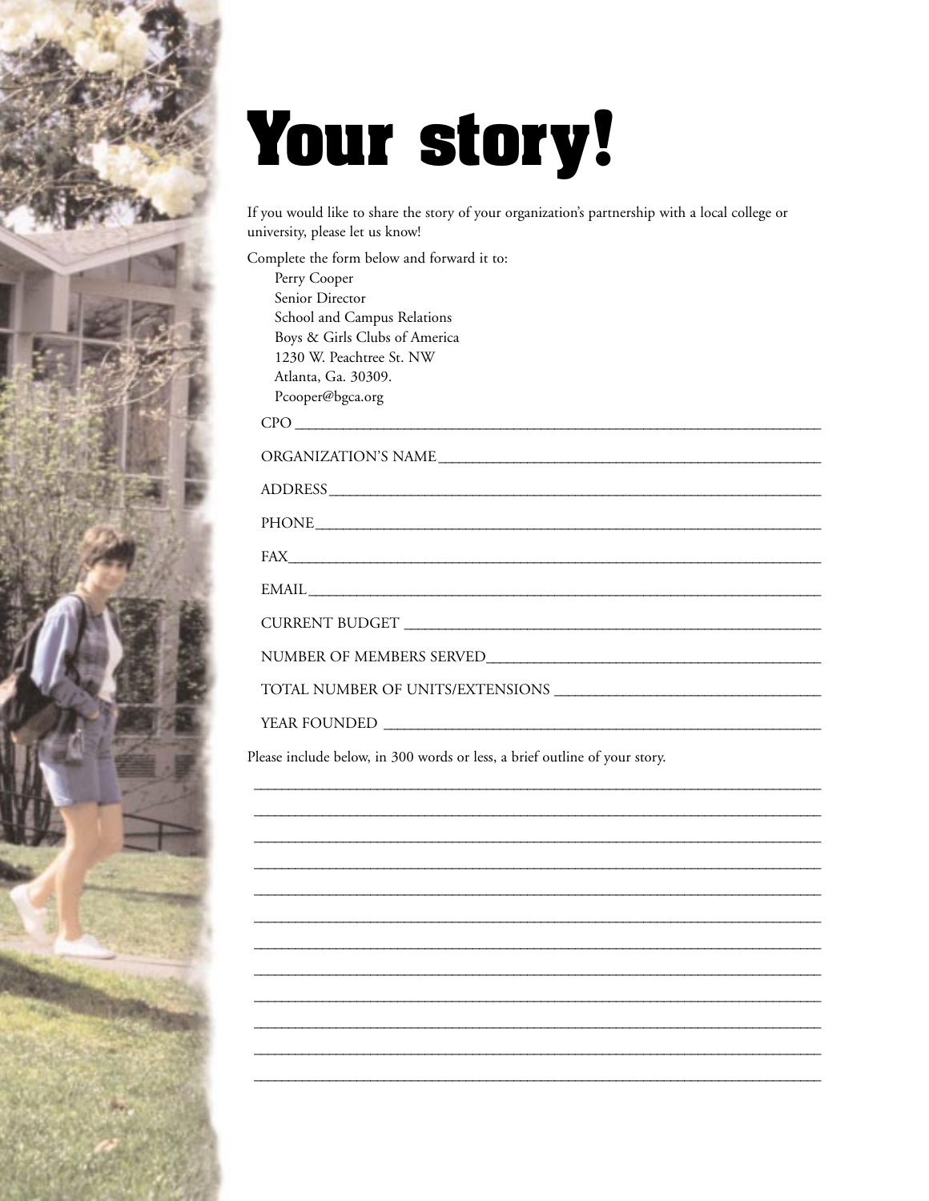# Your story!

If you would like to share the story of your organization's partnership with a local college or university, please let us know!

Complete the form below and forward it to:

Perry Cooper
Senior Director
School and Campus Relations
Boys & Girls Clubs of America
1230 W. Peachtree St. NW
Atlanta, Ga. 30309.
Pcooper@bgca.org

CPO ______________________________________________

ORGANIZATION'S NAME ______________________________________________

ADDRESS ______________________________________________

PHONE ______________________________________________

FAX ______________________________________________

EMAIL ______________________________________________

CURRENT BUDGET ______________________________________________

NUMBER OF MEMBERS SERVED ______________________________________________

TOTAL NUMBER OF UNITS/EXTENSIONS ______________________________________________

YEAR FOUNDED ______________________________________________

Please include below, in 300 words or less, a brief outline of your story.

______________________________________________

______________________________________________

______________________________________________

______________________________________________

______________________________________________

______________________________________________

______________________________________________

______________________________________________

______________________________________________

______________________________________________

______________________________________________

______________________________________________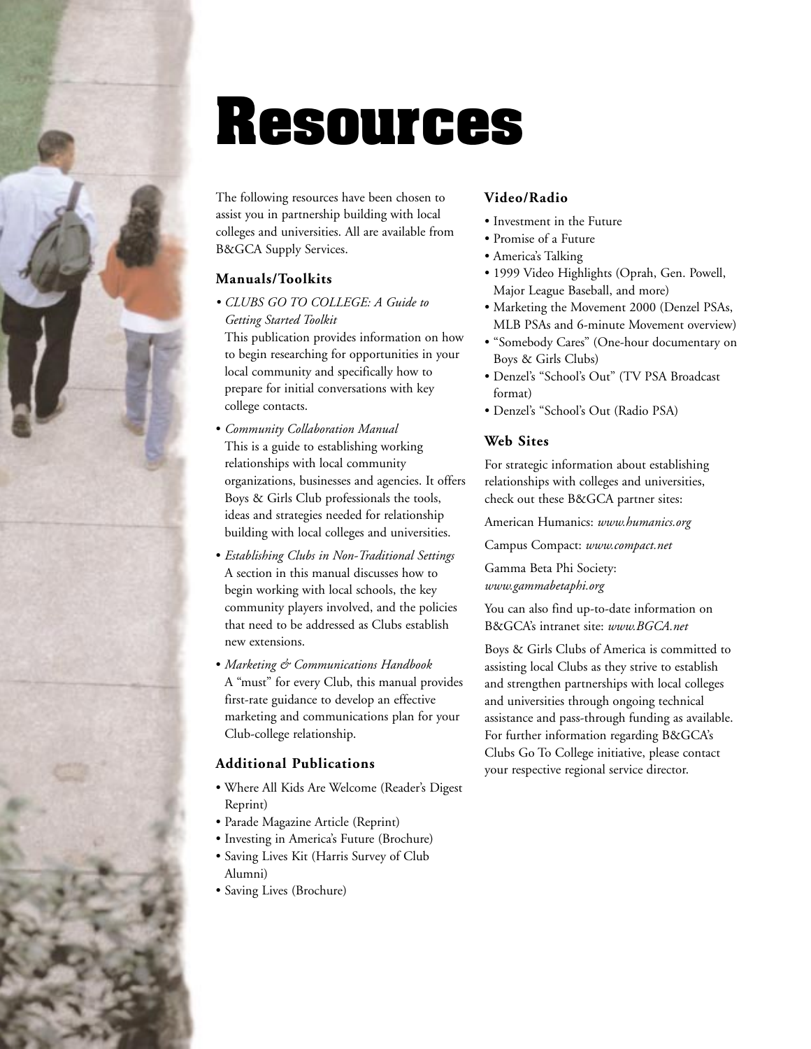# Resources

The following resources have been chosen to assist you in partnership building with local colleges and universities. All are available from B&GCA Supply Services.

### Manuals/Toolkits

- *CLUBS GO TO COLLEGE: A Guide to Getting Started Toolkit*
  This publication provides information on how to begin researching for opportunities in your local community and specifically how to prepare for initial conversations with key college contacts.
- *Community Collaboration Manual*
  This is a guide to establishing working relationships with local community organizations, businesses and agencies. It offers Boys & Girls Club professionals the tools, ideas and strategies needed for relationship building with local colleges and universities.
- *Establishing Clubs in Non-Traditional Settings*
  A section in this manual discusses how to begin working with local schools, the key community players involved, and the policies that need to be addressed as Clubs establish new extensions.
- *Marketing & Communications Handbook*
  A "must" for every Club, this manual provides first-rate guidance to develop an effective marketing and communications plan for your Club-college relationship.

### Additional Publications

- Where All Kids Are Welcome (Reader's Digest Reprint)
- Parade Magazine Article (Reprint)
- Investing in America's Future (Brochure)
- Saving Lives Kit (Harris Survey of Club Alumni)
- Saving Lives (Brochure)

### Video/Radio

- Investment in the Future
- Promise of a Future
- America's Talking
- 1999 Video Highlights (Oprah, Gen. Powell, Major League Baseball, and more)
- Marketing the Movement 2000 (Denzel PSAs, MLB PSAs and 6-minute Movement overview)
- "Somebody Cares" (One-hour documentary on Boys & Girls Clubs)
- Denzel's "School's Out" (TV PSA Broadcast format)
- Denzel's "School's Out (Radio PSA)

### Web Sites

For strategic information about establishing relationships with colleges and universities, check out these B&GCA partner sites:

American Humanics: *www.humanics.org*

Campus Compact: *www.compact.net*

Gamma Beta Phi Society: *www.gammabetaphi.org*

You can also find up-to-date information on B&GCA's intranet site: *www.BGCA.net*

Boys & Girls Clubs of America is committed to assisting local Clubs as they strive to establish and strengthen partnerships with local colleges and universities through ongoing technical assistance and pass-through funding as available. For further information regarding B&GCA's Clubs Go To College initiative, please contact your respective regional service director.